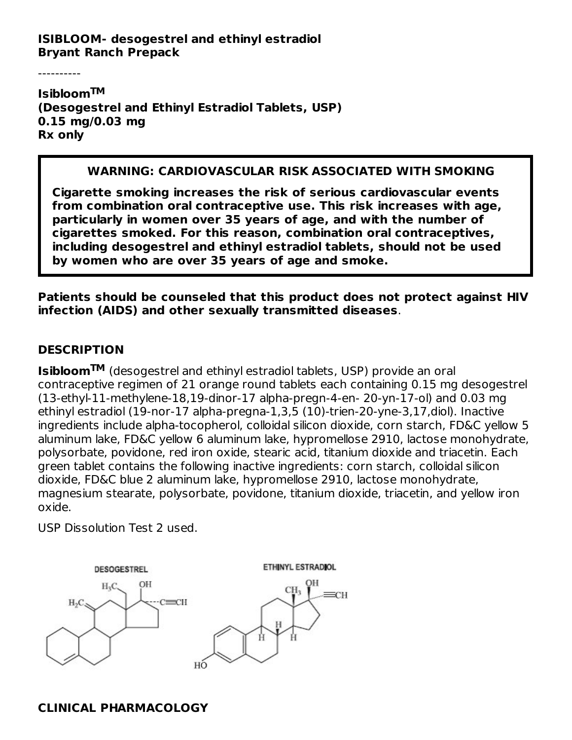**ISIBLOOM- desogestrel and ethinyl estradiol**
**Bryant Ranch Prepack**

----------

**Isibloom™**
**(Desogestrel and Ethinyl Estradiol Tablets, USP)**
**0.15 mg/0.03 mg**
**Rx only**

> **WARNING: CARDIOVASCULAR RISK ASSOCIATED WITH SMOKING**
>
> **Cigarette smoking increases the risk of serious cardiovascular events from combination oral contraceptive use. This risk increases with age, particularly in women over 35 years of age, and with the number of cigarettes smoked. For this reason, combination oral contraceptives, including desogestrel and ethinyl estradiol tablets, should not be used by women who are over 35 years of age and smoke.**

**Patients should be counseled that this product does not protect against HIV infection (AIDS) and other sexually transmitted diseases**.

## DESCRIPTION

**Isibloom™** (desogestrel and ethinyl estradiol tablets, USP) provide an oral contraceptive regimen of 21 orange round tablets each containing 0.15 mg desogestrel (13-ethyl-11-methylene-18,19-dinor-17 alpha-pregn-4-en- 20-yn-17-ol) and 0.03 mg ethinyl estradiol (19-nor-17 alpha-pregna-1,3,5 (10)-trien-20-yne-3,17,diol). Inactive ingredients include alpha-tocopherol, colloidal silicon dioxide, corn starch, FD&C yellow 5 aluminum lake, FD&C yellow 6 aluminum lake, hypromellose 2910, lactose monohydrate, polysorbate, povidone, red iron oxide, stearic acid, titanium dioxide and triacetin. Each green tablet contains the following inactive ingredients: corn starch, colloidal silicon dioxide, FD&C blue 2 aluminum lake, hypromellose 2910, lactose monohydrate, magnesium stearate, polysorbate, povidone, titanium dioxide, triacetin, and yellow iron oxide.

USP Dissolution Test 2 used.

DESOGESTREL

ETHINYL ESTRADIOL

## CLINICAL PHARMACOLOGY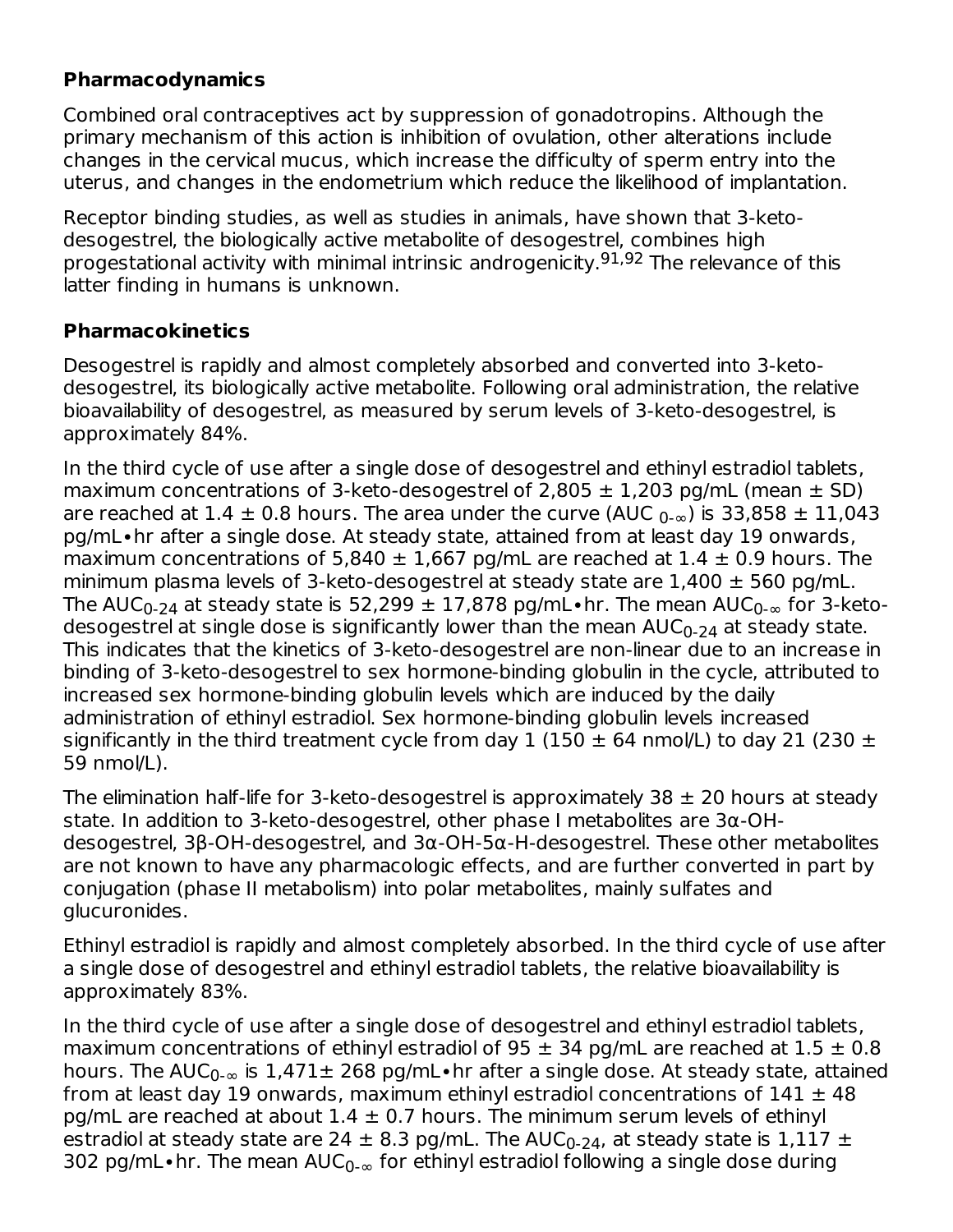**Pharmacodynamics**

Combined oral contraceptives act by suppression of gonadotropins. Although the primary mechanism of this action is inhibition of ovulation, other alterations include changes in the cervical mucus, which increase the difficulty of sperm entry into the uterus, and changes in the endometrium which reduce the likelihood of implantation.

Receptor binding studies, as well as studies in animals, have shown that 3-keto-desogestrel, the biologically active metabolite of desogestrel, combines high progestational activity with minimal intrinsic androgenicity.[91,92] The relevance of this latter finding in humans is unknown.

**Pharmacokinetics**

Desogestrel is rapidly and almost completely absorbed and converted into 3-keto-desogestrel, its biologically active metabolite. Following oral administration, the relative bioavailability of desogestrel, as measured by serum levels of 3-keto-desogestrel, is approximately 84%.

In the third cycle of use after a single dose of desogestrel and ethinyl estradiol tablets, maximum concentrations of 3-keto-desogestrel of 2,805 ± 1,203 pg/mL (mean ± SD) are reached at 1.4 ± 0.8 hours. The area under the curve ($AUC_{0-\infty}$) is 33,858 ± 11,043 pg/mL•hr after a single dose. At steady state, attained from at least day 19 onwards, maximum concentrations of 5,840 ± 1,667 pg/mL are reached at 1.4 ± 0.9 hours. The minimum plasma levels of 3-keto-desogestrel at steady state are 1,400 ± 560 pg/mL. The $AUC_{0-24}$ at steady state is 52,299 ± 17,878 pg/mL•hr. The mean $AUC_{0-\infty}$ for 3-keto-desogestrel at single dose is significantly lower than the mean $AUC_{0-24}$ at steady state. This indicates that the kinetics of 3-keto-desogestrel are non-linear due to an increase in binding of 3-keto-desogestrel to sex hormone-binding globulin in the cycle, attributed to increased sex hormone-binding globulin levels which are induced by the daily administration of ethinyl estradiol. Sex hormone-binding globulin levels increased significantly in the third treatment cycle from day 1 (150 ± 64 nmol/L) to day 21 (230 ± 59 nmol/L).

The elimination half-life for 3-keto-desogestrel is approximately 38 ± 20 hours at steady state. In addition to 3-keto-desogestrel, other phase I metabolites are 3α-OH-desogestrel, 3β-OH-desogestrel, and 3α-OH-5α-H-desogestrel. These other metabolites are not known to have any pharmacologic effects, and are further converted in part by conjugation (phase II metabolism) into polar metabolites, mainly sulfates and glucuronides.

Ethinyl estradiol is rapidly and almost completely absorbed. In the third cycle of use after a single dose of desogestrel and ethinyl estradiol tablets, the relative bioavailability is approximately 83%.

In the third cycle of use after a single dose of desogestrel and ethinyl estradiol tablets, maximum concentrations of ethinyl estradiol of 95 ± 34 pg/mL are reached at 1.5 ± 0.8 hours. The $AUC_{0-\infty}$ is 1,471± 268 pg/mL•hr after a single dose. At steady state, attained from at least day 19 onwards, maximum ethinyl estradiol concentrations of 141 ± 48 pg/mL are reached at about 1.4 ± 0.7 hours. The minimum serum levels of ethinyl estradiol at steady state are 24 ± 8.3 pg/mL. The $AUC_{0-24}$, at steady state is 1,117 ± 302 pg/mL•hr. The mean $AUC_{0-\infty}$ for ethinyl estradiol following a single dose during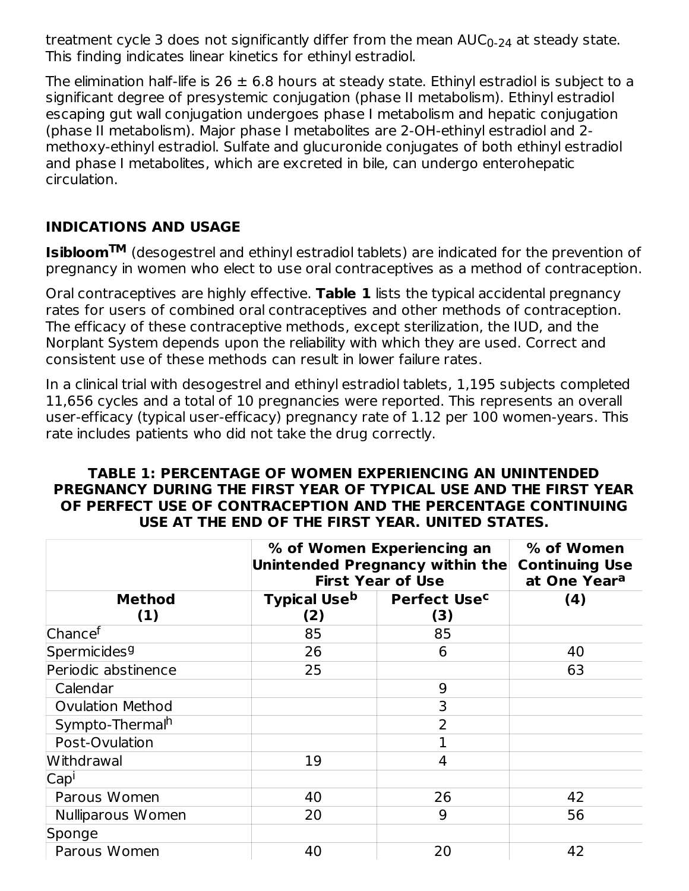treatment cycle 3 does not significantly differ from the mean $AUC_{0-24}$ at steady state. This finding indicates linear kinetics for ethinyl estradiol.

The elimination half-life is 26 ± 6.8 hours at steady state. Ethinyl estradiol is subject to a significant degree of presystemic conjugation (phase II metabolism). Ethinyl estradiol escaping gut wall conjugation undergoes phase I metabolism and hepatic conjugation (phase II metabolism). Major phase I metabolites are 2-OH-ethinyl estradiol and 2-methoxy-ethinyl estradiol. Sulfate and glucuronide conjugates of both ethinyl estradiol and phase I metabolites, which are excreted in bile, can undergo enterohepatic circulation.

## INDICATIONS AND USAGE

**Isibloom™** (desogestrel and ethinyl estradiol tablets) are indicated for the prevention of pregnancy in women who elect to use oral contraceptives as a method of contraception.

Oral contraceptives are highly effective. **Table 1** lists the typical accidental pregnancy rates for users of combined oral contraceptives and other methods of contraception. The efficacy of these contraceptive methods, except sterilization, the IUD, and the Norplant System depends upon the reliability with which they are used. Correct and consistent use of these methods can result in lower failure rates.

In a clinical trial with desogestrel and ethinyl estradiol tablets, 1,195 subjects completed 11,656 cycles and a total of 10 pregnancies were reported. This represents an overall user-efficacy (typical user-efficacy) pregnancy rate of 1.12 per 100 women-years. This rate includes patients who did not take the drug correctly.

**TABLE 1: PERCENTAGE OF WOMEN EXPERIENCING AN UNINTENDED PREGNANCY DURING THE FIRST YEAR OF TYPICAL USE AND THE FIRST YEAR OF PERFECT USE OF CONTRACEPTION AND THE PERCENTAGE CONTINUING USE AT THE END OF THE FIRST YEAR. UNITED STATES.**

| | % of Women Experiencing an Unintended Pregnancy within the First Year of Use | | % of Women Continuing Use at One Year[a] |
|---|---|---|---|
| **Method (1)** | **Typical Use[b] (2)** | **Perfect Use[c] (3)** | **(4)** |
| Chance[f] | 85 | 85 | |
| Spermicides[g] | 26 | 6 | 40 |
| Periodic abstinence | 25 | | 63 |
| Calendar | | 9 | |
| Ovulation Method | | 3 | |
| Sympto-Thermal[h] | | 2 | |
| Post-Ovulation | | 1 | |
| Withdrawal | 19 | 4 | |
| Cap[i] | | | |
| Parous Women | 40 | 26 | 42 |
| Nulliparous Women | 20 | 9 | 56 |
| Sponge | | | |
| Parous Women | 40 | 20 | 42 |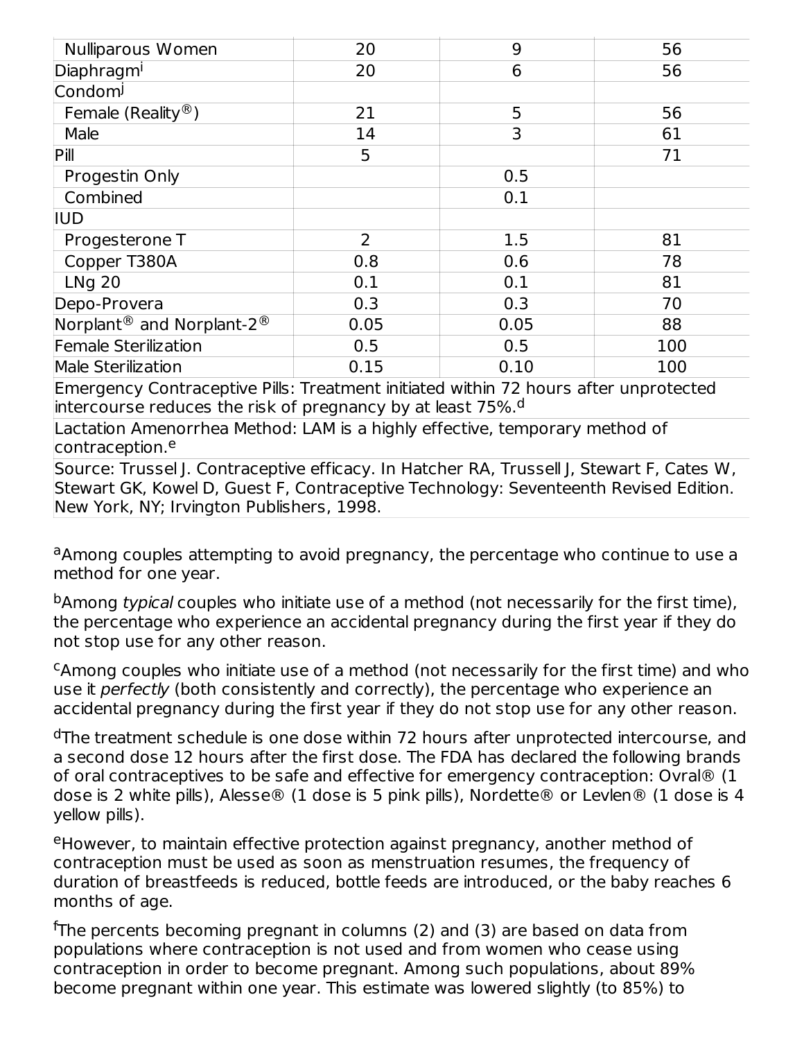| | | | |
|---|---|---|---|
| Nulliparous Women | 20 | 9 | 56 |
| Diaphragm[i] | 20 | 6 | 56 |
| Condom[j] | | | |
| Female (Reality®) | 21 | 5 | 56 |
| Male | 14 | 3 | 61 |
| Pill | 5 | | 71 |
| Progestin Only | | 0.5 | |
| Combined | | 0.1 | |
| IUD | | | |
| Progesterone T | 2 | 1.5 | 81 |
| Copper T380A | 0.8 | 0.6 | 78 |
| LNg 20 | 0.1 | 0.1 | 81 |
| Depo-Provera | 0.3 | 0.3 | 70 |
| Norplant® and Norplant-2® | 0.05 | 0.05 | 88 |
| Female Sterilization | 0.5 | 0.5 | 100 |
| Male Sterilization | 0.15 | 0.10 | 100 |
| Emergency Contraceptive Pills: Treatment initiated within 72 hours after unprotected intercourse reduces the risk of pregnancy by at least 75%.[d] | | | |
| Lactation Amenorrhea Method: LAM is a highly effective, temporary method of contraception.[e] | | | |
| Source: Trussel J. Contraceptive efficacy. In Hatcher RA, Trussell J, Stewart F, Cates W, Stewart GK, Kowel D, Guest F, Contraceptive Technology: Seventeenth Revised Edition. New York, NY; Irvington Publishers, 1998. | | | |

[a]Among couples attempting to avoid pregnancy, the percentage who continue to use a method for one year.

[b]Among *typical* couples who initiate use of a method (not necessarily for the first time), the percentage who experience an accidental pregnancy during the first year if they do not stop use for any other reason.

[c]Among couples who initiate use of a method (not necessarily for the first time) and who use it *perfectly* (both consistently and correctly), the percentage who experience an accidental pregnancy during the first year if they do not stop use for any other reason.

[d]The treatment schedule is one dose within 72 hours after unprotected intercourse, and a second dose 12 hours after the first dose. The FDA has declared the following brands of oral contraceptives to be safe and effective for emergency contraception: Ovral® (1 dose is 2 white pills), Alesse® (1 dose is 5 pink pills), Nordette® or Levlen® (1 dose is 4 yellow pills).

[e]However, to maintain effective protection against pregnancy, another method of contraception must be used as soon as menstruation resumes, the frequency of duration of breastfeeds is reduced, bottle feeds are introduced, or the baby reaches 6 months of age.

[f]The percents becoming pregnant in columns (2) and (3) are based on data from populations where contraception is not used and from women who cease using contraception in order to become pregnant. Among such populations, about 89% become pregnant within one year. This estimate was lowered slightly (to 85%) to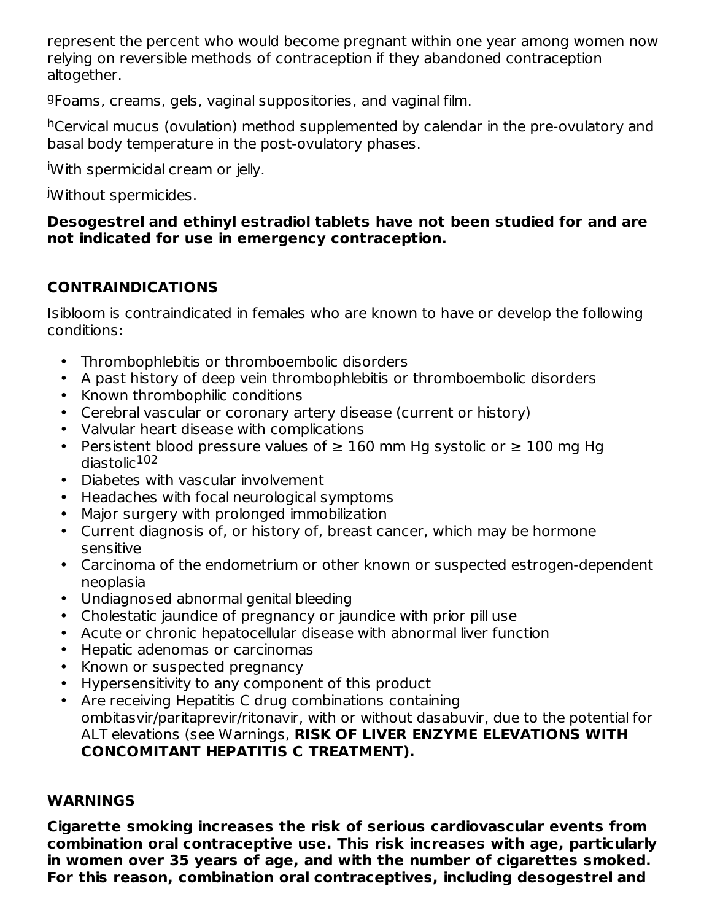represent the percent who would become pregnant within one year among women now relying on reversible methods of contraception if they abandoned contraception altogether.

[g]Foams, creams, gels, vaginal suppositories, and vaginal film.

[h]Cervical mucus (ovulation) method supplemented by calendar in the pre-ovulatory and basal body temperature in the post-ovulatory phases.

[i]With spermicidal cream or jelly.

[j]Without spermicides.

**Desogestrel and ethinyl estradiol tablets have not been studied for and are not indicated for use in emergency contraception.**

## CONTRAINDICATIONS

Isibloom is contraindicated in females who are known to have or develop the following conditions:

- Thrombophlebitis or thromboembolic disorders
- A past history of deep vein thrombophlebitis or thromboembolic disorders
- Known thrombophilic conditions
- Cerebral vascular or coronary artery disease (current or history)
- Valvular heart disease with complications
- Persistent blood pressure values of ≥ 160 mm Hg systolic or ≥ 100 mg Hg diastolic[102]
- Diabetes with vascular involvement
- Headaches with focal neurological symptoms
- Major surgery with prolonged immobilization
- Current diagnosis of, or history of, breast cancer, which may be hormone sensitive
- Carcinoma of the endometrium or other known or suspected estrogen-dependent neoplasia
- Undiagnosed abnormal genital bleeding
- Cholestatic jaundice of pregnancy or jaundice with prior pill use
- Acute or chronic hepatocellular disease with abnormal liver function
- Hepatic adenomas or carcinomas
- Known or suspected pregnancy
- Hypersensitivity to any component of this product
- Are receiving Hepatitis C drug combinations containing ombitasvir/paritaprevir/ritonavir, with or without dasabuvir, due to the potential for ALT elevations (see Warnings, **RISK OF LIVER ENZYME ELEVATIONS WITH CONCOMITANT HEPATITIS C TREATMENT).**

## WARNINGS

**Cigarette smoking increases the risk of serious cardiovascular events from combination oral contraceptive use. This risk increases with age, particularly in women over 35 years of age, and with the number of cigarettes smoked. For this reason, combination oral contraceptives, including desogestrel and**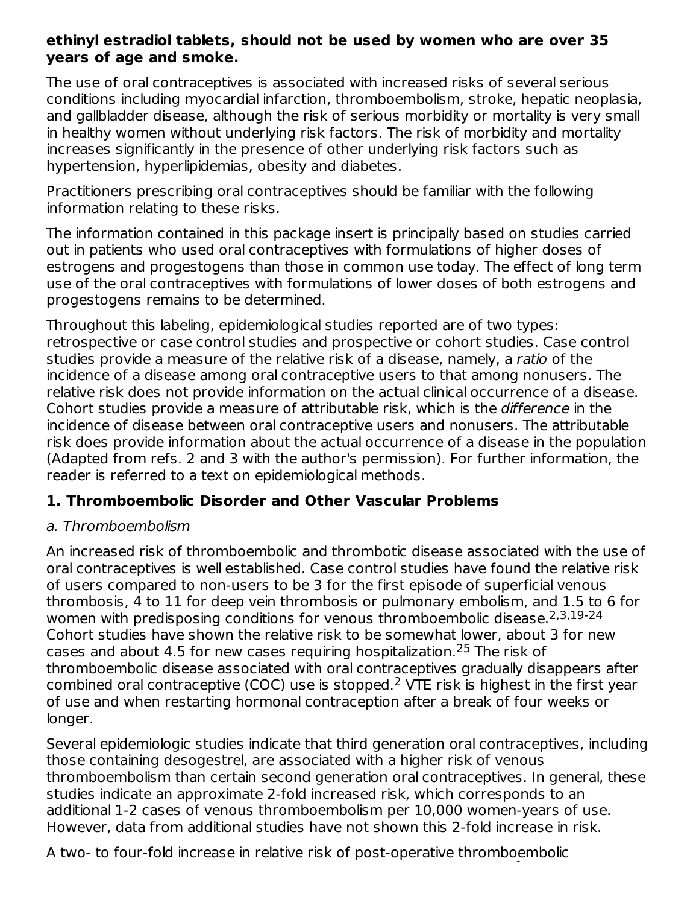**ethinyl estradiol tablets, should not be used by women who are over 35 years of age and smoke.**

The use of oral contraceptives is associated with increased risks of several serious conditions including myocardial infarction, thromboembolism, stroke, hepatic neoplasia, and gallbladder disease, although the risk of serious morbidity or mortality is very small in healthy women without underlying risk factors. The risk of morbidity and mortality increases significantly in the presence of other underlying risk factors such as hypertension, hyperlipidemias, obesity and diabetes.

Practitioners prescribing oral contraceptives should be familiar with the following information relating to these risks.

The information contained in this package insert is principally based on studies carried out in patients who used oral contraceptives with formulations of higher doses of estrogens and progestogens than those in common use today. The effect of long term use of the oral contraceptives with formulations of lower doses of both estrogens and progestogens remains to be determined.

Throughout this labeling, epidemiological studies reported are of two types: retrospective or case control studies and prospective or cohort studies. Case control studies provide a measure of the relative risk of a disease, namely, a *ratio* of the incidence of a disease among oral contraceptive users to that among nonusers. The relative risk does not provide information on the actual clinical occurrence of a disease. Cohort studies provide a measure of attributable risk, which is the *difference* in the incidence of disease between oral contraceptive users and nonusers. The attributable risk does provide information about the actual occurrence of a disease in the population (Adapted from refs. 2 and 3 with the author's permission). For further information, the reader is referred to a text on epidemiological methods.

### 1. Thromboembolic Disorder and Other Vascular Problems

*a. Thromboembolism*

An increased risk of thromboembolic and thrombotic disease associated with the use of oral contraceptives is well established. Case control studies have found the relative risk of users compared to non-users to be 3 for the first episode of superficial venous thrombosis, 4 to 11 for deep vein thrombosis or pulmonary embolism, and 1.5 to 6 for women with predisposing conditions for venous thromboembolic disease.[2,3,19-24] Cohort studies have shown the relative risk to be somewhat lower, about 3 for new cases and about 4.5 for new cases requiring hospitalization.[25] The risk of thromboembolic disease associated with oral contraceptives gradually disappears after combined oral contraceptive (COC) use is stopped.[2] VTE risk is highest in the first year of use and when restarting hormonal contraception after a break of four weeks or longer.

Several epidemiologic studies indicate that third generation oral contraceptives, including those containing desogestrel, are associated with a higher risk of venous thromboembolism than certain second generation oral contraceptives. In general, these studies indicate an approximate 2-fold increased risk, which corresponds to an additional 1-2 cases of venous thromboembolism per 10,000 women-years of use. However, data from additional studies have not shown this 2-fold increase in risk.

A two- to four-fold increase in relative risk of post-operative thromboembolic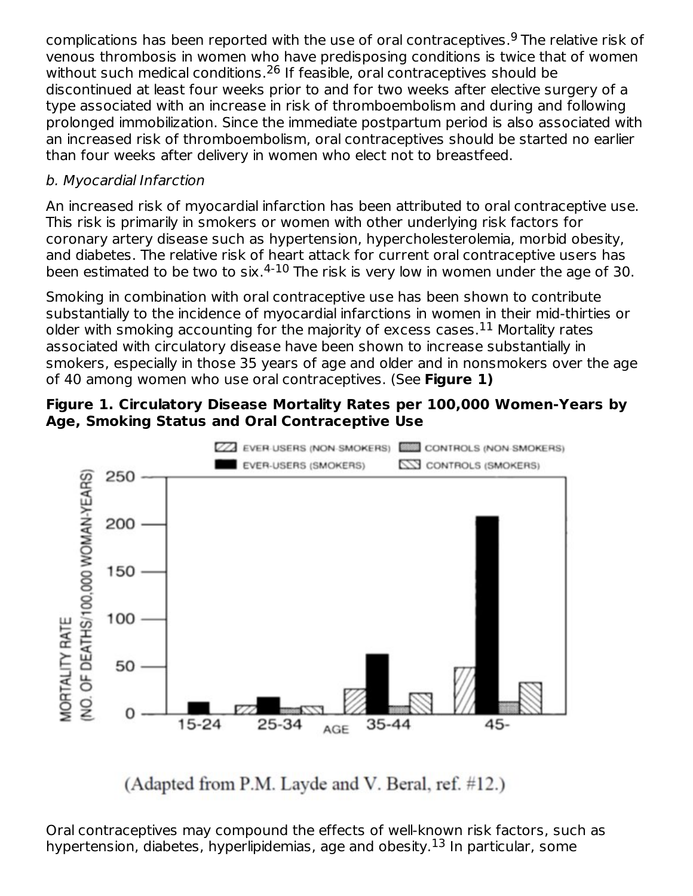complications has been reported with the use of oral contraceptives.[9] The relative risk of venous thrombosis in women who have predisposing conditions is twice that of women without such medical conditions.[26] If feasible, oral contraceptives should be discontinued at least four weeks prior to and for two weeks after elective surgery of a type associated with an increase in risk of thromboembolism and during and following prolonged immobilization. Since the immediate postpartum period is also associated with an increased risk of thromboembolism, oral contraceptives should be started no earlier than four weeks after delivery in women who elect not to breastfeed.

*b. Myocardial Infarction*

An increased risk of myocardial infarction has been attributed to oral contraceptive use. This risk is primarily in smokers or women with other underlying risk factors for coronary artery disease such as hypertension, hypercholesterolemia, morbid obesity, and diabetes. The relative risk of heart attack for current oral contraceptive users has been estimated to be two to six.[4-10] The risk is very low in women under the age of 30.

Smoking in combination with oral contraceptive use has been shown to contribute substantially to the incidence of myocardial infarctions in women in their mid-thirties or older with smoking accounting for the majority of excess cases.[11] Mortality rates associated with circulatory disease have been shown to increase substantially in smokers, especially in those 35 years of age and older and in nonsmokers over the age of 40 among women who use oral contraceptives. (See **Figure 1)**

**Figure 1. Circulatory Disease Mortality Rates per 100,000 Women-Years by Age, Smoking Status and Oral Contraceptive Use**

(Adapted from P.M. Layde and V. Beral, ref. #12.)

Oral contraceptives may compound the effects of well-known risk factors, such as hypertension, diabetes, hyperlipidemias, age and obesity.[13] In particular, some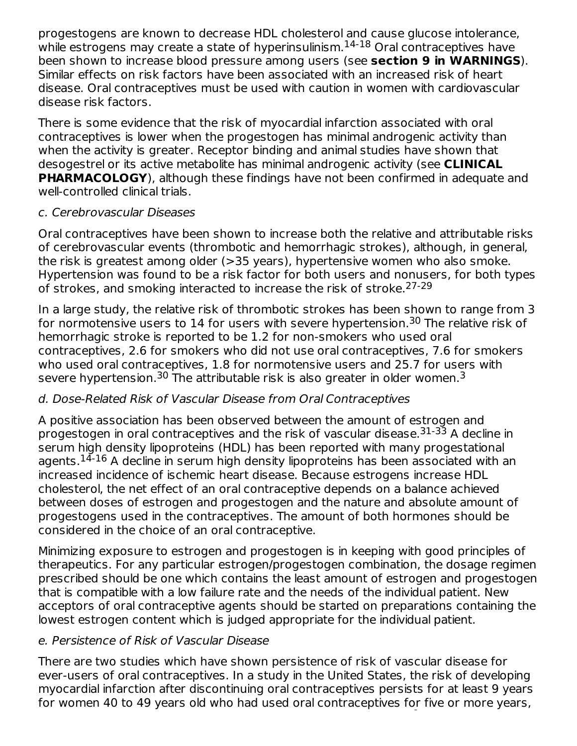progestogens are known to decrease HDL cholesterol and cause glucose intolerance, while estrogens may create a state of hyperinsulinism.[14-18] Oral contraceptives have been shown to increase blood pressure among users (see **section 9 in WARNINGS**). Similar effects on risk factors have been associated with an increased risk of heart disease. Oral contraceptives must be used with caution in women with cardiovascular disease risk factors.

There is some evidence that the risk of myocardial infarction associated with oral contraceptives is lower when the progestogen has minimal androgenic activity than when the activity is greater. Receptor binding and animal studies have shown that desogestrel or its active metabolite has minimal androgenic activity (see **CLINICAL PHARMACOLOGY**), although these findings have not been confirmed in adequate and well-controlled clinical trials.

*c. Cerebrovascular Diseases*

Oral contraceptives have been shown to increase both the relative and attributable risks of cerebrovascular events (thrombotic and hemorrhagic strokes), although, in general, the risk is greatest among older (>35 years), hypertensive women who also smoke. Hypertension was found to be a risk factor for both users and nonusers, for both types of strokes, and smoking interacted to increase the risk of stroke.[27-29]

In a large study, the relative risk of thrombotic strokes has been shown to range from 3 for normotensive users to 14 for users with severe hypertension.[30] The relative risk of hemorrhagic stroke is reported to be 1.2 for non-smokers who used oral contraceptives, 2.6 for smokers who did not use oral contraceptives, 7.6 for smokers who used oral contraceptives, 1.8 for normotensive users and 25.7 for users with severe hypertension.[30] The attributable risk is also greater in older women.[3]

*d. Dose-Related Risk of Vascular Disease from Oral Contraceptives*

A positive association has been observed between the amount of estrogen and progestogen in oral contraceptives and the risk of vascular disease.[31-33] A decline in serum high density lipoproteins (HDL) has been reported with many progestational agents.[14-16] A decline in serum high density lipoproteins has been associated with an increased incidence of ischemic heart disease. Because estrogens increase HDL cholesterol, the net effect of an oral contraceptive depends on a balance achieved between doses of estrogen and progestogen and the nature and absolute amount of progestogens used in the contraceptives. The amount of both hormones should be considered in the choice of an oral contraceptive.

Minimizing exposure to estrogen and progestogen is in keeping with good principles of therapeutics. For any particular estrogen/progestogen combination, the dosage regimen prescribed should be one which contains the least amount of estrogen and progestogen that is compatible with a low failure rate and the needs of the individual patient. New acceptors of oral contraceptive agents should be started on preparations containing the lowest estrogen content which is judged appropriate for the individual patient.

*e. Persistence of Risk of Vascular Disease*

There are two studies which have shown persistence of risk of vascular disease for ever-users of oral contraceptives. In a study in the United States, the risk of developing myocardial infarction after discontinuing oral contraceptives persists for at least 9 years for women 40 to 49 years old who had used oral contraceptives for five or more years,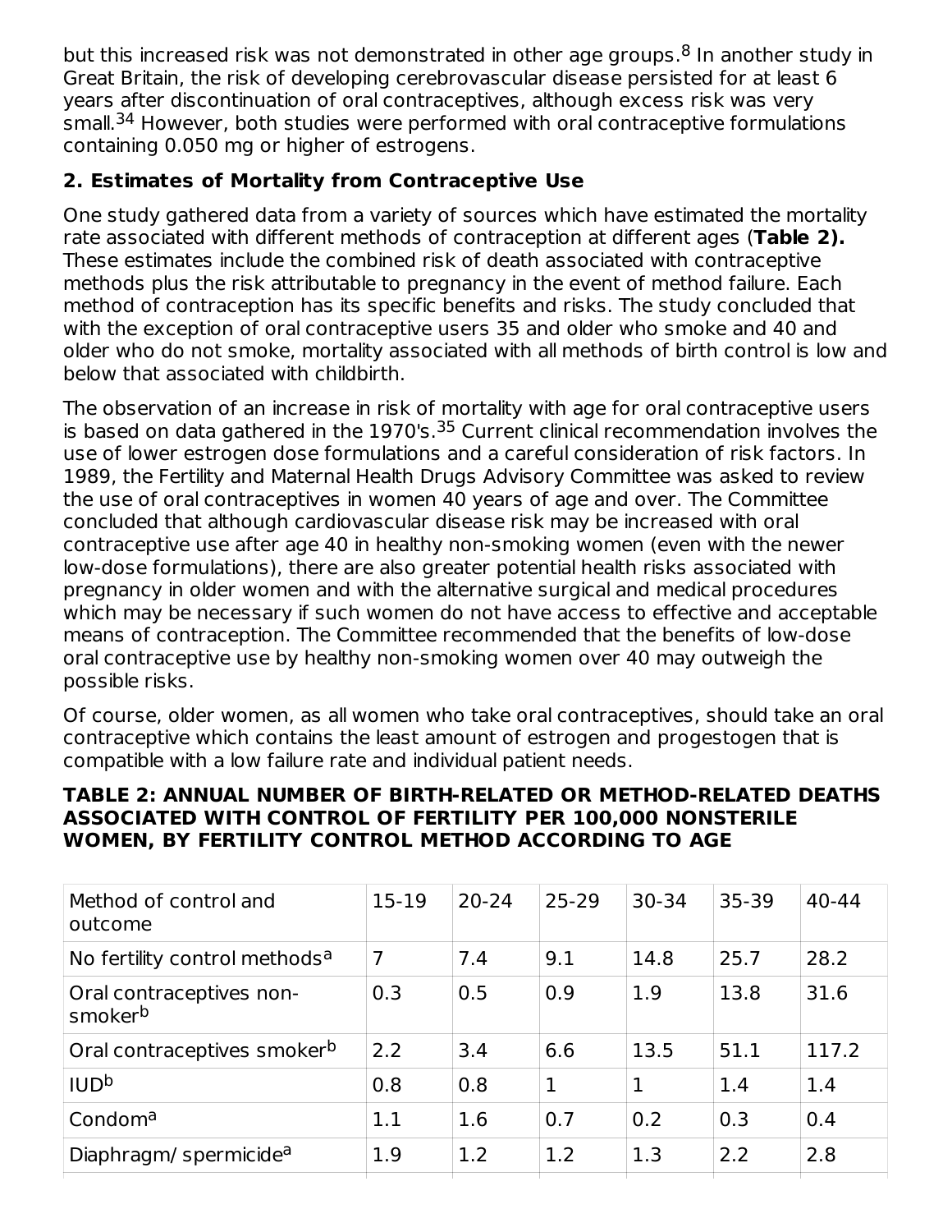but this increased risk was not demonstrated in other age groups.[8] In another study in Great Britain, the risk of developing cerebrovascular disease persisted for at least 6 years after discontinuation of oral contraceptives, although excess risk was very small.[34] However, both studies were performed with oral contraceptive formulations containing 0.050 mg or higher of estrogens.

## 2. Estimates of Mortality from Contraceptive Use

One study gathered data from a variety of sources which have estimated the mortality rate associated with different methods of contraception at different ages (**Table 2).** These estimates include the combined risk of death associated with contraceptive methods plus the risk attributable to pregnancy in the event of method failure. Each method of contraception has its specific benefits and risks. The study concluded that with the exception of oral contraceptive users 35 and older who smoke and 40 and older who do not smoke, mortality associated with all methods of birth control is low and below that associated with childbirth.

The observation of an increase in risk of mortality with age for oral contraceptive users is based on data gathered in the 1970's.[35] Current clinical recommendation involves the use of lower estrogen dose formulations and a careful consideration of risk factors. In 1989, the Fertility and Maternal Health Drugs Advisory Committee was asked to review the use of oral contraceptives in women 40 years of age and over. The Committee concluded that although cardiovascular disease risk may be increased with oral contraceptive use after age 40 in healthy non-smoking women (even with the newer low-dose formulations), there are also greater potential health risks associated with pregnancy in older women and with the alternative surgical and medical procedures which may be necessary if such women do not have access to effective and acceptable means of contraception. The Committee recommended that the benefits of low-dose oral contraceptive use by healthy non-smoking women over 40 may outweigh the possible risks.

Of course, older women, as all women who take oral contraceptives, should take an oral contraceptive which contains the least amount of estrogen and progestogen that is compatible with a low failure rate and individual patient needs.

**TABLE 2: ANNUAL NUMBER OF BIRTH-RELATED OR METHOD-RELATED DEATHS ASSOCIATED WITH CONTROL OF FERTILITY PER 100,000 NONSTERILE WOMEN, BY FERTILITY CONTROL METHOD ACCORDING TO AGE**

| Method of control and outcome | 15-19 | 20-24 | 25-29 | 30-34 | 35-39 | 40-44 |
|---|---|---|---|---|---|---|
| No fertility control methods[a] | 7 | 7.4 | 9.1 | 14.8 | 25.7 | 28.2 |
| Oral contraceptives non-smoker[b] | 0.3 | 0.5 | 0.9 | 1.9 | 13.8 | 31.6 |
| Oral contraceptives smoker[b] | 2.2 | 3.4 | 6.6 | 13.5 | 51.1 | 117.2 |
| IUD[b] | 0.8 | 0.8 | 1 | 1 | 1.4 | 1.4 |
| Condom[a] | 1.1 | 1.6 | 0.7 | 0.2 | 0.3 | 0.4 |
| Diaphragm/ spermicide[a] | 1.9 | 1.2 | 1.2 | 1.3 | 2.2 | 2.8 |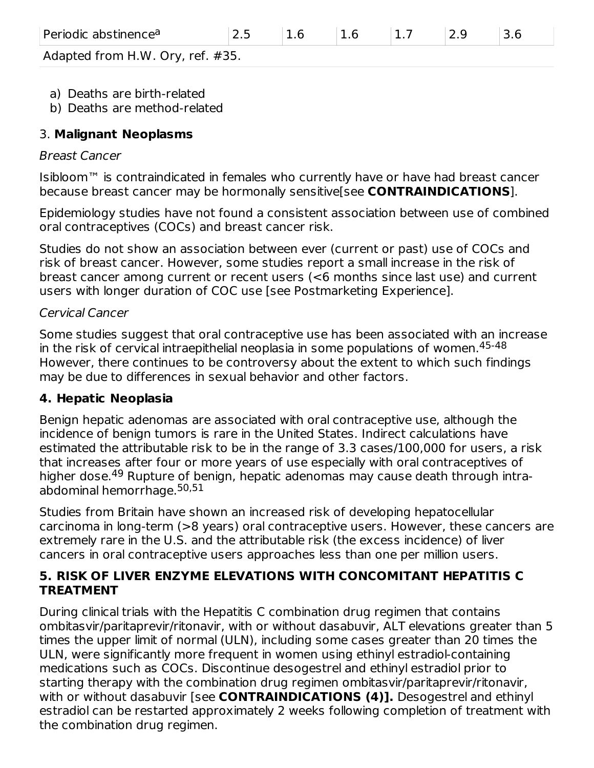| Periodic abstinence[a] | 2.5 | 1.6 | 1.6 | 1.7 | 2.9 | 3.6 |
| --- | --- | --- | --- | --- | --- | --- |
| Adapted from H.W. Ory, ref. #35. | | | | | | |

a) Deaths are birth-related
b) Deaths are method-related

### 3. **Malignant Neoplasms**

*Breast Cancer*

Isibloom™ is contraindicated in females who currently have or have had breast cancer because breast cancer may be hormonally sensitive[see **CONTRAINDICATIONS**].

Epidemiology studies have not found a consistent association between use of combined oral contraceptives (COCs) and breast cancer risk.

Studies do not show an association between ever (current or past) use of COCs and risk of breast cancer. However, some studies report a small increase in the risk of breast cancer among current or recent users (<6 months since last use) and current users with longer duration of COC use [see Postmarketing Experience].

*Cervical Cancer*

Some studies suggest that oral contraceptive use has been associated with an increase in the risk of cervical intraepithelial neoplasia in some populations of women.[45-48] However, there continues to be controversy about the extent to which such findings may be due to differences in sexual behavior and other factors.

### 4. Hepatic Neoplasia

Benign hepatic adenomas are associated with oral contraceptive use, although the incidence of benign tumors is rare in the United States. Indirect calculations have estimated the attributable risk to be in the range of 3.3 cases/100,000 for users, a risk that increases after four or more years of use especially with oral contraceptives of higher dose.[49] Rupture of benign, hepatic adenomas may cause death through intra-abdominal hemorrhage.[50,51]

Studies from Britain have shown an increased risk of developing hepatocellular carcinoma in long-term (>8 years) oral contraceptive users. However, these cancers are extremely rare in the U.S. and the attributable risk (the excess incidence) of liver cancers in oral contraceptive users approaches less than one per million users.

### 5. RISK OF LIVER ENZYME ELEVATIONS WITH CONCOMITANT HEPATITIS C TREATMENT

During clinical trials with the Hepatitis C combination drug regimen that contains ombitasvir/paritaprevir/ritonavir, with or without dasabuvir, ALT elevations greater than 5 times the upper limit of normal (ULN), including some cases greater than 20 times the ULN, were significantly more frequent in women using ethinyl estradiol-containing medications such as COCs. Discontinue desogestrel and ethinyl estradiol prior to starting therapy with the combination drug regimen ombitasvir/paritaprevir/ritonavir, with or without dasabuvir [see **CONTRAINDICATIONS (4)].** Desogestrel and ethinyl estradiol can be restarted approximately 2 weeks following completion of treatment with the combination drug regimen.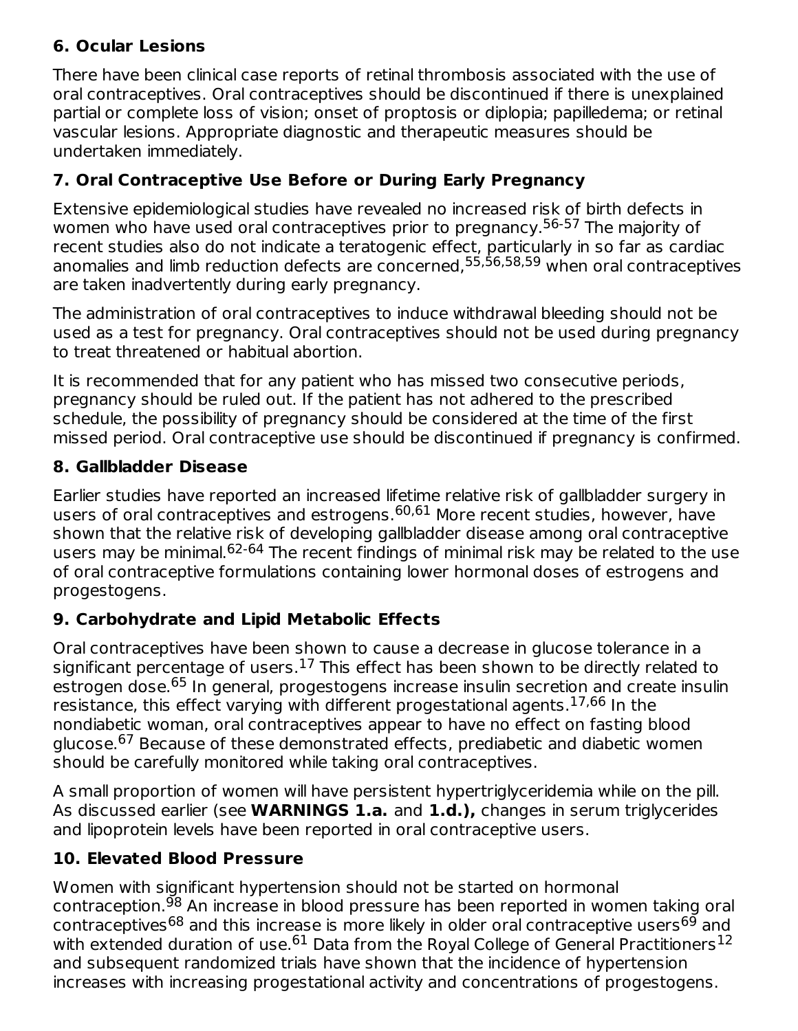### 6. Ocular Lesions

There have been clinical case reports of retinal thrombosis associated with the use of oral contraceptives. Oral contraceptives should be discontinued if there is unexplained partial or complete loss of vision; onset of proptosis or diplopia; papilledema; or retinal vascular lesions. Appropriate diagnostic and therapeutic measures should be undertaken immediately.

### 7. Oral Contraceptive Use Before or During Early Pregnancy

Extensive epidemiological studies have revealed no increased risk of birth defects in women who have used oral contraceptives prior to pregnancy.[56-57] The majority of recent studies also do not indicate a teratogenic effect, particularly in so far as cardiac anomalies and limb reduction defects are concerned,[55,56,58,59] when oral contraceptives are taken inadvertently during early pregnancy.

The administration of oral contraceptives to induce withdrawal bleeding should not be used as a test for pregnancy. Oral contraceptives should not be used during pregnancy to treat threatened or habitual abortion.

It is recommended that for any patient who has missed two consecutive periods, pregnancy should be ruled out. If the patient has not adhered to the prescribed schedule, the possibility of pregnancy should be considered at the time of the first missed period. Oral contraceptive use should be discontinued if pregnancy is confirmed.

### 8. Gallbladder Disease

Earlier studies have reported an increased lifetime relative risk of gallbladder surgery in users of oral contraceptives and estrogens.[60,61] More recent studies, however, have shown that the relative risk of developing gallbladder disease among oral contraceptive users may be minimal.[62-64] The recent findings of minimal risk may be related to the use of oral contraceptive formulations containing lower hormonal doses of estrogens and progestogens.

### 9. Carbohydrate and Lipid Metabolic Effects

Oral contraceptives have been shown to cause a decrease in glucose tolerance in a significant percentage of users.[17] This effect has been shown to be directly related to estrogen dose.[65] In general, progestogens increase insulin secretion and create insulin resistance, this effect varying with different progestational agents.[17,66] In the nondiabetic woman, oral contraceptives appear to have no effect on fasting blood glucose.[67] Because of these demonstrated effects, prediabetic and diabetic women should be carefully monitored while taking oral contraceptives.

A small proportion of women will have persistent hypertriglyceridemia while on the pill. As discussed earlier (see **WARNINGS 1.a.** and **1.d.),** changes in serum triglycerides and lipoprotein levels have been reported in oral contraceptive users.

### 10. Elevated Blood Pressure

Women with significant hypertension should not be started on hormonal contraception.[98] An increase in blood pressure has been reported in women taking oral contraceptives[68] and this increase is more likely in older oral contraceptive users[69] and with extended duration of use.[61] Data from the Royal College of General Practitioners[12] and subsequent randomized trials have shown that the incidence of hypertension increases with increasing progestational activity and concentrations of progestogens.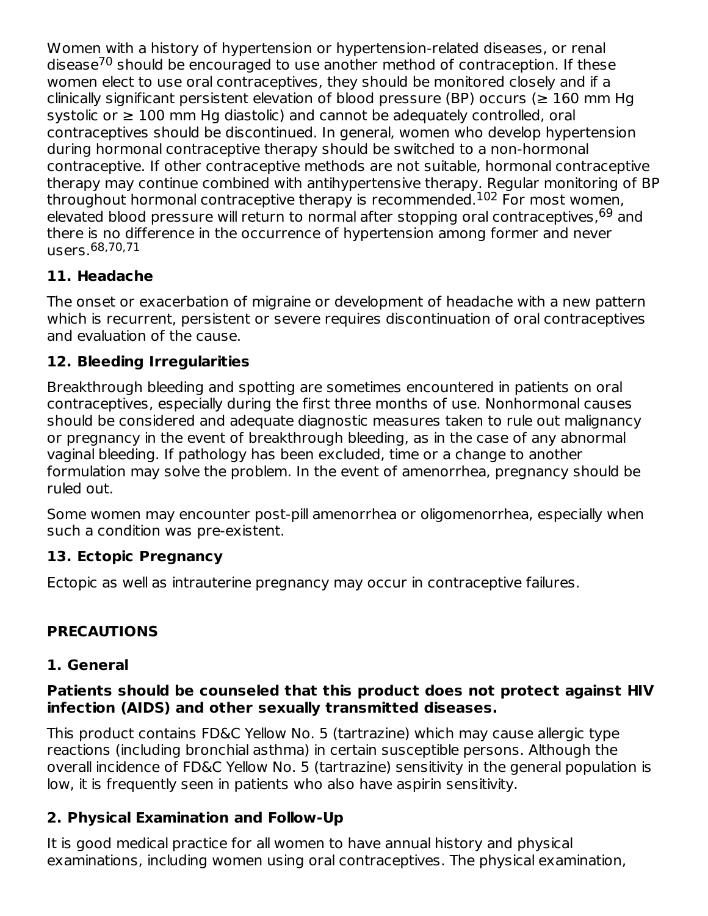Women with a history of hypertension or hypertension-related diseases, or renal disease[70] should be encouraged to use another method of contraception. If these women elect to use oral contraceptives, they should be monitored closely and if a clinically significant persistent elevation of blood pressure (BP) occurs (≥ 160 mm Hg systolic or ≥ 100 mm Hg diastolic) and cannot be adequately controlled, oral contraceptives should be discontinued. In general, women who develop hypertension during hormonal contraceptive therapy should be switched to a non-hormonal contraceptive. If other contraceptive methods are not suitable, hormonal contraceptive therapy may continue combined with antihypertensive therapy. Regular monitoring of BP throughout hormonal contraceptive therapy is recommended.[102] For most women, elevated blood pressure will return to normal after stopping oral contraceptives,[69] and there is no difference in the occurrence of hypertension among former and never users.[68,70,71]

### 11. Headache

The onset or exacerbation of migraine or development of headache with a new pattern which is recurrent, persistent or severe requires discontinuation of oral contraceptives and evaluation of the cause.

### 12. Bleeding Irregularities

Breakthrough bleeding and spotting are sometimes encountered in patients on oral contraceptives, especially during the first three months of use. Nonhormonal causes should be considered and adequate diagnostic measures taken to rule out malignancy or pregnancy in the event of breakthrough bleeding, as in the case of any abnormal vaginal bleeding. If pathology has been excluded, time or a change to another formulation may solve the problem. In the event of amenorrhea, pregnancy should be ruled out.

Some women may encounter post-pill amenorrhea or oligomenorrhea, especially when such a condition was pre-existent.

### 13. Ectopic Pregnancy

Ectopic as well as intrauterine pregnancy may occur in contraceptive failures.

## PRECAUTIONS

### 1. General

**Patients should be counseled that this product does not protect against HIV infection (AIDS) and other sexually transmitted diseases.**

This product contains FD&C Yellow No. 5 (tartrazine) which may cause allergic type reactions (including bronchial asthma) in certain susceptible persons. Although the overall incidence of FD&C Yellow No. 5 (tartrazine) sensitivity in the general population is low, it is frequently seen in patients who also have aspirin sensitivity.

### 2. Physical Examination and Follow-Up

It is good medical practice for all women to have annual history and physical examinations, including women using oral contraceptives. The physical examination,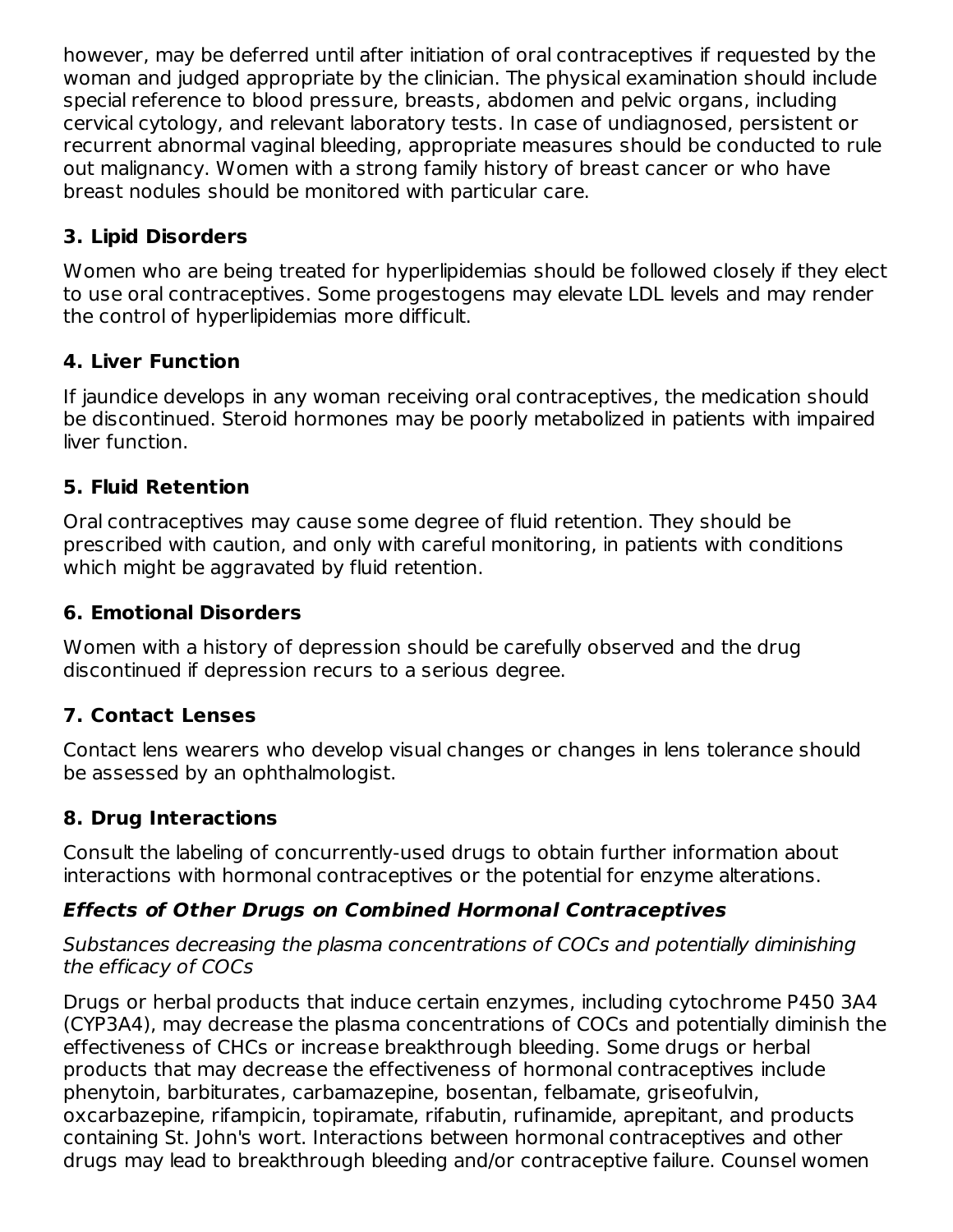however, may be deferred until after initiation of oral contraceptives if requested by the woman and judged appropriate by the clinician. The physical examination should include special reference to blood pressure, breasts, abdomen and pelvic organs, including cervical cytology, and relevant laboratory tests. In case of undiagnosed, persistent or recurrent abnormal vaginal bleeding, appropriate measures should be conducted to rule out malignancy. Women with a strong family history of breast cancer or who have breast nodules should be monitored with particular care.

### 3. Lipid Disorders

Women who are being treated for hyperlipidemias should be followed closely if they elect to use oral contraceptives. Some progestogens may elevate LDL levels and may render the control of hyperlipidemias more difficult.

### 4. Liver Function

If jaundice develops in any woman receiving oral contraceptives, the medication should be discontinued. Steroid hormones may be poorly metabolized in patients with impaired liver function.

### 5. Fluid Retention

Oral contraceptives may cause some degree of fluid retention. They should be prescribed with caution, and only with careful monitoring, in patients with conditions which might be aggravated by fluid retention.

### 6. Emotional Disorders

Women with a history of depression should be carefully observed and the drug discontinued if depression recurs to a serious degree.

### 7. Contact Lenses

Contact lens wearers who develop visual changes or changes in lens tolerance should be assessed by an ophthalmologist.

### 8. Drug Interactions

Consult the labeling of concurrently-used drugs to obtain further information about interactions with hormonal contraceptives or the potential for enzyme alterations.

#### *Effects of Other Drugs on Combined Hormonal Contraceptives*

*Substances decreasing the plasma concentrations of COCs and potentially diminishing the efficacy of COCs*

Drugs or herbal products that induce certain enzymes, including cytochrome P450 3A4 (CYP3A4), may decrease the plasma concentrations of COCs and potentially diminish the effectiveness of CHCs or increase breakthrough bleeding. Some drugs or herbal products that may decrease the effectiveness of hormonal contraceptives include phenytoin, barbiturates, carbamazepine, bosentan, felbamate, griseofulvin, oxcarbazepine, rifampicin, topiramate, rifabutin, rufinamide, aprepitant, and products containing St. John's wort. Interactions between hormonal contraceptives and other drugs may lead to breakthrough bleeding and/or contraceptive failure. Counsel women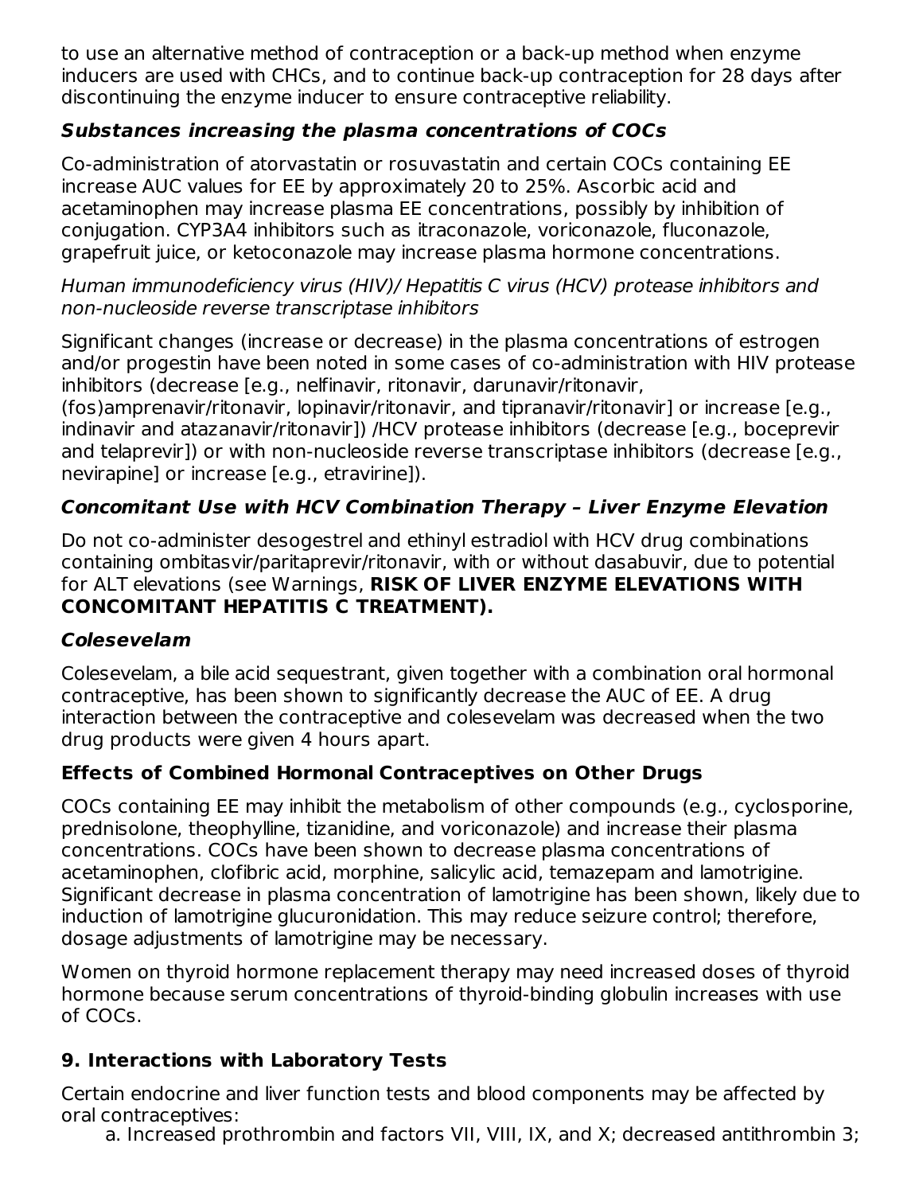to use an alternative method of contraception or a back-up method when enzyme inducers are used with CHCs, and to continue back-up contraception for 28 days after discontinuing the enzyme inducer to ensure contraceptive reliability.

***Substances increasing the plasma concentrations of COCs***

Co-administration of atorvastatin or rosuvastatin and certain COCs containing EE increase AUC values for EE by approximately 20 to 25%. Ascorbic acid and acetaminophen may increase plasma EE concentrations, possibly by inhibition of conjugation. CYP3A4 inhibitors such as itraconazole, voriconazole, fluconazole, grapefruit juice, or ketoconazole may increase plasma hormone concentrations.

*Human immunodeficiency virus (HIV)/ Hepatitis C virus (HCV) protease inhibitors and non-nucleoside reverse transcriptase inhibitors*

Significant changes (increase or decrease) in the plasma concentrations of estrogen and/or progestin have been noted in some cases of co-administration with HIV protease inhibitors (decrease [e.g., nelfinavir, ritonavir, darunavir/ritonavir, (fos)amprenavir/ritonavir, lopinavir/ritonavir, and tipranavir/ritonavir] or increase [e.g., indinavir and atazanavir/ritonavir]) /HCV protease inhibitors (decrease [e.g., boceprevir and telaprevir]) or with non-nucleoside reverse transcriptase inhibitors (decrease [e.g., nevirapine] or increase [e.g., etravirine]).

***Concomitant Use with HCV Combination Therapy – Liver Enzyme Elevation***

Do not co-administer desogestrel and ethinyl estradiol with HCV drug combinations containing ombitasvir/paritaprevir/ritonavir, with or without dasabuvir, due to potential for ALT elevations (see Warnings, **RISK OF LIVER ENZYME ELEVATIONS WITH CONCOMITANT HEPATITIS C TREATMENT).**

***Colesevelam***

Colesevelam, a bile acid sequestrant, given together with a combination oral hormonal contraceptive, has been shown to significantly decrease the AUC of EE. A drug interaction between the contraceptive and colesevelam was decreased when the two drug products were given 4 hours apart.

**Effects of Combined Hormonal Contraceptives on Other Drugs**

COCs containing EE may inhibit the metabolism of other compounds (e.g., cyclosporine, prednisolone, theophylline, tizanidine, and voriconazole) and increase their plasma concentrations. COCs have been shown to decrease plasma concentrations of acetaminophen, clofibric acid, morphine, salicylic acid, temazepam and lamotrigine. Significant decrease in plasma concentration of lamotrigine has been shown, likely due to induction of lamotrigine glucuronidation. This may reduce seizure control; therefore, dosage adjustments of lamotrigine may be necessary.

Women on thyroid hormone replacement therapy may need increased doses of thyroid hormone because serum concentrations of thyroid-binding globulin increases with use of COCs.

## 9. Interactions with Laboratory Tests

Certain endocrine and liver function tests and blood components may be affected by oral contraceptives:

a. Increased prothrombin and factors VII, VIII, IX, and X; decreased antithrombin 3;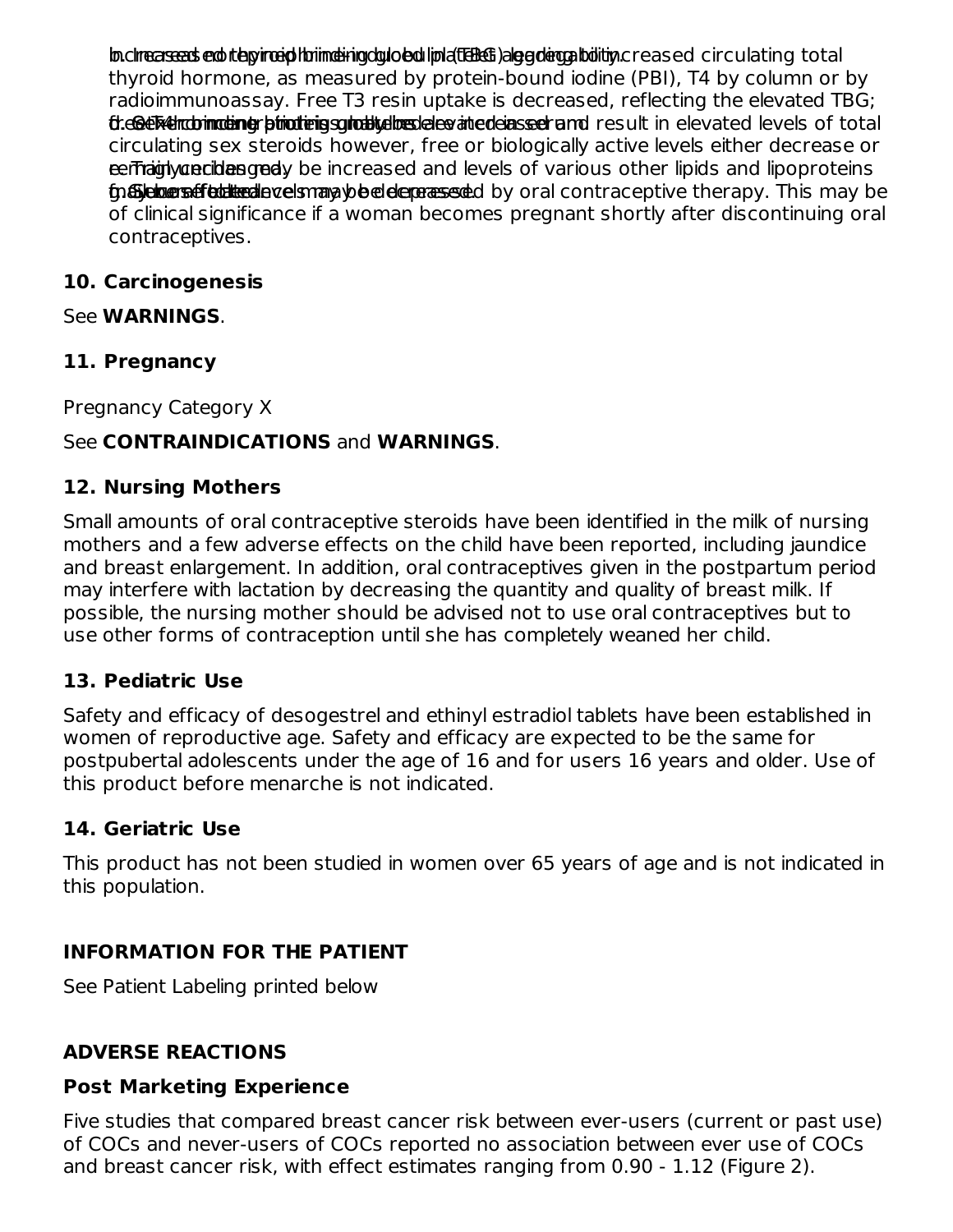b. Increased norepinephrine-induced platelet aggregability.

c. Increased thyroid binding globulin (TBG) leading to increased circulating total thyroid hormone, as measured by protein-bound iodine (PBI), T4 by column or by radioimmunoassay. Free T3 resin uptake is decreased, reflecting the elevated TBG; free T4 concentration is unaltered.

d. Other binding proteins may be elevated in serum.

e. Sex hormone binding globulins are increased and result in elevated levels of total circulating sex steroids however, free or biologically active levels either decrease or remain unchanged.

f. Triglycerides may be increased and levels of various other lipids and lipoproteins may be affected.

g. Glucose tolerance may be decreased.

h. Serum folate levels may be depressed by oral contraceptive therapy. This may be of clinical significance if a woman becomes pregnant shortly after discontinuing oral contraceptives.

### 10. Carcinogenesis

See **WARNINGS**.

### 11. Pregnancy

Pregnancy Category X

See **CONTRAINDICATIONS** and **WARNINGS**.

### 12. Nursing Mothers

Small amounts of oral contraceptive steroids have been identified in the milk of nursing mothers and a few adverse effects on the child have been reported, including jaundice and breast enlargement. In addition, oral contraceptives given in the postpartum period may interfere with lactation by decreasing the quantity and quality of breast milk. If possible, the nursing mother should be advised not to use oral contraceptives but to use other forms of contraception until she has completely weaned her child.

### 13. Pediatric Use

Safety and efficacy of desogestrel and ethinyl estradiol tablets have been established in women of reproductive age. Safety and efficacy are expected to be the same for postpubertal adolescents under the age of 16 and for users 16 years and older. Use of this product before menarche is not indicated.

### 14. Geriatric Use

This product has not been studied in women over 65 years of age and is not indicated in this population.

## INFORMATION FOR THE PATIENT

See Patient Labeling printed below

## ADVERSE REACTIONS

### Post Marketing Experience

Five studies that compared breast cancer risk between ever-users (current or past use) of COCs and never-users of COCs reported no association between ever use of COCs and breast cancer risk, with effect estimates ranging from 0.90 - 1.12 (Figure 2).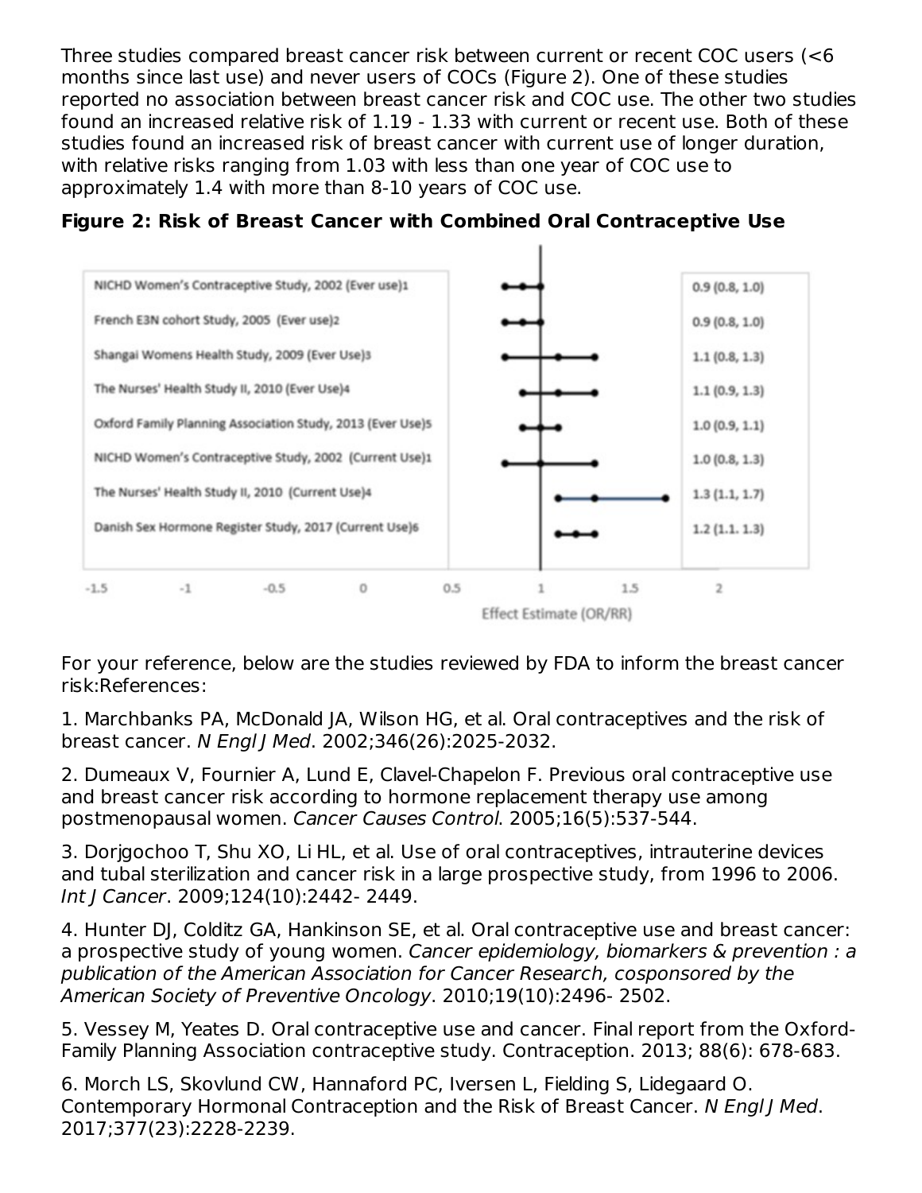Three studies compared breast cancer risk between current or recent COC users (<6 months since last use) and never users of COCs (Figure 2). One of these studies reported no association between breast cancer risk and COC use. The other two studies found an increased relative risk of 1.19 - 1.33 with current or recent use. Both of these studies found an increased risk of breast cancer with current use of longer duration, with relative risks ranging from 1.03 with less than one year of COC use to approximately 1.4 with more than 8-10 years of COC use.

**Figure 2: Risk of Breast Cancer with Combined Oral Contraceptive Use**

| Study | Effect Estimate (OR/RR) (95% CI) |
|---|---|
| NICHD Women's Contraceptive Study, 2002 (Ever use)1 | 0.9 (0.8, 1.0) |
| French E3N cohort Study, 2005 (Ever use)2 | 0.9 (0.8, 1.0) |
| Shangai Womens Health Study, 2009 (Ever Use)3 | 1.1 (0.8, 1.3) |
| The Nurses' Health Study II, 2010 (Ever Use)4 | 1.1 (0.9, 1.3) |
| Oxford Family Planning Association Study, 2013 (Ever Use)5 | 1.0 (0.9, 1.1) |
| NICHD Women's Contraceptive Study, 2002 (Current Use)1 | 1.0 (0.8, 1.3) |
| The Nurses' Health Study II, 2010 (Current Use)4 | 1.3 (1.1, 1.7) |
| Danish Sex Hormone Register Study, 2017 (Current Use)6 | 1.2 (1.1. 1.3) |

Effect Estimate (OR/RR)

For your reference, below are the studies reviewed by FDA to inform the breast cancer risk:References:

1. Marchbanks PA, McDonald JA, Wilson HG, et al. Oral contraceptives and the risk of breast cancer. *N Engl J Med*. 2002;346(26):2025-2032.

2. Dumeaux V, Fournier A, Lund E, Clavel-Chapelon F. Previous oral contraceptive use and breast cancer risk according to hormone replacement therapy use among postmenopausal women. *Cancer Causes Control*. 2005;16(5):537-544.

3. Dorjgochoo T, Shu XO, Li HL, et al. Use of oral contraceptives, intrauterine devices and tubal sterilization and cancer risk in a large prospective study, from 1996 to 2006. *Int J Cancer*. 2009;124(10):2442- 2449.

4. Hunter DJ, Colditz GA, Hankinson SE, et al. Oral contraceptive use and breast cancer: a prospective study of young women. *Cancer epidemiology, biomarkers & prevention : a publication of the American Association for Cancer Research, cosponsored by the American Society of Preventive Oncology*. 2010;19(10):2496- 2502.

5. Vessey M, Yeates D. Oral contraceptive use and cancer. Final report from the Oxford-Family Planning Association contraceptive study. Contraception. 2013; 88(6): 678-683.

6. Morch LS, Skovlund CW, Hannaford PC, Iversen L, Fielding S, Lidegaard O. Contemporary Hormonal Contraception and the Risk of Breast Cancer. *N Engl J Med*. 2017;377(23):2228-2239.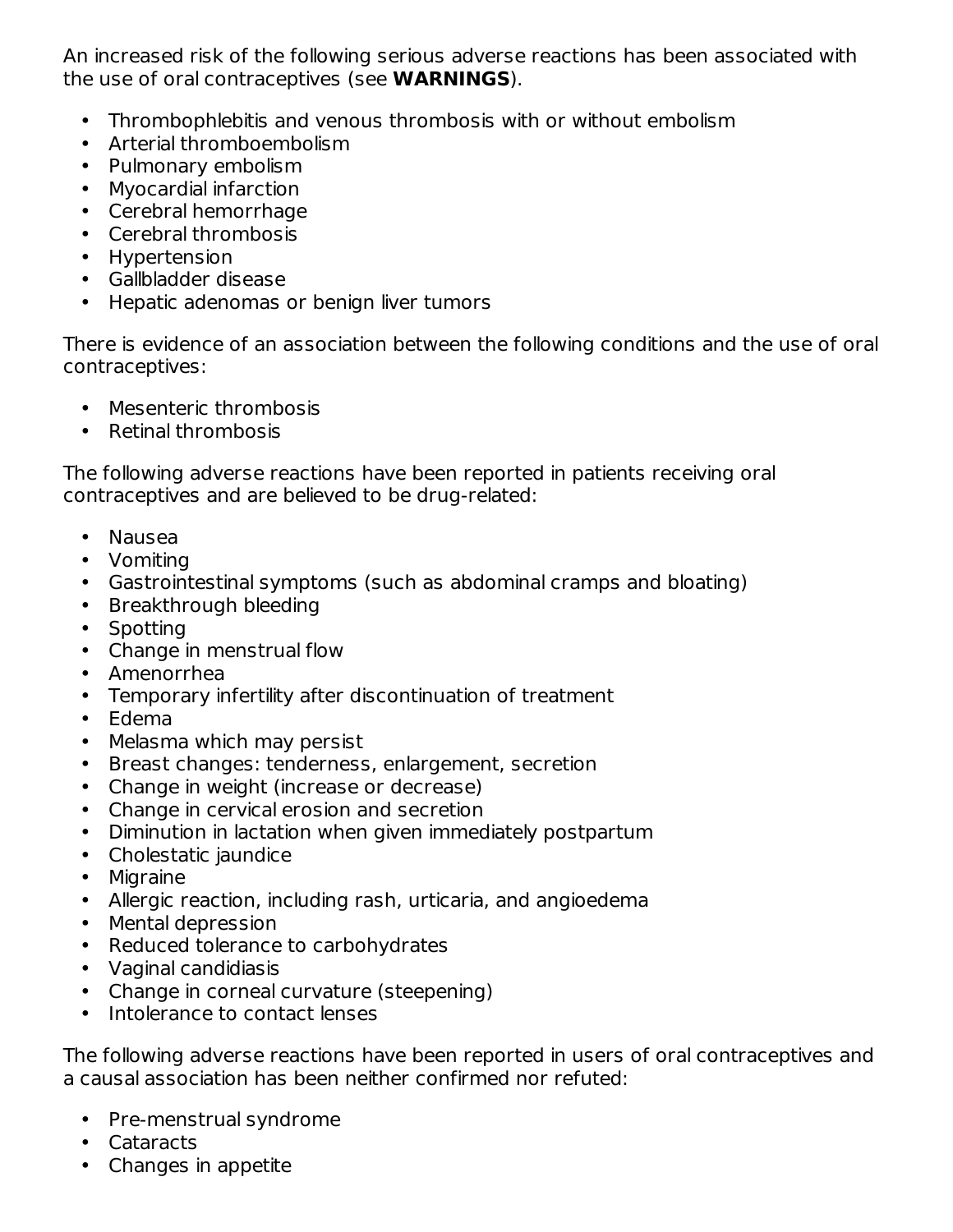An increased risk of the following serious adverse reactions has been associated with the use of oral contraceptives (see **WARNINGS**).

- Thrombophlebitis and venous thrombosis with or without embolism
- Arterial thromboembolism
- Pulmonary embolism
- Myocardial infarction
- Cerebral hemorrhage
- Cerebral thrombosis
- Hypertension
- Gallbladder disease
- Hepatic adenomas or benign liver tumors

There is evidence of an association between the following conditions and the use of oral contraceptives:

- Mesenteric thrombosis
- Retinal thrombosis

The following adverse reactions have been reported in patients receiving oral contraceptives and are believed to be drug-related:

- Nausea
- Vomiting
- Gastrointestinal symptoms (such as abdominal cramps and bloating)
- Breakthrough bleeding
- Spotting
- Change in menstrual flow
- Amenorrhea
- Temporary infertility after discontinuation of treatment
- Edema
- Melasma which may persist
- Breast changes: tenderness, enlargement, secretion
- Change in weight (increase or decrease)
- Change in cervical erosion and secretion
- Diminution in lactation when given immediately postpartum
- Cholestatic jaundice
- Migraine
- Allergic reaction, including rash, urticaria, and angioedema
- Mental depression
- Reduced tolerance to carbohydrates
- Vaginal candidiasis
- Change in corneal curvature (steepening)
- Intolerance to contact lenses

The following adverse reactions have been reported in users of oral contraceptives and a causal association has been neither confirmed nor refuted:

- Pre-menstrual syndrome
- Cataracts
- Changes in appetite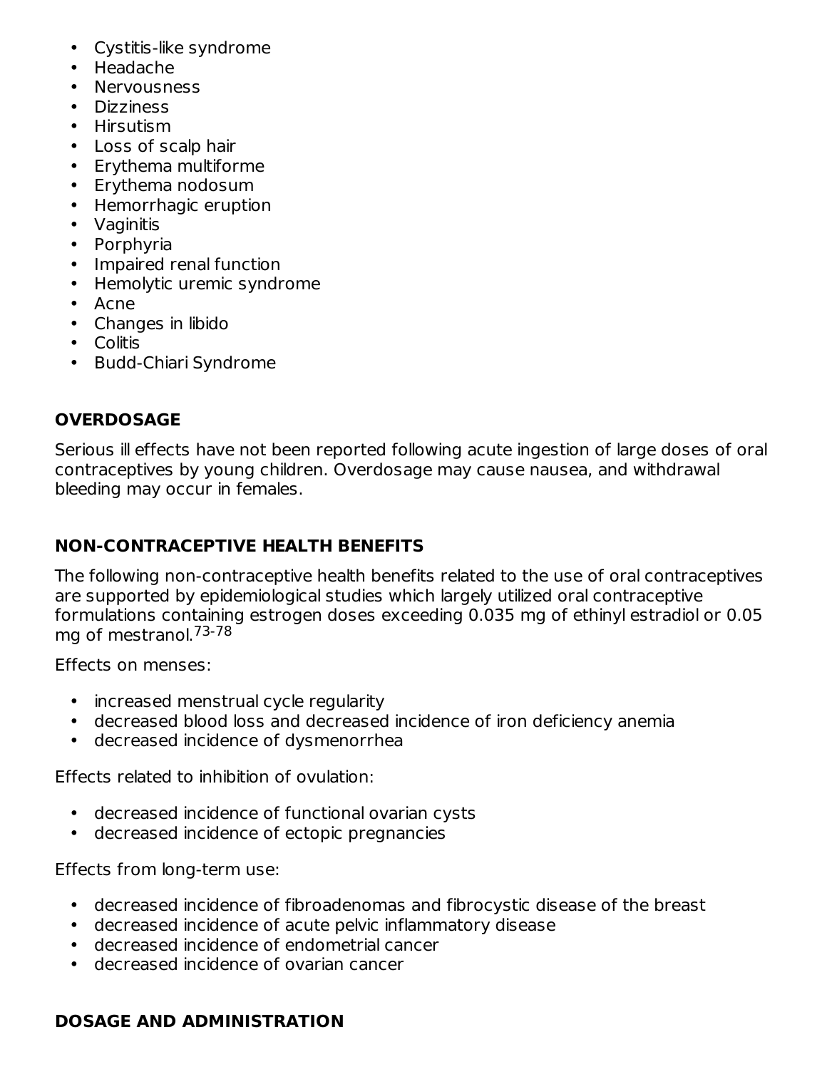- Cystitis-like syndrome
- Headache
- Nervousness
- Dizziness
- Hirsutism
- Loss of scalp hair
- Erythema multiforme
- Erythema nodosum
- Hemorrhagic eruption
- Vaginitis
- Porphyria
- Impaired renal function
- Hemolytic uremic syndrome
- Acne
- Changes in libido
- Colitis
- Budd-Chiari Syndrome

## OVERDOSAGE

Serious ill effects have not been reported following acute ingestion of large doses of oral contraceptives by young children. Overdosage may cause nausea, and withdrawal bleeding may occur in females.

## NON-CONTRACEPTIVE HEALTH BENEFITS

The following non-contraceptive health benefits related to the use of oral contraceptives are supported by epidemiological studies which largely utilized oral contraceptive formulations containing estrogen doses exceeding 0.035 mg of ethinyl estradiol or 0.05 mg of mestranol.[73-78]

Effects on menses:

- increased menstrual cycle regularity
- decreased blood loss and decreased incidence of iron deficiency anemia
- decreased incidence of dysmenorrhea

Effects related to inhibition of ovulation:

- decreased incidence of functional ovarian cysts
- decreased incidence of ectopic pregnancies

Effects from long-term use:

- decreased incidence of fibroadenomas and fibrocystic disease of the breast
- decreased incidence of acute pelvic inflammatory disease
- decreased incidence of endometrial cancer
- decreased incidence of ovarian cancer

## DOSAGE AND ADMINISTRATION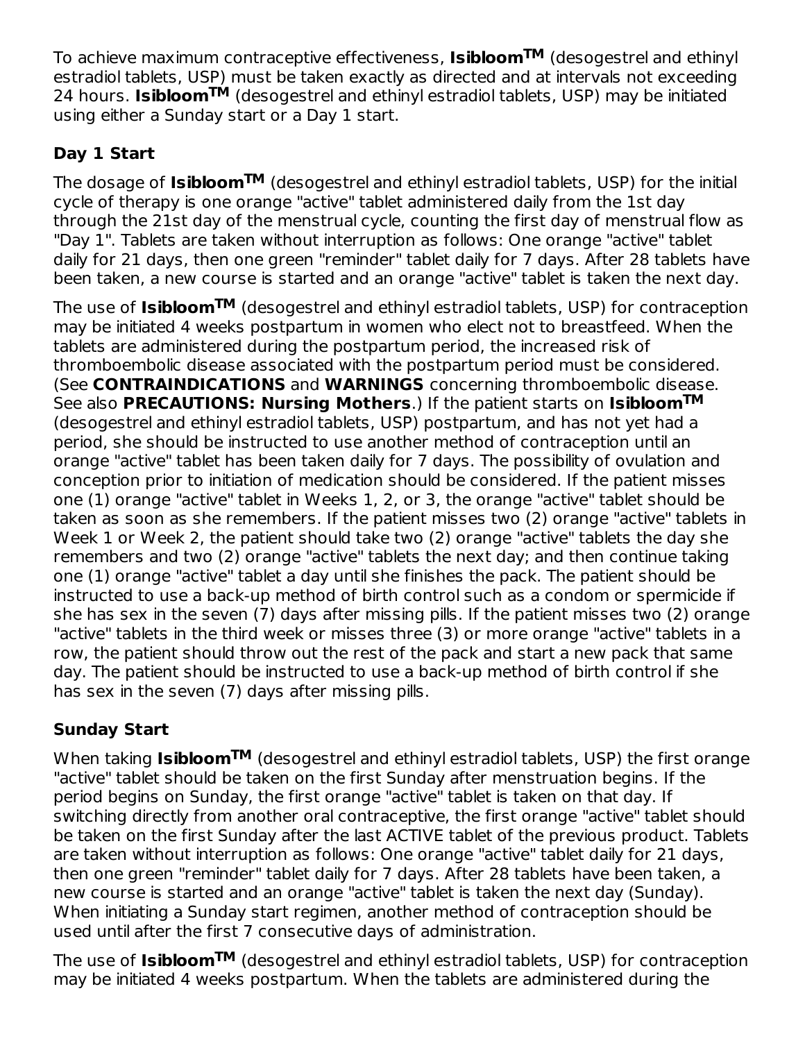To achieve maximum contraceptive effectiveness, **Isibloom$^{TM}$** (desogestrel and ethinyl estradiol tablets, USP) must be taken exactly as directed and at intervals not exceeding 24 hours. **Isibloom$^{TM}$** (desogestrel and ethinyl estradiol tablets, USP) may be initiated using either a Sunday start or a Day 1 start.

### Day 1 Start

The dosage of **Isibloom$^{TM}$** (desogestrel and ethinyl estradiol tablets, USP) for the initial cycle of therapy is one orange "active" tablet administered daily from the 1st day through the 21st day of the menstrual cycle, counting the first day of menstrual flow as "Day 1". Tablets are taken without interruption as follows: One orange "active" tablet daily for 21 days, then one green "reminder" tablet daily for 7 days. After 28 tablets have been taken, a new course is started and an orange "active" tablet is taken the next day.

The use of **Isibloom$^{TM}$** (desogestrel and ethinyl estradiol tablets, USP) for contraception may be initiated 4 weeks postpartum in women who elect not to breastfeed. When the tablets are administered during the postpartum period, the increased risk of thromboembolic disease associated with the postpartum period must be considered. (See **CONTRAINDICATIONS** and **WARNINGS** concerning thromboembolic disease. See also **PRECAUTIONS: Nursing Mothers**.) If the patient starts on **Isibloom$^{TM}$** (desogestrel and ethinyl estradiol tablets, USP) postpartum, and has not yet had a period, she should be instructed to use another method of contraception until an orange "active" tablet has been taken daily for 7 days. The possibility of ovulation and conception prior to initiation of medication should be considered. If the patient misses one (1) orange "active" tablet in Weeks 1, 2, or 3, the orange "active" tablet should be taken as soon as she remembers. If the patient misses two (2) orange "active" tablets in Week 1 or Week 2, the patient should take two (2) orange "active" tablets the day she remembers and two (2) orange "active" tablets the next day; and then continue taking one (1) orange "active" tablet a day until she finishes the pack. The patient should be instructed to use a back-up method of birth control such as a condom or spermicide if she has sex in the seven (7) days after missing pills. If the patient misses two (2) orange "active" tablets in the third week or misses three (3) or more orange "active" tablets in a row, the patient should throw out the rest of the pack and start a new pack that same day. The patient should be instructed to use a back-up method of birth control if she has sex in the seven (7) days after missing pills.

### Sunday Start

When taking **Isibloom$^{TM}$** (desogestrel and ethinyl estradiol tablets, USP) the first orange "active" tablet should be taken on the first Sunday after menstruation begins. If the period begins on Sunday, the first orange "active" tablet is taken on that day. If switching directly from another oral contraceptive, the first orange "active" tablet should be taken on the first Sunday after the last ACTIVE tablet of the previous product. Tablets are taken without interruption as follows: One orange "active" tablet daily for 21 days, then one green "reminder" tablet daily for 7 days. After 28 tablets have been taken, a new course is started and an orange "active" tablet is taken the next day (Sunday). When initiating a Sunday start regimen, another method of contraception should be used until after the first 7 consecutive days of administration.

The use of **Isibloom$^{TM}$** (desogestrel and ethinyl estradiol tablets, USP) for contraception may be initiated 4 weeks postpartum. When the tablets are administered during the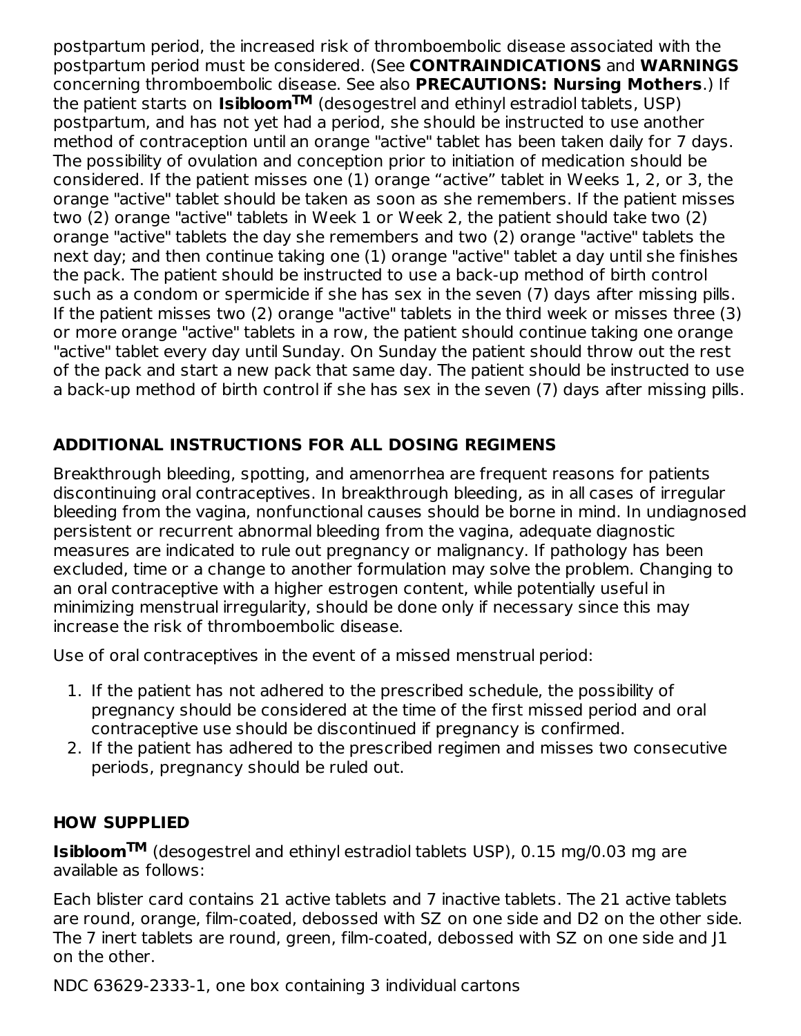postpartum period, the increased risk of thromboembolic disease associated with the postpartum period must be considered. (See **CONTRAINDICATIONS** and **WARNINGS** concerning thromboembolic disease. See also **PRECAUTIONS: Nursing Mothers**.) If the patient starts on **Isibloom™** (desogestrel and ethinyl estradiol tablets, USP) postpartum, and has not yet had a period, she should be instructed to use another method of contraception until an orange "active" tablet has been taken daily for 7 days. The possibility of ovulation and conception prior to initiation of medication should be considered. If the patient misses one (1) orange “active” tablet in Weeks 1, 2, or 3, the orange "active" tablet should be taken as soon as she remembers. If the patient misses two (2) orange "active" tablets in Week 1 or Week 2, the patient should take two (2) orange "active" tablets the day she remembers and two (2) orange "active" tablets the next day; and then continue taking one (1) orange "active" tablet a day until she finishes the pack. The patient should be instructed to use a back-up method of birth control such as a condom or spermicide if she has sex in the seven (7) days after missing pills. If the patient misses two (2) orange "active" tablets in the third week or misses three (3) or more orange "active" tablets in a row, the patient should continue taking one orange "active" tablet every day until Sunday. On Sunday the patient should throw out the rest of the pack and start a new pack that same day. The patient should be instructed to use a back-up method of birth control if she has sex in the seven (7) days after missing pills.

## ADDITIONAL INSTRUCTIONS FOR ALL DOSING REGIMENS

Breakthrough bleeding, spotting, and amenorrhea are frequent reasons for patients discontinuing oral contraceptives. In breakthrough bleeding, as in all cases of irregular bleeding from the vagina, nonfunctional causes should be borne in mind. In undiagnosed persistent or recurrent abnormal bleeding from the vagina, adequate diagnostic measures are indicated to rule out pregnancy or malignancy. If pathology has been excluded, time or a change to another formulation may solve the problem. Changing to an oral contraceptive with a higher estrogen content, while potentially useful in minimizing menstrual irregularity, should be done only if necessary since this may increase the risk of thromboembolic disease.

Use of oral contraceptives in the event of a missed menstrual period:

1. If the patient has not adhered to the prescribed schedule, the possibility of pregnancy should be considered at the time of the first missed period and oral contraceptive use should be discontinued if pregnancy is confirmed.
2. If the patient has adhered to the prescribed regimen and misses two consecutive periods, pregnancy should be ruled out.

## HOW SUPPLIED

**Isibloom™** (desogestrel and ethinyl estradiol tablets USP), 0.15 mg/0.03 mg are available as follows:

Each blister card contains 21 active tablets and 7 inactive tablets. The 21 active tablets are round, orange, film-coated, debossed with SZ on one side and D2 on the other side. The 7 inert tablets are round, green, film-coated, debossed with SZ on one side and J1 on the other.

NDC 63629-2333-1, one box containing 3 individual cartons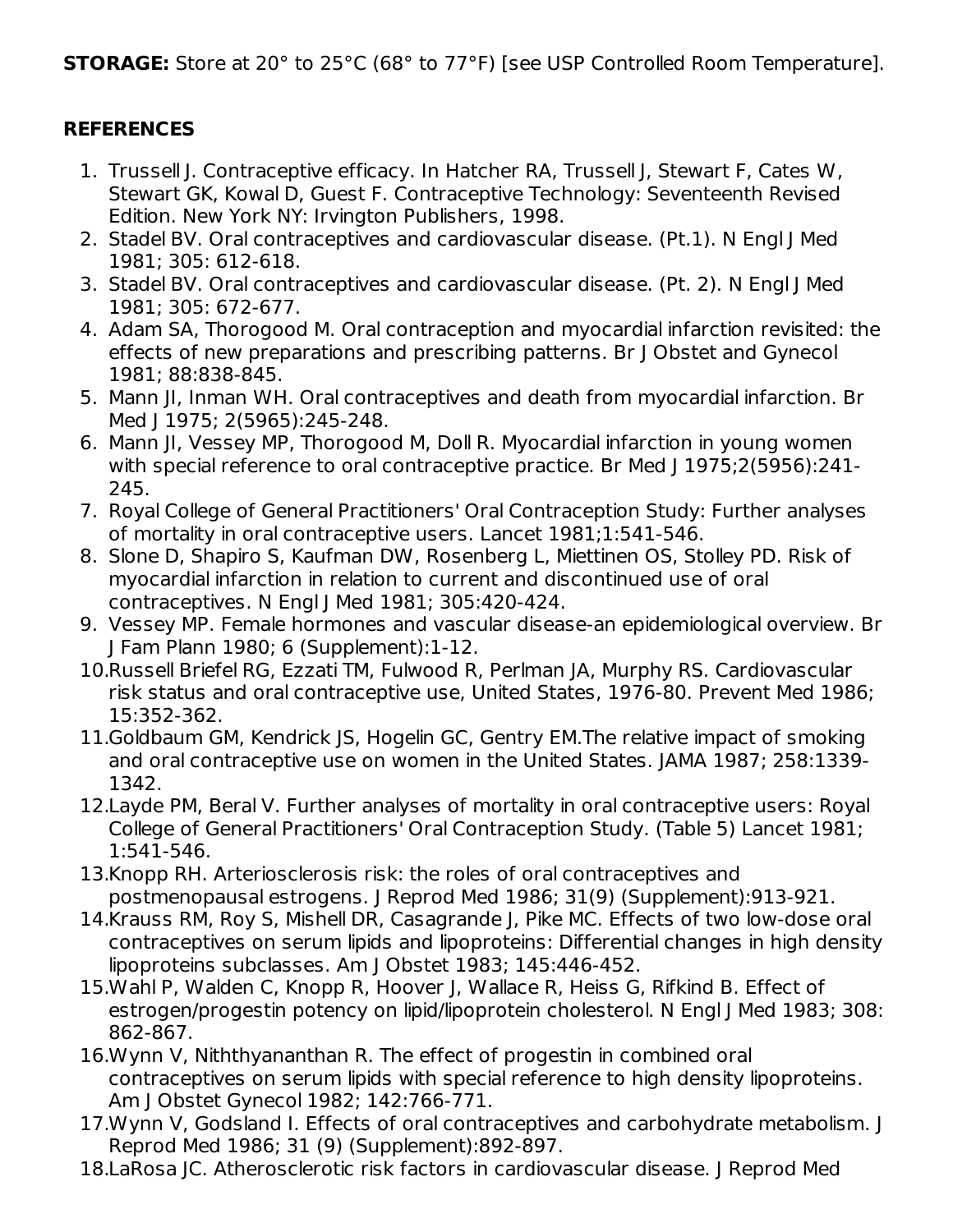**STORAGE:** Store at 20° to 25°C (68° to 77°F) [see USP Controlled Room Temperature].

**REFERENCES**

1. Trussell J. Contraceptive efficacy. In Hatcher RA, Trussell J, Stewart F, Cates W, Stewart GK, Kowal D, Guest F. Contraceptive Technology: Seventeenth Revised Edition. New York NY: Irvington Publishers, 1998.
2. Stadel BV. Oral contraceptives and cardiovascular disease. (Pt.1). N Engl J Med 1981; 305: 612-618.
3. Stadel BV. Oral contraceptives and cardiovascular disease. (Pt. 2). N Engl J Med 1981; 305: 672-677.
4. Adam SA, Thorogood M. Oral contraception and myocardial infarction revisited: the effects of new preparations and prescribing patterns. Br J Obstet and Gynecol 1981; 88:838-845.
5. Mann JI, Inman WH. Oral contraceptives and death from myocardial infarction. Br Med J 1975; 2(5965):245-248.
6. Mann JI, Vessey MP, Thorogood M, Doll R. Myocardial infarction in young women with special reference to oral contraceptive practice. Br Med J 1975;2(5956):241-245.
7. Royal College of General Practitioners' Oral Contraception Study: Further analyses of mortality in oral contraceptive users. Lancet 1981;1:541-546.
8. Slone D, Shapiro S, Kaufman DW, Rosenberg L, Miettinen OS, Stolley PD. Risk of myocardial infarction in relation to current and discontinued use of oral contraceptives. N Engl J Med 1981; 305:420-424.
9. Vessey MP. Female hormones and vascular disease-an epidemiological overview. Br J Fam Plann 1980; 6 (Supplement):1-12.
10. Russell Briefel RG, Ezzati TM, Fulwood R, Perlman JA, Murphy RS. Cardiovascular risk status and oral contraceptive use, United States, 1976-80. Prevent Med 1986; 15:352-362.
11. Goldbaum GM, Kendrick JS, Hogelin GC, Gentry EM.The relative impact of smoking and oral contraceptive use on women in the United States. JAMA 1987; 258:1339-1342.
12. Layde PM, Beral V. Further analyses of mortality in oral contraceptive users: Royal College of General Practitioners' Oral Contraception Study. (Table 5) Lancet 1981; 1:541-546.
13. Knopp RH. Arteriosclerosis risk: the roles of oral contraceptives and postmenopausal estrogens. J Reprod Med 1986; 31(9) (Supplement):913-921.
14. Krauss RM, Roy S, Mishell DR, Casagrande J, Pike MC. Effects of two low-dose oral contraceptives on serum lipids and lipoproteins: Differential changes in high density lipoproteins subclasses. Am J Obstet 1983; 145:446-452.
15. Wahl P, Walden C, Knopp R, Hoover J, Wallace R, Heiss G, Rifkind B. Effect of estrogen/progestin potency on lipid/lipoprotein cholesterol. N Engl J Med 1983; 308: 862-867.
16. Wynn V, Niththyananthan R. The effect of progestin in combined oral contraceptives on serum lipids with special reference to high density lipoproteins. Am J Obstet Gynecol 1982; 142:766-771.
17. Wynn V, Godsland I. Effects of oral contraceptives and carbohydrate metabolism. J Reprod Med 1986; 31 (9) (Supplement):892-897.
18. LaRosa JC. Atherosclerotic risk factors in cardiovascular disease. J Reprod Med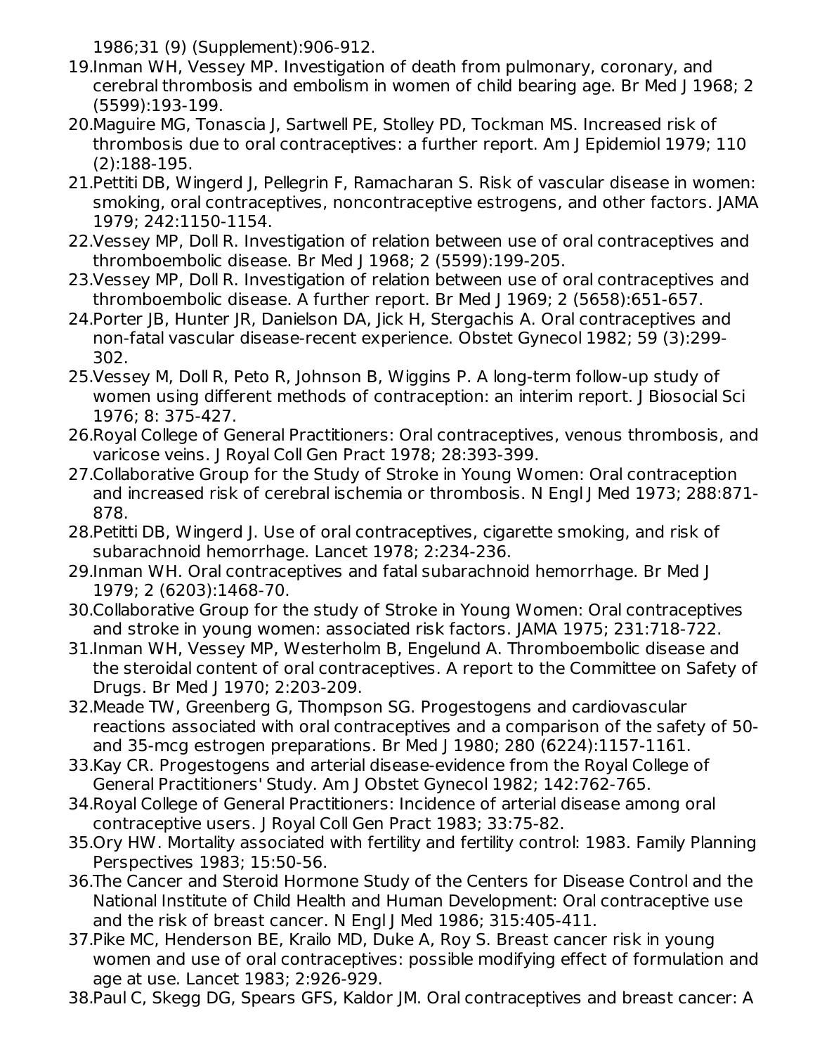1986;31 (9) (Supplement):906-912.

19. Inman WH, Vessey MP. Investigation of death from pulmonary, coronary, and cerebral thrombosis and embolism in women of child bearing age. Br Med J 1968; 2 (5599):193-199.
20. Maguire MG, Tonascia J, Sartwell PE, Stolley PD, Tockman MS. Increased risk of thrombosis due to oral contraceptives: a further report. Am J Epidemiol 1979; 110 (2):188-195.
21. Pettiti DB, Wingerd J, Pellegrin F, Ramacharan S. Risk of vascular disease in women: smoking, oral contraceptives, noncontraceptive estrogens, and other factors. JAMA 1979; 242:1150-1154.
22. Vessey MP, Doll R. Investigation of relation between use of oral contraceptives and thromboembolic disease. Br Med J 1968; 2 (5599):199-205.
23. Vessey MP, Doll R. Investigation of relation between use of oral contraceptives and thromboembolic disease. A further report. Br Med J 1969; 2 (5658):651-657.
24. Porter JB, Hunter JR, Danielson DA, Jick H, Stergachis A. Oral contraceptives and non-fatal vascular disease-recent experience. Obstet Gynecol 1982; 59 (3):299-302.
25. Vessey M, Doll R, Peto R, Johnson B, Wiggins P. A long-term follow-up study of women using different methods of contraception: an interim report. J Biosocial Sci 1976; 8: 375-427.
26. Royal College of General Practitioners: Oral contraceptives, venous thrombosis, and varicose veins. J Royal Coll Gen Pract 1978; 28:393-399.
27. Collaborative Group for the Study of Stroke in Young Women: Oral contraception and increased risk of cerebral ischemia or thrombosis. N Engl J Med 1973; 288:871-878.
28. Petitti DB, Wingerd J. Use of oral contraceptives, cigarette smoking, and risk of subarachnoid hemorrhage. Lancet 1978; 2:234-236.
29. Inman WH. Oral contraceptives and fatal subarachnoid hemorrhage. Br Med J 1979; 2 (6203):1468-70.
30. Collaborative Group for the study of Stroke in Young Women: Oral contraceptives and stroke in young women: associated risk factors. JAMA 1975; 231:718-722.
31. Inman WH, Vessey MP, Westerholm B, Engelund A. Thromboembolic disease and the steroidal content of oral contraceptives. A report to the Committee on Safety of Drugs. Br Med J 1970; 2:203-209.
32. Meade TW, Greenberg G, Thompson SG. Progestogens and cardiovascular reactions associated with oral contraceptives and a comparison of the safety of 50- and 35-mcg estrogen preparations. Br Med J 1980; 280 (6224):1157-1161.
33. Kay CR. Progestogens and arterial disease-evidence from the Royal College of General Practitioners' Study. Am J Obstet Gynecol 1982; 142:762-765.
34. Royal College of General Practitioners: Incidence of arterial disease among oral contraceptive users. J Royal Coll Gen Pract 1983; 33:75-82.
35. Ory HW. Mortality associated with fertility and fertility control: 1983. Family Planning Perspectives 1983; 15:50-56.
36. The Cancer and Steroid Hormone Study of the Centers for Disease Control and the National Institute of Child Health and Human Development: Oral contraceptive use and the risk of breast cancer. N Engl J Med 1986; 315:405-411.
37. Pike MC, Henderson BE, Krailo MD, Duke A, Roy S. Breast cancer risk in young women and use of oral contraceptives: possible modifying effect of formulation and age at use. Lancet 1983; 2:926-929.
38. Paul C, Skegg DG, Spears GFS, Kaldor JM. Oral contraceptives and breast cancer: A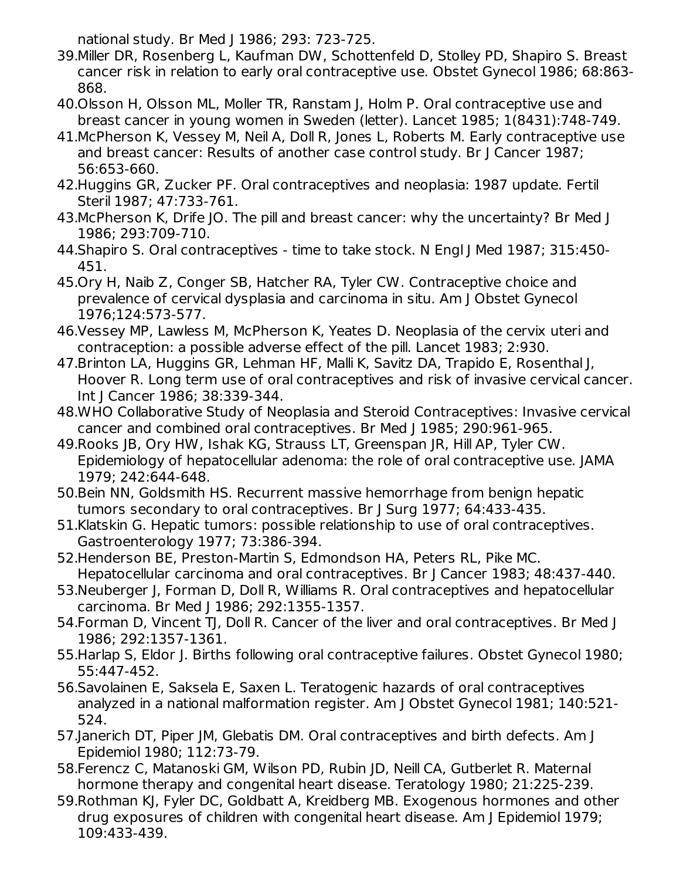national study. Br Med J 1986; 293: 723-725.

39. Miller DR, Rosenberg L, Kaufman DW, Schottenfeld D, Stolley PD, Shapiro S. Breast cancer risk in relation to early oral contraceptive use. Obstet Gynecol 1986; 68:863-868.
40. Olsson H, Olsson ML, Moller TR, Ranstam J, Holm P. Oral contraceptive use and breast cancer in young women in Sweden (letter). Lancet 1985; 1(8431):748-749.
41. McPherson K, Vessey M, Neil A, Doll R, Jones L, Roberts M. Early contraceptive use and breast cancer: Results of another case control study. Br J Cancer 1987; 56:653-660.
42. Huggins GR, Zucker PF. Oral contraceptives and neoplasia: 1987 update. Fertil Steril 1987; 47:733-761.
43. McPherson K, Drife JO. The pill and breast cancer: why the uncertainty? Br Med J 1986; 293:709-710.
44. Shapiro S. Oral contraceptives - time to take stock. N Engl J Med 1987; 315:450-451.
45. Ory H, Naib Z, Conger SB, Hatcher RA, Tyler CW. Contraceptive choice and prevalence of cervical dysplasia and carcinoma in situ. Am J Obstet Gynecol 1976;124:573-577.
46. Vessey MP, Lawless M, McPherson K, Yeates D. Neoplasia of the cervix uteri and contraception: a possible adverse effect of the pill. Lancet 1983; 2:930.
47. Brinton LA, Huggins GR, Lehman HF, Malli K, Savitz DA, Trapido E, Rosenthal J, Hoover R. Long term use of oral contraceptives and risk of invasive cervical cancer. Int J Cancer 1986; 38:339-344.
48. WHO Collaborative Study of Neoplasia and Steroid Contraceptives: Invasive cervical cancer and combined oral contraceptives. Br Med J 1985; 290:961-965.
49. Rooks JB, Ory HW, Ishak KG, Strauss LT, Greenspan JR, Hill AP, Tyler CW. Epidemiology of hepatocellular adenoma: the role of oral contraceptive use. JAMA 1979; 242:644-648.
50. Bein NN, Goldsmith HS. Recurrent massive hemorrhage from benign hepatic tumors secondary to oral contraceptives. Br J Surg 1977; 64:433-435.
51. Klatskin G. Hepatic tumors: possible relationship to use of oral contraceptives. Gastroenterology 1977; 73:386-394.
52. Henderson BE, Preston-Martin S, Edmondson HA, Peters RL, Pike MC. Hepatocellular carcinoma and oral contraceptives. Br J Cancer 1983; 48:437-440.
53. Neuberger J, Forman D, Doll R, Williams R. Oral contraceptives and hepatocellular carcinoma. Br Med J 1986; 292:1355-1357.
54. Forman D, Vincent TJ, Doll R. Cancer of the liver and oral contraceptives. Br Med J 1986; 292:1357-1361.
55. Harlap S, Eldor J. Births following oral contraceptive failures. Obstet Gynecol 1980; 55:447-452.
56. Savolainen E, Saksela E, Saxen L. Teratogenic hazards of oral contraceptives analyzed in a national malformation register. Am J Obstet Gynecol 1981; 140:521-524.
57. Janerich DT, Piper JM, Glebatis DM. Oral contraceptives and birth defects. Am J Epidemiol 1980; 112:73-79.
58. Ferencz C, Matanoski GM, Wilson PD, Rubin JD, Neill CA, Gutberlet R. Maternal hormone therapy and congenital heart disease. Teratology 1980; 21:225-239.
59. Rothman KJ, Fyler DC, Goldbatt A, Kreidberg MB. Exogenous hormones and other drug exposures of children with congenital heart disease. Am J Epidemiol 1979; 109:433-439.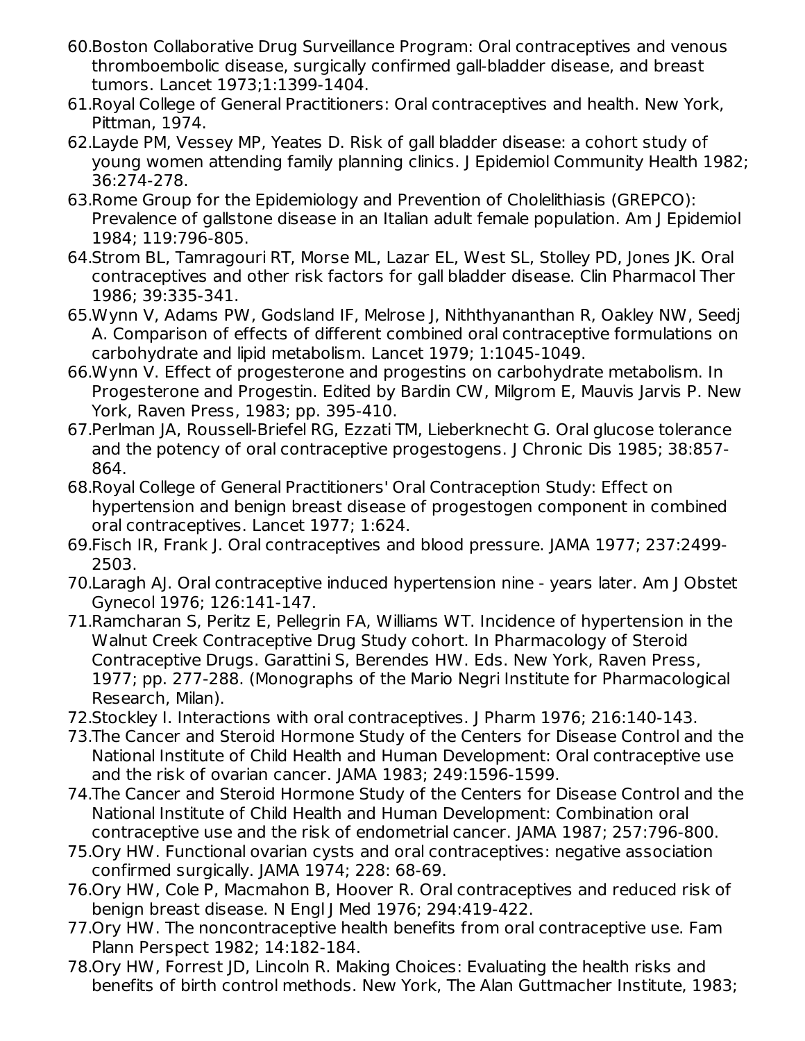60. Boston Collaborative Drug Surveillance Program: Oral contraceptives and venous thromboembolic disease, surgically confirmed gall-bladder disease, and breast tumors. Lancet 1973;1:1399-1404.
61. Royal College of General Practitioners: Oral contraceptives and health. New York, Pittman, 1974.
62. Layde PM, Vessey MP, Yeates D. Risk of gall bladder disease: a cohort study of young women attending family planning clinics. J Epidemiol Community Health 1982; 36:274-278.
63. Rome Group for the Epidemiology and Prevention of Cholelithiasis (GREPCO): Prevalence of gallstone disease in an Italian adult female population. Am J Epidemiol 1984; 119:796-805.
64. Strom BL, Tamragouri RT, Morse ML, Lazar EL, West SL, Stolley PD, Jones JK. Oral contraceptives and other risk factors for gall bladder disease. Clin Pharmacol Ther 1986; 39:335-341.
65. Wynn V, Adams PW, Godsland IF, Melrose J, Niththyananthan R, Oakley NW, Seedj A. Comparison of effects of different combined oral contraceptive formulations on carbohydrate and lipid metabolism. Lancet 1979; 1:1045-1049.
66. Wynn V. Effect of progesterone and progestins on carbohydrate metabolism. In Progesterone and Progestin. Edited by Bardin CW, Milgrom E, Mauvis Jarvis P. New York, Raven Press, 1983; pp. 395-410.
67. Perlman JA, Roussell-Briefel RG, Ezzati TM, Lieberknecht G. Oral glucose tolerance and the potency of oral contraceptive progestogens. J Chronic Dis 1985; 38:857-864.
68. Royal College of General Practitioners' Oral Contraception Study: Effect on hypertension and benign breast disease of progestogen component in combined oral contraceptives. Lancet 1977; 1:624.
69. Fisch IR, Frank J. Oral contraceptives and blood pressure. JAMA 1977; 237:2499-2503.
70. Laragh AJ. Oral contraceptive induced hypertension nine - years later. Am J Obstet Gynecol 1976; 126:141-147.
71. Ramcharan S, Peritz E, Pellegrin FA, Williams WT. Incidence of hypertension in the Walnut Creek Contraceptive Drug Study cohort. In Pharmacology of Steroid Contraceptive Drugs. Garattini S, Berendes HW. Eds. New York, Raven Press, 1977; pp. 277-288. (Monographs of the Mario Negri Institute for Pharmacological Research, Milan).
72. Stockley I. Interactions with oral contraceptives. J Pharm 1976; 216:140-143.
73. The Cancer and Steroid Hormone Study of the Centers for Disease Control and the National Institute of Child Health and Human Development: Oral contraceptive use and the risk of ovarian cancer. JAMA 1983; 249:1596-1599.
74. The Cancer and Steroid Hormone Study of the Centers for Disease Control and the National Institute of Child Health and Human Development: Combination oral contraceptive use and the risk of endometrial cancer. JAMA 1987; 257:796-800.
75. Ory HW. Functional ovarian cysts and oral contraceptives: negative association confirmed surgically. JAMA 1974; 228: 68-69.
76. Ory HW, Cole P, Macmahon B, Hoover R. Oral contraceptives and reduced risk of benign breast disease. N Engl J Med 1976; 294:419-422.
77. Ory HW. The noncontraceptive health benefits from oral contraceptive use. Fam Plann Perspect 1982; 14:182-184.
78. Ory HW, Forrest JD, Lincoln R. Making Choices: Evaluating the health risks and benefits of birth control methods. New York, The Alan Guttmacher Institute, 1983;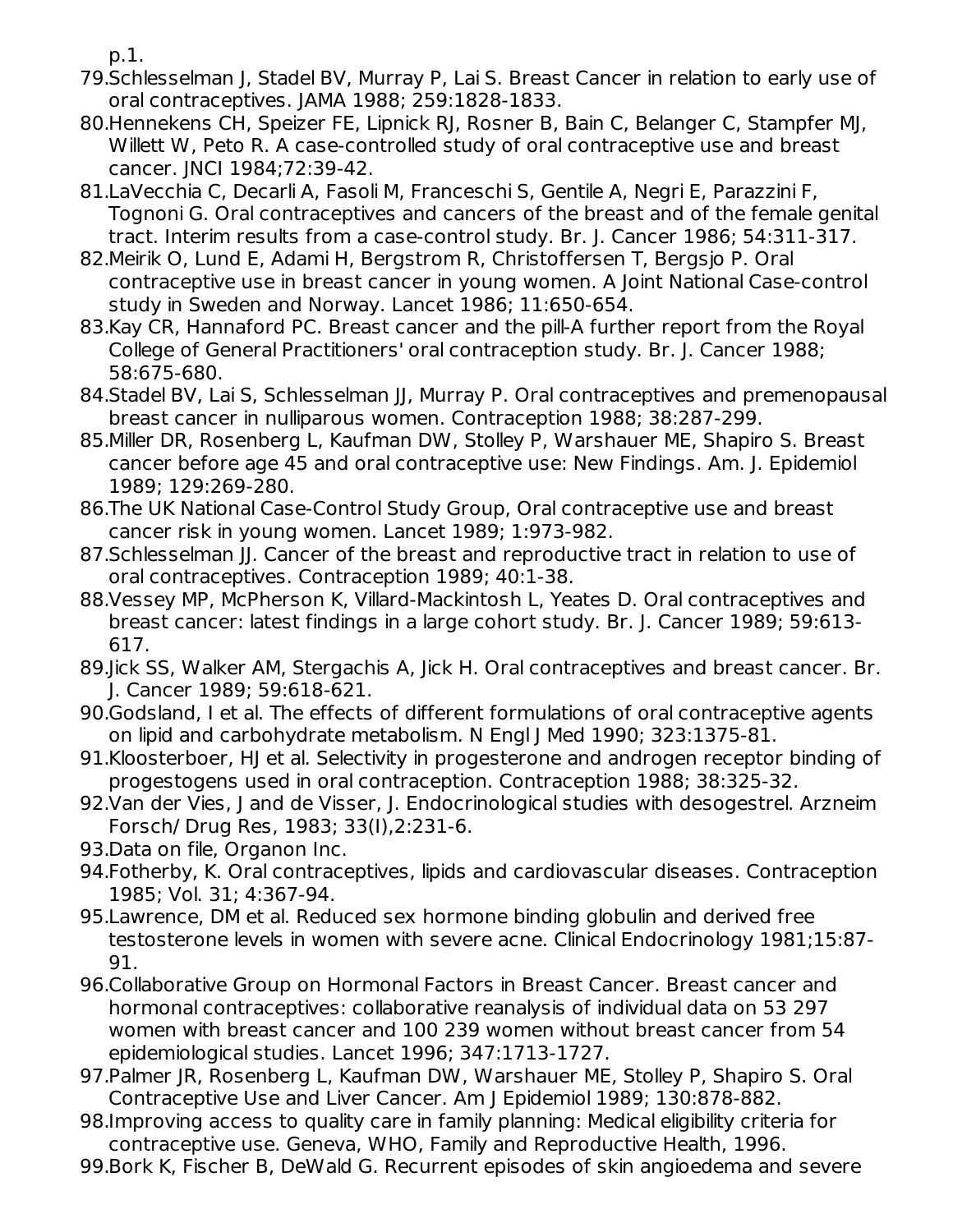p.1.

79. Schlesselman J, Stadel BV, Murray P, Lai S. Breast Cancer in relation to early use of oral contraceptives. JAMA 1988; 259:1828-1833.
80. Hennekens CH, Speizer FE, Lipnick RJ, Rosner B, Bain C, Belanger C, Stampfer MJ, Willett W, Peto R. A case-controlled study of oral contraceptive use and breast cancer. JNCI 1984;72:39-42.
81. LaVecchia C, Decarli A, Fasoli M, Franceschi S, Gentile A, Negri E, Parazzini F, Tognoni G. Oral contraceptives and cancers of the breast and of the female genital tract. Interim results from a case-control study. Br. J. Cancer 1986; 54:311-317.
82. Meirik O, Lund E, Adami H, Bergstrom R, Christoffersen T, Bergsjo P. Oral contraceptive use in breast cancer in young women. A Joint National Case-control study in Sweden and Norway. Lancet 1986; 11:650-654.
83. Kay CR, Hannaford PC. Breast cancer and the pill-A further report from the Royal College of General Practitioners' oral contraception study. Br. J. Cancer 1988; 58:675-680.
84. Stadel BV, Lai S, Schlesselman JJ, Murray P. Oral contraceptives and premenopausal breast cancer in nulliparous women. Contraception 1988; 38:287-299.
85. Miller DR, Rosenberg L, Kaufman DW, Stolley P, Warshauer ME, Shapiro S. Breast cancer before age 45 and oral contraceptive use: New Findings. Am. J. Epidemiol 1989; 129:269-280.
86. The UK National Case-Control Study Group, Oral contraceptive use and breast cancer risk in young women. Lancet 1989; 1:973-982.
87. Schlesselman JJ. Cancer of the breast and reproductive tract in relation to use of oral contraceptives. Contraception 1989; 40:1-38.
88. Vessey MP, McPherson K, Villard-Mackintosh L, Yeates D. Oral contraceptives and breast cancer: latest findings in a large cohort study. Br. J. Cancer 1989; 59:613-617.
89. Jick SS, Walker AM, Stergachis A, Jick H. Oral contraceptives and breast cancer. Br. J. Cancer 1989; 59:618-621.
90. Godsland, I et al. The effects of different formulations of oral contraceptive agents on lipid and carbohydrate metabolism. N Engl J Med 1990; 323:1375-81.
91. Kloosterboer, HJ et al. Selectivity in progesterone and androgen receptor binding of progestogens used in oral contraception. Contraception 1988; 38:325-32.
92. Van der Vies, J and de Visser, J. Endocrinological studies with desogestrel. Arzneim Forsch/ Drug Res, 1983; 33(l),2:231-6.
93. Data on file, Organon Inc.
94. Fotherby, K. Oral contraceptives, lipids and cardiovascular diseases. Contraception 1985; Vol. 31; 4:367-94.
95. Lawrence, DM et al. Reduced sex hormone binding globulin and derived free testosterone levels in women with severe acne. Clinical Endocrinology 1981;15:87-91.
96. Collaborative Group on Hormonal Factors in Breast Cancer. Breast cancer and hormonal contraceptives: collaborative reanalysis of individual data on 53 297 women with breast cancer and 100 239 women without breast cancer from 54 epidemiological studies. Lancet 1996; 347:1713-1727.
97. Palmer JR, Rosenberg L, Kaufman DW, Warshauer ME, Stolley P, Shapiro S. Oral Contraceptive Use and Liver Cancer. Am J Epidemiol 1989; 130:878-882.
98. Improving access to quality care in family planning: Medical eligibility criteria for contraceptive use. Geneva, WHO, Family and Reproductive Health, 1996.
99. Bork K, Fischer B, DeWald G. Recurrent episodes of skin angioedema and severe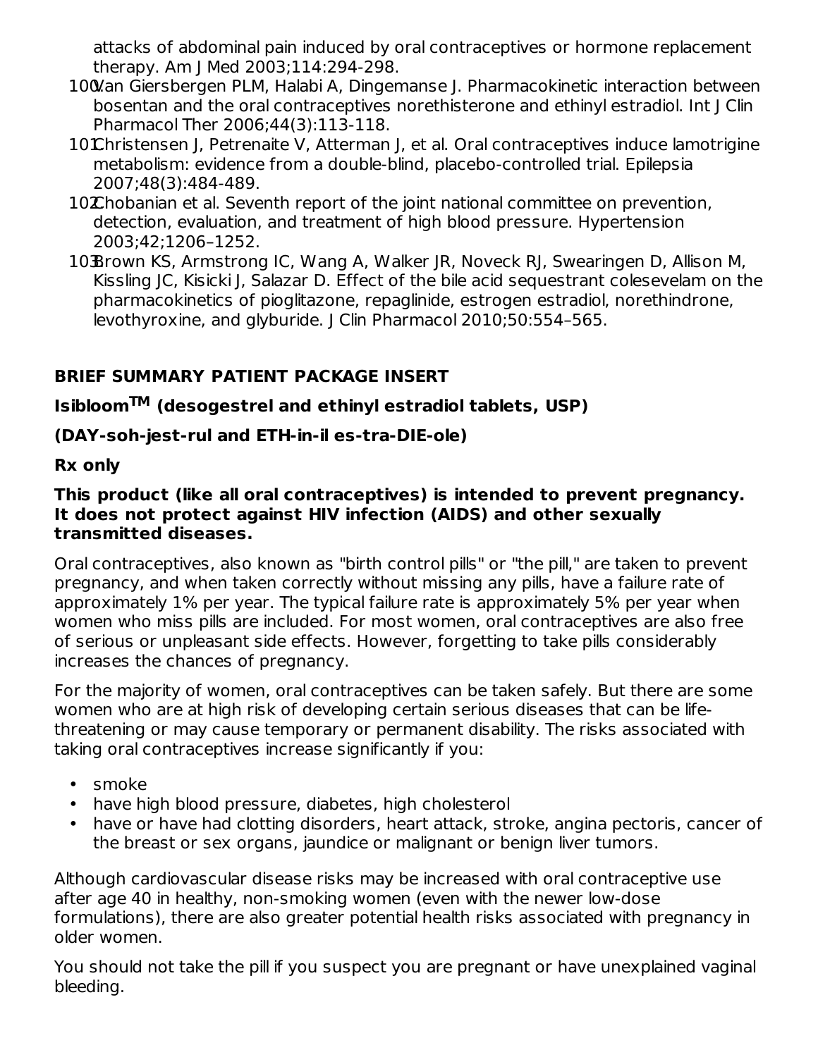attacks of abdominal pain induced by oral contraceptives or hormone replacement therapy. Am J Med 2003;114:294-298.

100. Van Giersbergen PLM, Halabi A, Dingemanse J. Pharmacokinetic interaction between bosentan and the oral contraceptives norethisterone and ethinyl estradiol. Int J Clin Pharmacol Ther 2006;44(3):113-118.
101. Christensen J, Petrenaite V, Atterman J, et al. Oral contraceptives induce lamotrigine metabolism: evidence from a double-blind, placebo-controlled trial. Epilepsia 2007;48(3):484-489.
102. Chobanian et al. Seventh report of the joint national committee on prevention, detection, evaluation, and treatment of high blood pressure. Hypertension 2003;42;1206–1252.
103. Brown KS, Armstrong IC, Wang A, Walker JR, Noveck RJ, Swearingen D, Allison M, Kissling JC, Kisicki J, Salazar D. Effect of the bile acid sequestrant colesevelam on the pharmacokinetics of pioglitazone, repaglinide, estrogen estradiol, norethindrone, levothyroxine, and glyburide. J Clin Pharmacol 2010;50:554–565.

## BRIEF SUMMARY PATIENT PACKAGE INSERT

**Isibloom™ (desogestrel and ethinyl estradiol tablets, USP)**

**(DAY-soh-jest-rul and ETH-in-il es-tra-DIE-ole)**

**Rx only**

**This product (like all oral contraceptives) is intended to prevent pregnancy. It does not protect against HIV infection (AIDS) and other sexually transmitted diseases.**

Oral contraceptives, also known as "birth control pills" or "the pill," are taken to prevent pregnancy, and when taken correctly without missing any pills, have a failure rate of approximately 1% per year. The typical failure rate is approximately 5% per year when women who miss pills are included. For most women, oral contraceptives are also free of serious or unpleasant side effects. However, forgetting to take pills considerably increases the chances of pregnancy.

For the majority of women, oral contraceptives can be taken safely. But there are some women who are at high risk of developing certain serious diseases that can be life-threatening or may cause temporary or permanent disability. The risks associated with taking oral contraceptives increase significantly if you:

- smoke
- have high blood pressure, diabetes, high cholesterol
- have or have had clotting disorders, heart attack, stroke, angina pectoris, cancer of the breast or sex organs, jaundice or malignant or benign liver tumors.

Although cardiovascular disease risks may be increased with oral contraceptive use after age 40 in healthy, non-smoking women (even with the newer low-dose formulations), there are also greater potential health risks associated with pregnancy in older women.

You should not take the pill if you suspect you are pregnant or have unexplained vaginal bleeding.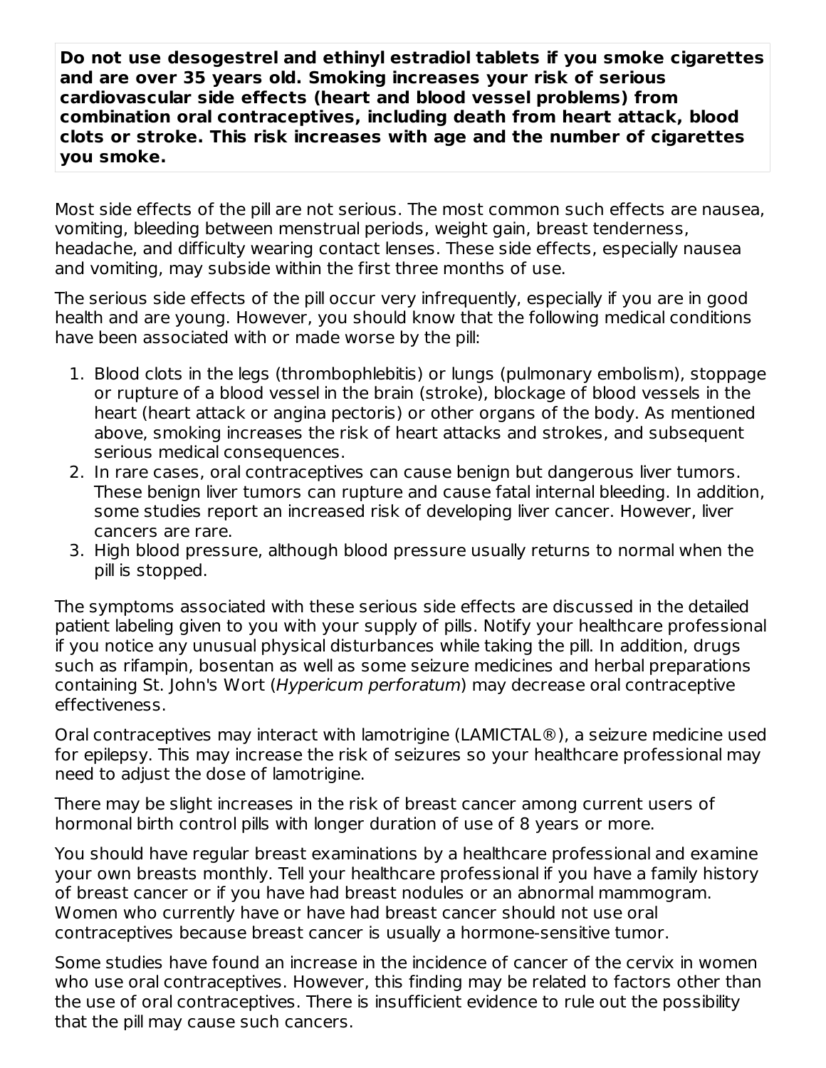**Do not use desogestrel and ethinyl estradiol tablets if you smoke cigarettes and are over 35 years old. Smoking increases your risk of serious cardiovascular side effects (heart and blood vessel problems) from combination oral contraceptives, including death from heart attack, blood clots or stroke. This risk increases with age and the number of cigarettes you smoke.**

Most side effects of the pill are not serious. The most common such effects are nausea, vomiting, bleeding between menstrual periods, weight gain, breast tenderness, headache, and difficulty wearing contact lenses. These side effects, especially nausea and vomiting, may subside within the first three months of use.

The serious side effects of the pill occur very infrequently, especially if you are in good health and are young. However, you should know that the following medical conditions have been associated with or made worse by the pill:

1. Blood clots in the legs (thrombophlebitis) or lungs (pulmonary embolism), stoppage or rupture of a blood vessel in the brain (stroke), blockage of blood vessels in the heart (heart attack or angina pectoris) or other organs of the body. As mentioned above, smoking increases the risk of heart attacks and strokes, and subsequent serious medical consequences.
2. In rare cases, oral contraceptives can cause benign but dangerous liver tumors. These benign liver tumors can rupture and cause fatal internal bleeding. In addition, some studies report an increased risk of developing liver cancer. However, liver cancers are rare.
3. High blood pressure, although blood pressure usually returns to normal when the pill is stopped.

The symptoms associated with these serious side effects are discussed in the detailed patient labeling given to you with your supply of pills. Notify your healthcare professional if you notice any unusual physical disturbances while taking the pill. In addition, drugs such as rifampin, bosentan as well as some seizure medicines and herbal preparations containing St. John's Wort (*Hypericum perforatum*) may decrease oral contraceptive effectiveness.

Oral contraceptives may interact with lamotrigine (LAMICTAL®), a seizure medicine used for epilepsy. This may increase the risk of seizures so your healthcare professional may need to adjust the dose of lamotrigine.

There may be slight increases in the risk of breast cancer among current users of hormonal birth control pills with longer duration of use of 8 years or more.

You should have regular breast examinations by a healthcare professional and examine your own breasts monthly. Tell your healthcare professional if you have a family history of breast cancer or if you have had breast nodules or an abnormal mammogram. Women who currently have or have had breast cancer should not use oral contraceptives because breast cancer is usually a hormone-sensitive tumor.

Some studies have found an increase in the incidence of cancer of the cervix in women who use oral contraceptives. However, this finding may be related to factors other than the use of oral contraceptives. There is insufficient evidence to rule out the possibility that the pill may cause such cancers.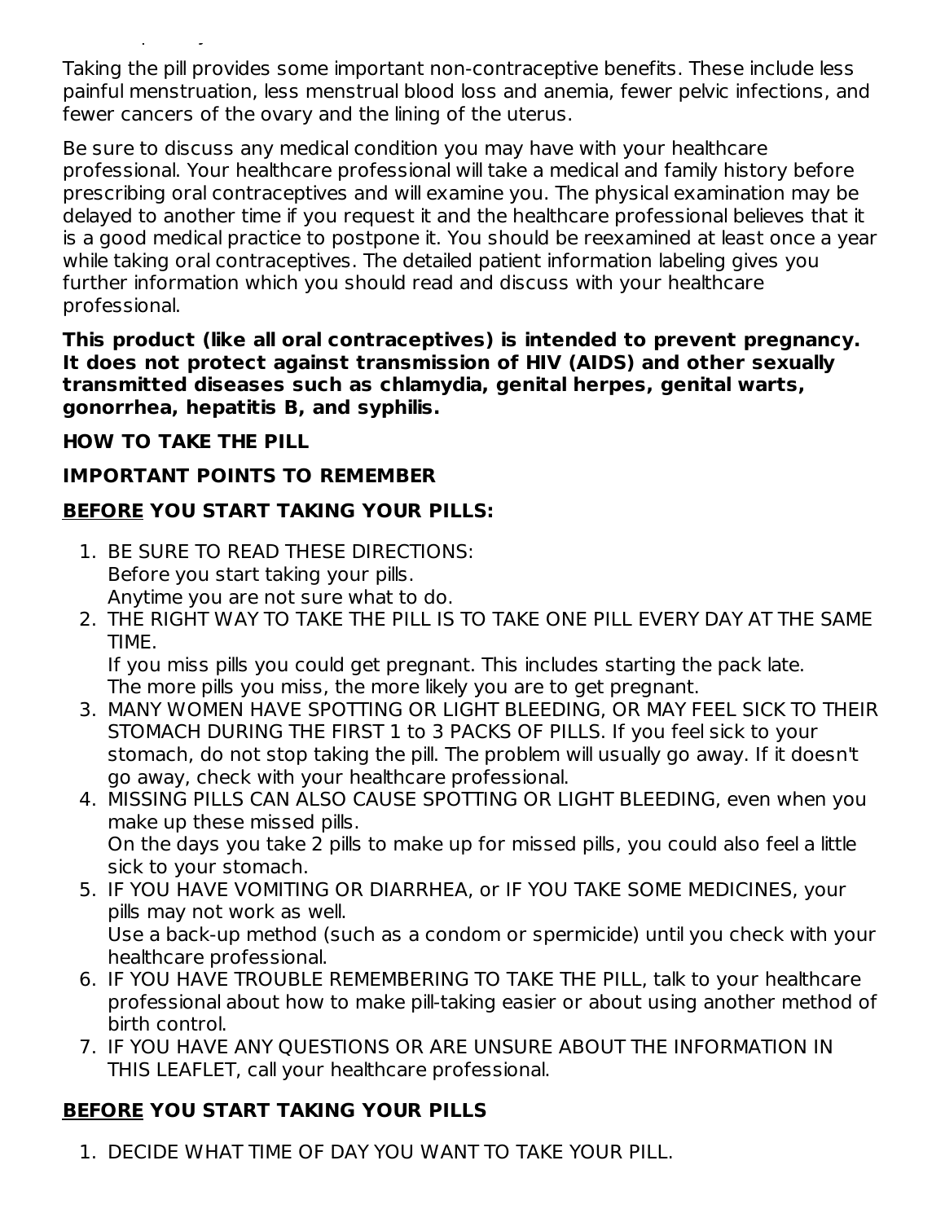Taking the pill provides some important non-contraceptive benefits. These include less painful menstruation, less menstrual blood loss and anemia, fewer pelvic infections, and fewer cancers of the ovary and the lining of the uterus.

Be sure to discuss any medical condition you may have with your healthcare professional. Your healthcare professional will take a medical and family history before prescribing oral contraceptives and will examine you. The physical examination may be delayed to another time if you request it and the healthcare professional believes that it is a good medical practice to postpone it. You should be reexamined at least once a year while taking oral contraceptives. The detailed patient information labeling gives you further information which you should read and discuss with your healthcare professional.

**This product (like all oral contraceptives) is intended to prevent pregnancy. It does not protect against transmission of HIV (AIDS) and other sexually transmitted diseases such as chlamydia, genital herpes, genital warts, gonorrhea, hepatitis B, and syphilis.**

**HOW TO TAKE THE PILL**

**IMPORTANT POINTS TO REMEMBER**

**<u>BEFORE</u> YOU START TAKING YOUR PILLS:**

1. BE SURE TO READ THESE DIRECTIONS:
   Before you start taking your pills.
   Anytime you are not sure what to do.
2. THE RIGHT WAY TO TAKE THE PILL IS TO TAKE ONE PILL EVERY DAY AT THE SAME TIME.
   If you miss pills you could get pregnant. This includes starting the pack late.
   The more pills you miss, the more likely you are to get pregnant.
3. MANY WOMEN HAVE SPOTTING OR LIGHT BLEEDING, OR MAY FEEL SICK TO THEIR STOMACH DURING THE FIRST 1 to 3 PACKS OF PILLS. If you feel sick to your stomach, do not stop taking the pill. The problem will usually go away. If it doesn't go away, check with your healthcare professional.
4. MISSING PILLS CAN ALSO CAUSE SPOTTING OR LIGHT BLEEDING, even when you make up these missed pills.
   On the days you take 2 pills to make up for missed pills, you could also feel a little sick to your stomach.
5. IF YOU HAVE VOMITING OR DIARRHEA, or IF YOU TAKE SOME MEDICINES, your pills may not work as well.
   Use a back-up method (such as a condom or spermicide) until you check with your healthcare professional.
6. IF YOU HAVE TROUBLE REMEMBERING TO TAKE THE PILL, talk to your healthcare professional about how to make pill-taking easier or about using another method of birth control.
7. IF YOU HAVE ANY QUESTIONS OR ARE UNSURE ABOUT THE INFORMATION IN THIS LEAFLET, call your healthcare professional.

**<u>BEFORE</u> YOU START TAKING YOUR PILLS**

1. DECIDE WHAT TIME OF DAY YOU WANT TO TAKE YOUR PILL.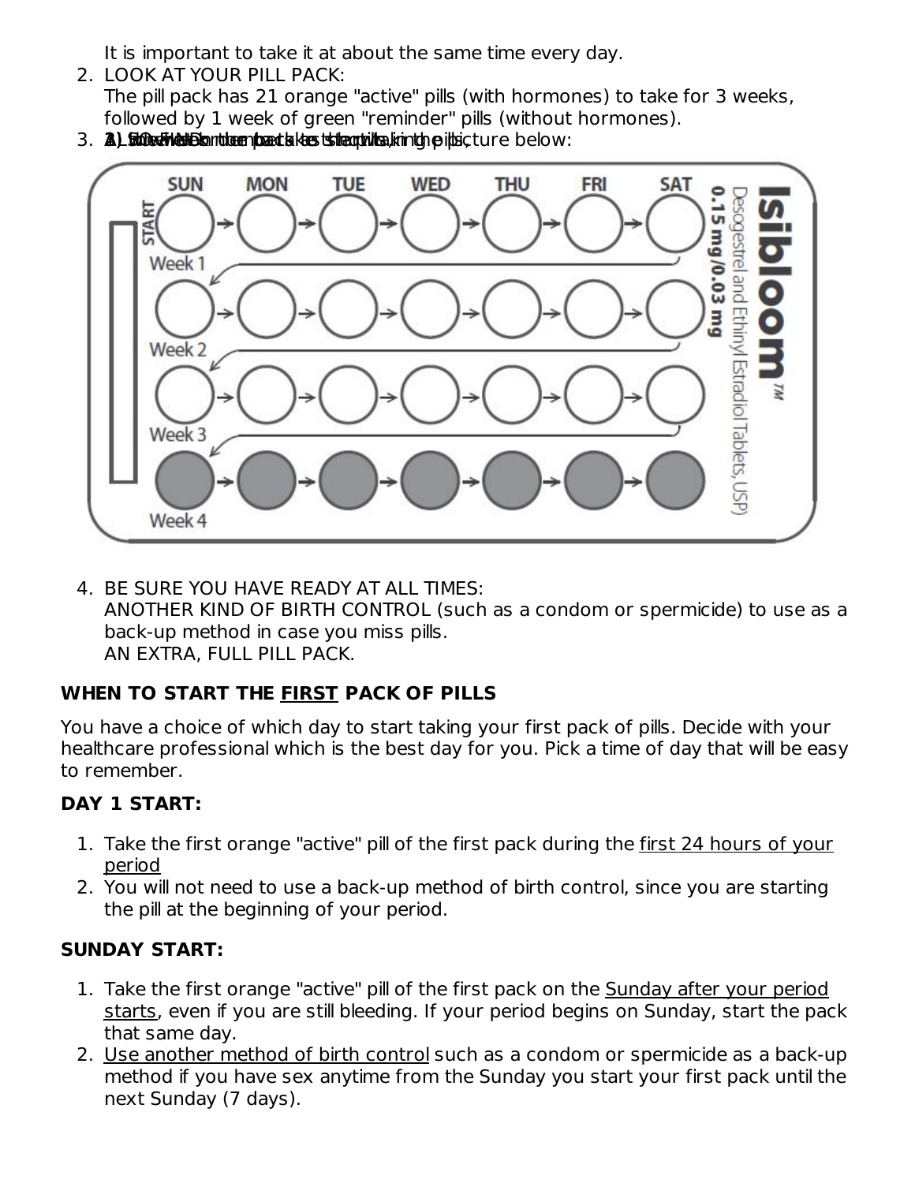It is important to take it at about the same time every day.

2. LOOK AT YOUR PILL PACK:
   The pill pack has 21 orange "active" pills (with hormones) to take for 3 weeks, followed by 1 week of green "reminder" pills (without hormones).
3. ALSO FIND: 1) where on the pack to start taking pills, 2) in what order to take the pills (follow the arrows) 3) the week numbers as shown in the picture below:

| START | SUN | MON | TUE | WED | THU | FRI | SAT |
|---|---|---|---|---|---|---|---|
| Week 1 | ○ | ○ | ○ | ○ | ○ | ○ | ○ |
| Week 2 | ○ | ○ | ○ | ○ | ○ | ○ | ○ |
| Week 3 | ○ | ○ | ○ | ○ | ○ | ○ | ○ |
| Week 4 | ● | ● | ● | ● | ● | ● | ● |

Isibloom™ Desogestrel and Ethinyl Estradiol Tablets, USP) 0.15 mg/0.03 mg

4. BE SURE YOU HAVE READY AT ALL TIMES:
   ANOTHER KIND OF BIRTH CONTROL (such as a condom or spermicide) to use as a back-up method in case you miss pills.
   AN EXTRA, FULL PILL PACK.

**WHEN TO START THE FIRST PACK OF PILLS**

You have a choice of which day to start taking your first pack of pills. Decide with your healthcare professional which is the best day for you. Pick a time of day that will be easy to remember.

**DAY 1 START:**

1. Take the first orange "active" pill of the first pack during the first 24 hours of your period
2. You will not need to use a back-up method of birth control, since you are starting the pill at the beginning of your period.

**SUNDAY START:**

1. Take the first orange "active" pill of the first pack on the Sunday after your period starts, even if you are still bleeding. If your period begins on Sunday, start the pack that same day.
2. Use another method of birth control such as a condom or spermicide as a back-up method if you have sex anytime from the Sunday you start your first pack until the next Sunday (7 days).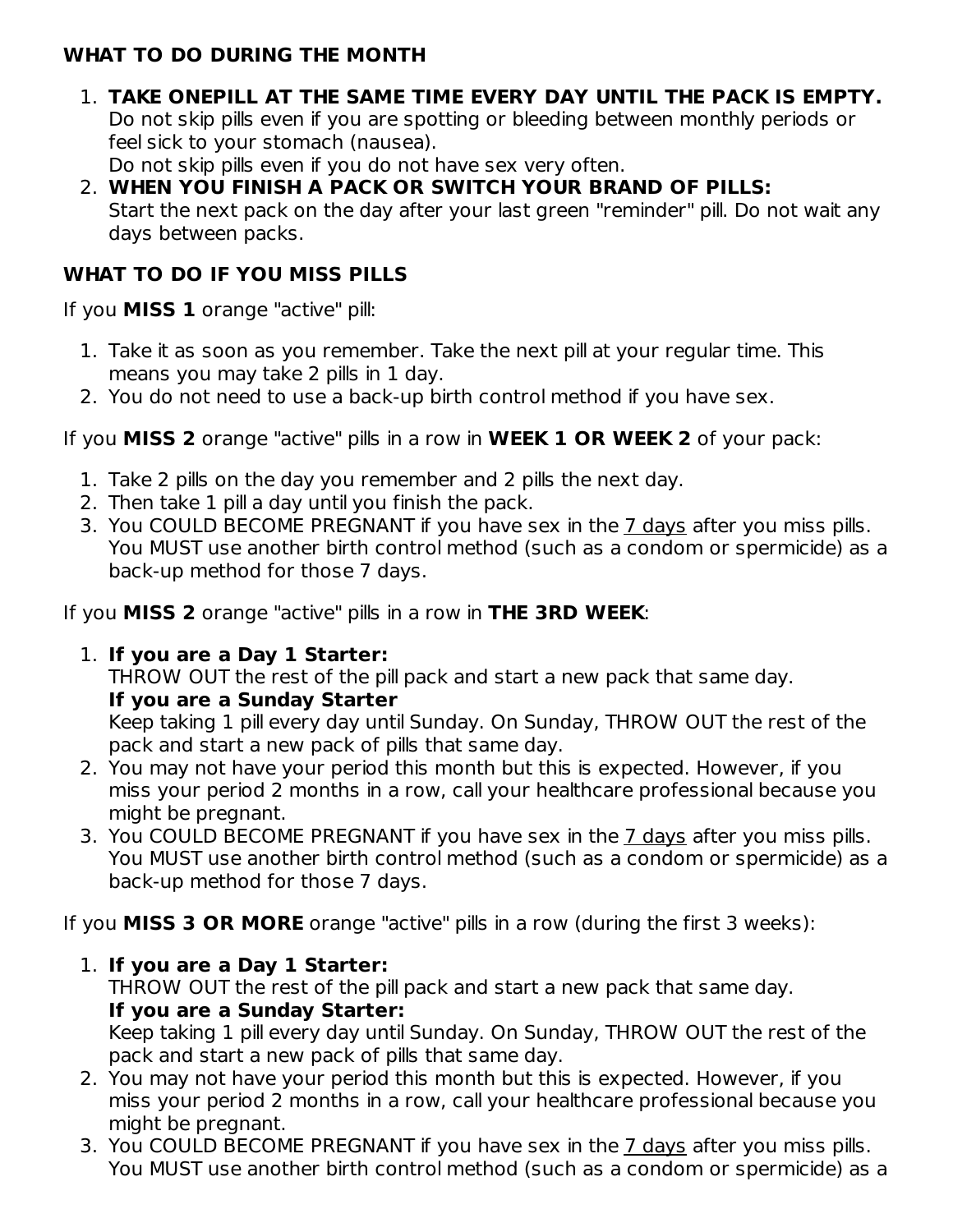**WHAT TO DO DURING THE MONTH**

1. **TAKE ONEPILL AT THE SAME TIME EVERY DAY UNTIL THE PACK IS EMPTY.**
   Do not skip pills even if you are spotting or bleeding between monthly periods or feel sick to your stomach (nausea).
   Do not skip pills even if you do not have sex very often.
2. **WHEN YOU FINISH A PACK OR SWITCH YOUR BRAND OF PILLS:**
   Start the next pack on the day after your last green "reminder" pill. Do not wait any days between packs.

**WHAT TO DO IF YOU MISS PILLS**

If you **MISS 1** orange "active" pill:

1. Take it as soon as you remember. Take the next pill at your regular time. This means you may take 2 pills in 1 day.
2. You do not need to use a back-up birth control method if you have sex.

If you **MISS 2** orange "active" pills in a row in **WEEK 1 OR WEEK 2** of your pack:

1. Take 2 pills on the day you remember and 2 pills the next day.
2. Then take 1 pill a day until you finish the pack.
3. You COULD BECOME PREGNANT if you have sex in the 7 days after you miss pills. You MUST use another birth control method (such as a condom or spermicide) as a back-up method for those 7 days.

If you **MISS 2** orange "active" pills in a row in **THE 3RD WEEK**:

1. **If you are a Day 1 Starter:**
   THROW OUT the rest of the pill pack and start a new pack that same day.
   **If you are a Sunday Starter**
   Keep taking 1 pill every day until Sunday. On Sunday, THROW OUT the rest of the pack and start a new pack of pills that same day.
2. You may not have your period this month but this is expected. However, if you miss your period 2 months in a row, call your healthcare professional because you might be pregnant.
3. You COULD BECOME PREGNANT if you have sex in the 7 days after you miss pills. You MUST use another birth control method (such as a condom or spermicide) as a back-up method for those 7 days.

If you **MISS 3 OR MORE** orange "active" pills in a row (during the first 3 weeks):

1. **If you are a Day 1 Starter:**
   THROW OUT the rest of the pill pack and start a new pack that same day.
   **If you are a Sunday Starter:**
   Keep taking 1 pill every day until Sunday. On Sunday, THROW OUT the rest of the pack and start a new pack of pills that same day.
2. You may not have your period this month but this is expected. However, if you miss your period 2 months in a row, call your healthcare professional because you might be pregnant.
3. You COULD BECOME PREGNANT if you have sex in the 7 days after you miss pills. You MUST use another birth control method (such as a condom or spermicide) as a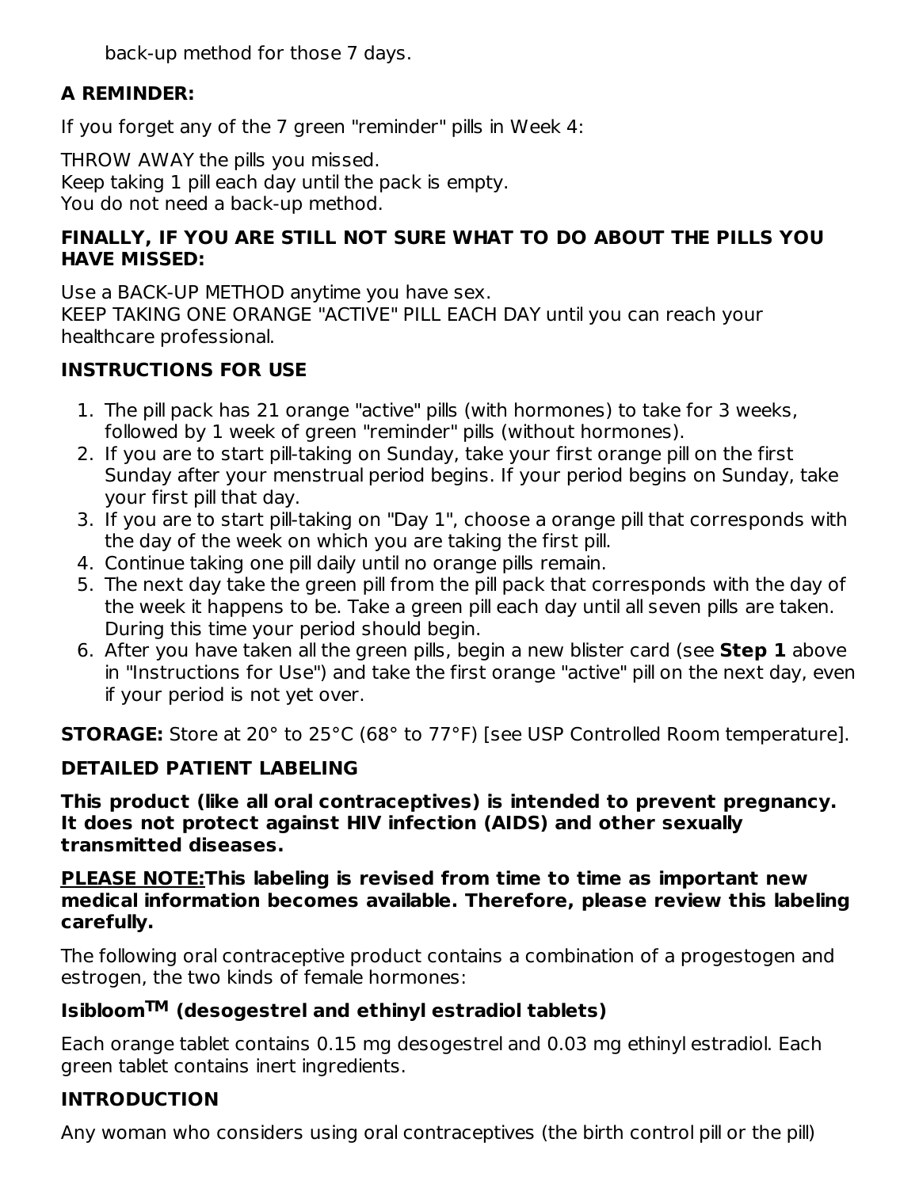back-up method for those 7 days.

**A REMINDER:**

If you forget any of the 7 green "reminder" pills in Week 4:

THROW AWAY the pills you missed.
Keep taking 1 pill each day until the pack is empty.
You do not need a back-up method.

**FINALLY, IF YOU ARE STILL NOT SURE WHAT TO DO ABOUT THE PILLS YOU HAVE MISSED:**

Use a BACK-UP METHOD anytime you have sex.
KEEP TAKING ONE ORANGE "ACTIVE" PILL EACH DAY until you can reach your healthcare professional.

**INSTRUCTIONS FOR USE**

1. The pill pack has 21 orange "active" pills (with hormones) to take for 3 weeks, followed by 1 week of green "reminder" pills (without hormones).
2. If you are to start pill-taking on Sunday, take your first orange pill on the first Sunday after your menstrual period begins. If your period begins on Sunday, take your first pill that day.
3. If you are to start pill-taking on "Day 1", choose a orange pill that corresponds with the day of the week on which you are taking the first pill.
4. Continue taking one pill daily until no orange pills remain.
5. The next day take the green pill from the pill pack that corresponds with the day of the week it happens to be. Take a green pill each day until all seven pills are taken. During this time your period should begin.
6. After you have taken all the green pills, begin a new blister card (see **Step 1** above in "Instructions for Use") and take the first orange "active" pill on the next day, even if your period is not yet over.

**STORAGE:** Store at 20° to 25°C (68° to 77°F) [see USP Controlled Room temperature].

**DETAILED PATIENT LABELING**

**This product (like all oral contraceptives) is intended to prevent pregnancy. It does not protect against HIV infection (AIDS) and other sexually transmitted diseases.**

**PLEASE NOTE:This labeling is revised from time to time as important new medical information becomes available. Therefore, please review this labeling carefully.**

The following oral contraceptive product contains a combination of a progestogen and estrogen, the two kinds of female hormones:

**Isibloom™ (desogestrel and ethinyl estradiol tablets)**

Each orange tablet contains 0.15 mg desogestrel and 0.03 mg ethinyl estradiol. Each green tablet contains inert ingredients.

**INTRODUCTION**

Any woman who considers using oral contraceptives (the birth control pill or the pill)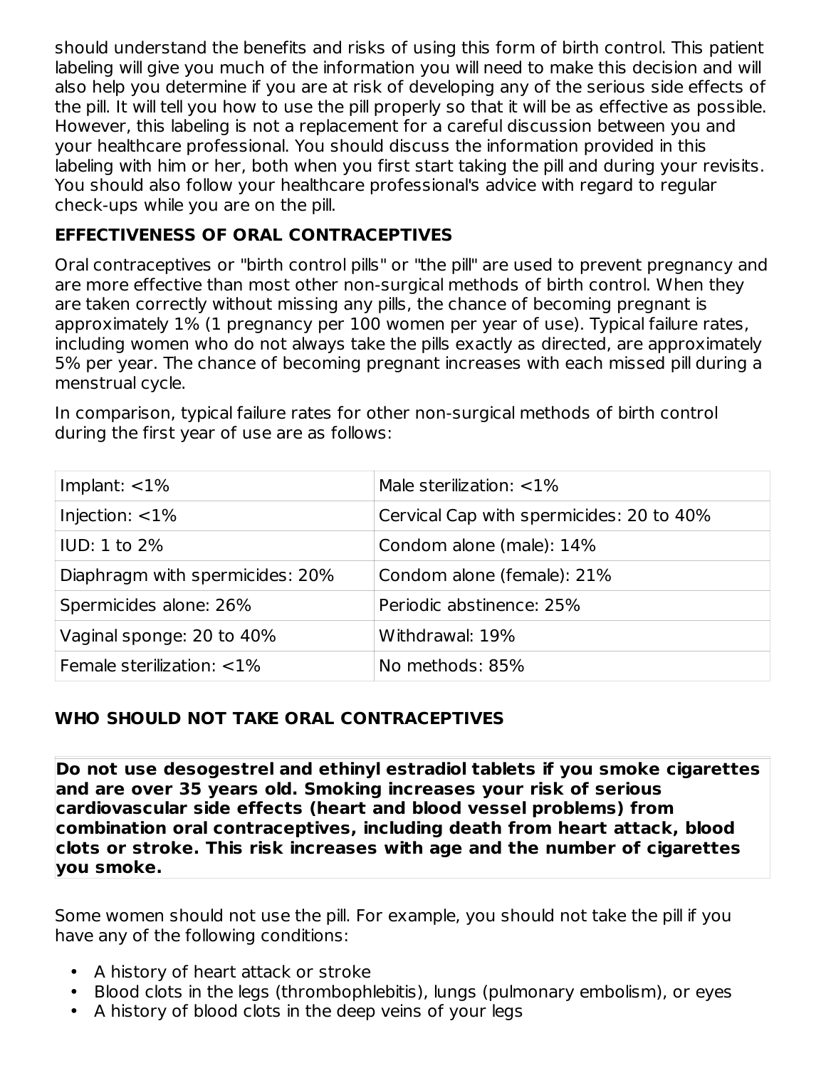should understand the benefits and risks of using this form of birth control. This patient labeling will give you much of the information you will need to make this decision and will also help you determine if you are at risk of developing any of the serious side effects of the pill. It will tell you how to use the pill properly so that it will be as effective as possible. However, this labeling is not a replacement for a careful discussion between you and your healthcare professional. You should discuss the information provided in this labeling with him or her, both when you first start taking the pill and during your revisits. You should also follow your healthcare professional's advice with regard to regular check-ups while you are on the pill.

**EFFECTIVENESS OF ORAL CONTRACEPTIVES**

Oral contraceptives or "birth control pills" or "the pill" are used to prevent pregnancy and are more effective than most other non-surgical methods of birth control. When they are taken correctly without missing any pills, the chance of becoming pregnant is approximately 1% (1 pregnancy per 100 women per year of use). Typical failure rates, including women who do not always take the pills exactly as directed, are approximately 5% per year. The chance of becoming pregnant increases with each missed pill during a menstrual cycle.

In comparison, typical failure rates for other non-surgical methods of birth control during the first year of use are as follows:

| | |
|---|---|
| Implant: <1% | Male sterilization: <1% |
| Injection: <1% | Cervical Cap with spermicides: 20 to 40% |
| IUD: 1 to 2% | Condom alone (male): 14% |
| Diaphragm with spermicides: 20% | Condom alone (female): 21% |
| Spermicides alone: 26% | Periodic abstinence: 25% |
| Vaginal sponge: 20 to 40% | Withdrawal: 19% |
| Female sterilization: <1% | No methods: 85% |

**WHO SHOULD NOT TAKE ORAL CONTRACEPTIVES**

**Do not use desogestrel and ethinyl estradiol tablets if you smoke cigarettes and are over 35 years old. Smoking increases your risk of serious cardiovascular side effects (heart and blood vessel problems) from combination oral contraceptives, including death from heart attack, blood clots or stroke. This risk increases with age and the number of cigarettes you smoke.**

Some women should not use the pill. For example, you should not take the pill if you have any of the following conditions:

- A history of heart attack or stroke
- Blood clots in the legs (thrombophlebitis), lungs (pulmonary embolism), or eyes
- A history of blood clots in the deep veins of your legs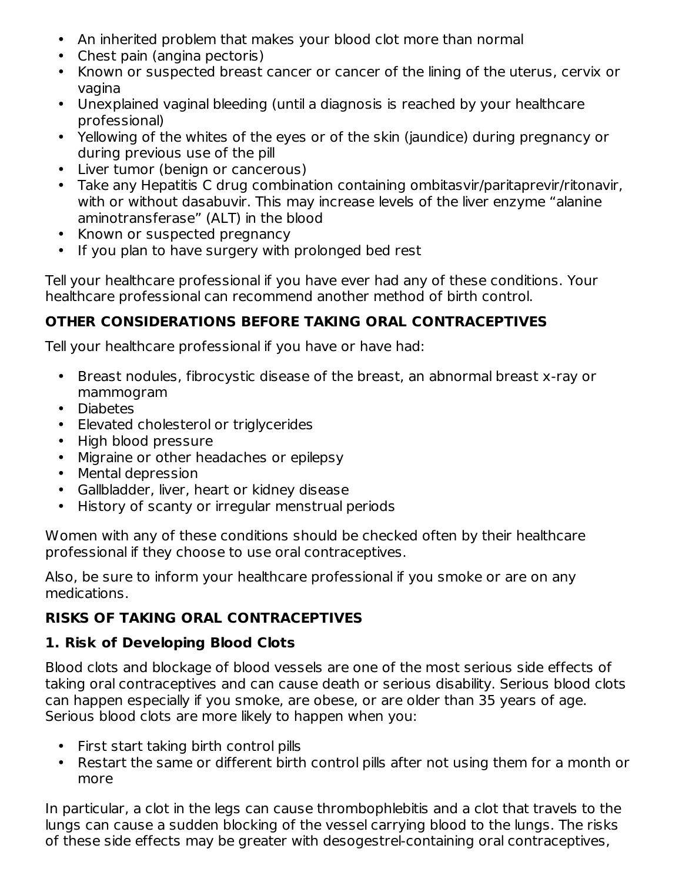- An inherited problem that makes your blood clot more than normal
- Chest pain (angina pectoris)
- Known or suspected breast cancer or cancer of the lining of the uterus, cervix or vagina
- Unexplained vaginal bleeding (until a diagnosis is reached by your healthcare professional)
- Yellowing of the whites of the eyes or of the skin (jaundice) during pregnancy or during previous use of the pill
- Liver tumor (benign or cancerous)
- Take any Hepatitis C drug combination containing ombitasvir/paritaprevir/ritonavir, with or without dasabuvir. This may increase levels of the liver enzyme "alanine aminotransferase" (ALT) in the blood
- Known or suspected pregnancy
- If you plan to have surgery with prolonged bed rest

Tell your healthcare professional if you have ever had any of these conditions. Your healthcare professional can recommend another method of birth control.

**OTHER CONSIDERATIONS BEFORE TAKING ORAL CONTRACEPTIVES**

Tell your healthcare professional if you have or have had:

- Breast nodules, fibrocystic disease of the breast, an abnormal breast x-ray or mammogram
- Diabetes
- Elevated cholesterol or triglycerides
- High blood pressure
- Migraine or other headaches or epilepsy
- Mental depression
- Gallbladder, liver, heart or kidney disease
- History of scanty or irregular menstrual periods

Women with any of these conditions should be checked often by their healthcare professional if they choose to use oral contraceptives.

Also, be sure to inform your healthcare professional if you smoke or are on any medications.

**RISKS OF TAKING ORAL CONTRACEPTIVES**

**1. Risk of Developing Blood Clots**

Blood clots and blockage of blood vessels are one of the most serious side effects of taking oral contraceptives and can cause death or serious disability. Serious blood clots can happen especially if you smoke, are obese, or are older than 35 years of age. Serious blood clots are more likely to happen when you:

- First start taking birth control pills
- Restart the same or different birth control pills after not using them for a month or more

In particular, a clot in the legs can cause thrombophlebitis and a clot that travels to the lungs can cause a sudden blocking of the vessel carrying blood to the lungs. The risks of these side effects may be greater with desogestrel-containing oral contraceptives,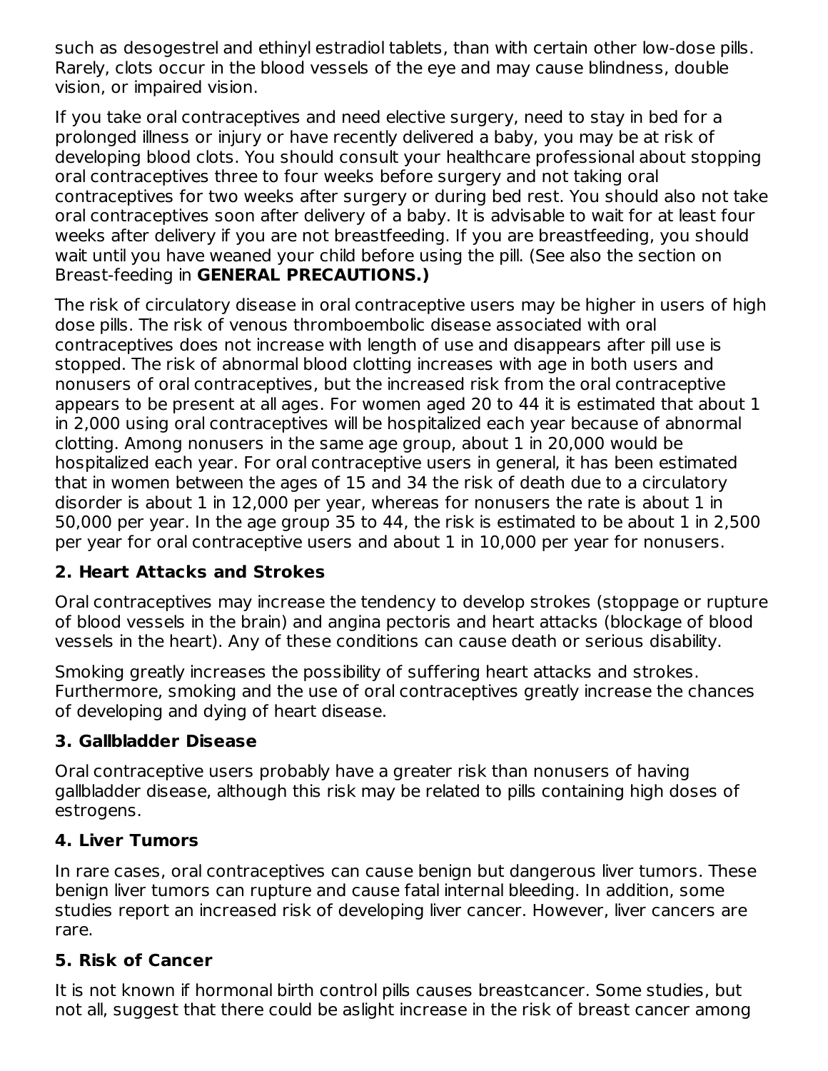such as desogestrel and ethinyl estradiol tablets, than with certain other low-dose pills. Rarely, clots occur in the blood vessels of the eye and may cause blindness, double vision, or impaired vision.

If you take oral contraceptives and need elective surgery, need to stay in bed for a prolonged illness or injury or have recently delivered a baby, you may be at risk of developing blood clots. You should consult your healthcare professional about stopping oral contraceptives three to four weeks before surgery and not taking oral contraceptives for two weeks after surgery or during bed rest. You should also not take oral contraceptives soon after delivery of a baby. It is advisable to wait for at least four weeks after delivery if you are not breastfeeding. If you are breastfeeding, you should wait until you have weaned your child before using the pill. (See also the section on Breast-feeding in **GENERAL PRECAUTIONS.)**

The risk of circulatory disease in oral contraceptive users may be higher in users of high dose pills. The risk of venous thromboembolic disease associated with oral contraceptives does not increase with length of use and disappears after pill use is stopped. The risk of abnormal blood clotting increases with age in both users and nonusers of oral contraceptives, but the increased risk from the oral contraceptive appears to be present at all ages. For women aged 20 to 44 it is estimated that about 1 in 2,000 using oral contraceptives will be hospitalized each year because of abnormal clotting. Among nonusers in the same age group, about 1 in 20,000 would be hospitalized each year. For oral contraceptive users in general, it has been estimated that in women between the ages of 15 and 34 the risk of death due to a circulatory disorder is about 1 in 12,000 per year, whereas for nonusers the rate is about 1 in 50,000 per year. In the age group 35 to 44, the risk is estimated to be about 1 in 2,500 per year for oral contraceptive users and about 1 in 10,000 per year for nonusers.

**2. Heart Attacks and Strokes**

Oral contraceptives may increase the tendency to develop strokes (stoppage or rupture of blood vessels in the brain) and angina pectoris and heart attacks (blockage of blood vessels in the heart). Any of these conditions can cause death or serious disability.

Smoking greatly increases the possibility of suffering heart attacks and strokes. Furthermore, smoking and the use of oral contraceptives greatly increase the chances of developing and dying of heart disease.

**3. Gallbladder Disease**

Oral contraceptive users probably have a greater risk than nonusers of having gallbladder disease, although this risk may be related to pills containing high doses of estrogens.

**4. Liver Tumors**

In rare cases, oral contraceptives can cause benign but dangerous liver tumors. These benign liver tumors can rupture and cause fatal internal bleeding. In addition, some studies report an increased risk of developing liver cancer. However, liver cancers are rare.

**5. Risk of Cancer**

It is not known if hormonal birth control pills causes breastcancer. Some studies, but not all, suggest that there could be aslight increase in the risk of breast cancer among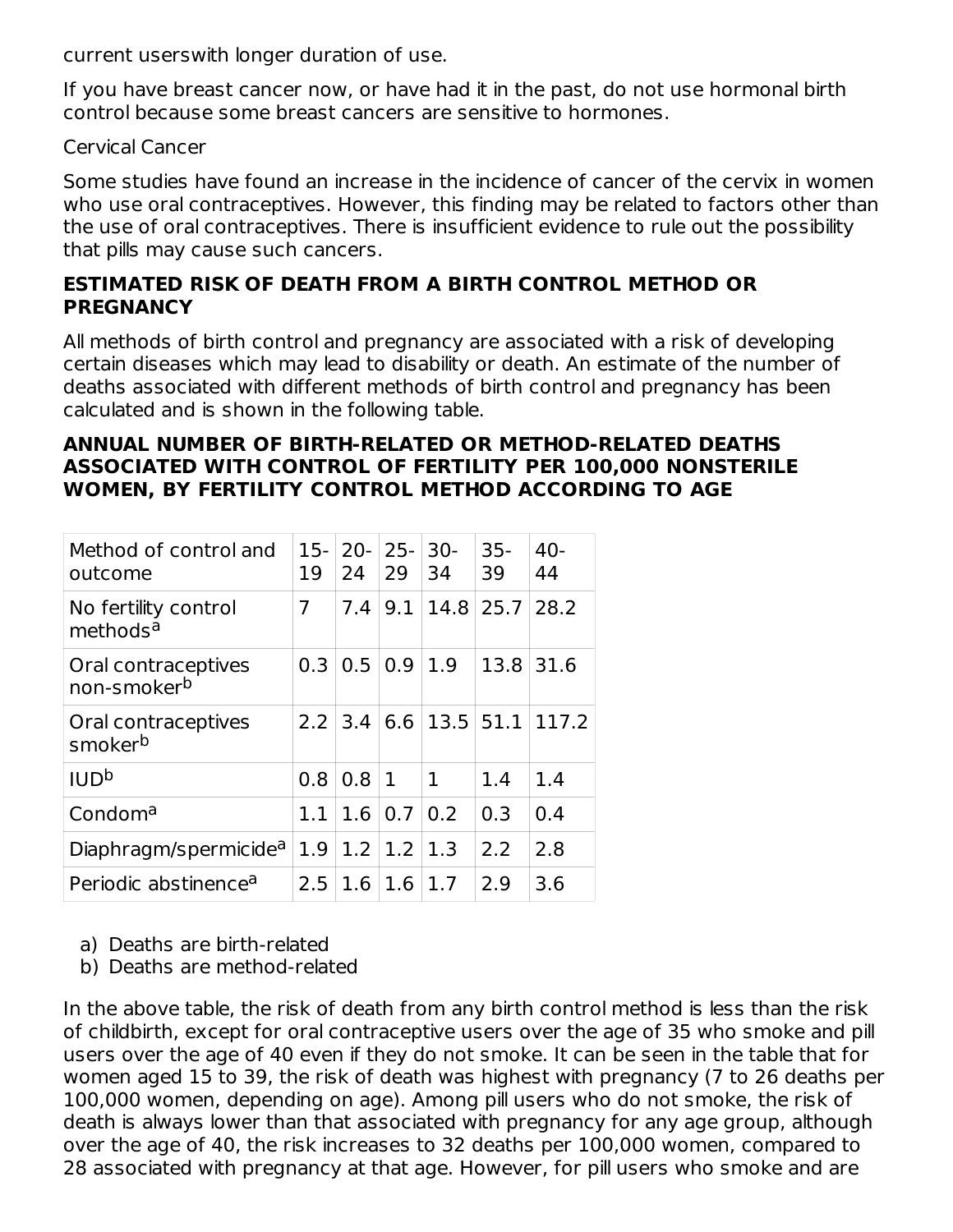current userswith longer duration of use.

If you have breast cancer now, or have had it in the past, do not use hormonal birth control because some breast cancers are sensitive to hormones.

Cervical Cancer

Some studies have found an increase in the incidence of cancer of the cervix in women who use oral contraceptives. However, this finding may be related to factors other than the use of oral contraceptives. There is insufficient evidence to rule out the possibility that pills may cause such cancers.

**ESTIMATED RISK OF DEATH FROM A BIRTH CONTROL METHOD OR PREGNANCY**

All methods of birth control and pregnancy are associated with a risk of developing certain diseases which may lead to disability or death. An estimate of the number of deaths associated with different methods of birth control and pregnancy has been calculated and is shown in the following table.

**ANNUAL NUMBER OF BIRTH-RELATED OR METHOD-RELATED DEATHS ASSOCIATED WITH CONTROL OF FERTILITY PER 100,000 NONSTERILE WOMEN, BY FERTILITY CONTROL METHOD ACCORDING TO AGE**

| Method of control and outcome | 15-19 | 20-24 | 25-29 | 30-34 | 35-39 | 40-44 |
|---|---|---|---|---|---|---|
| No fertility control methods[a] | 7 | 7.4 | 9.1 | 14.8 | 25.7 | 28.2 |
| Oral contraceptives non-smoker[b] | 0.3 | 0.5 | 0.9 | 1.9 | 13.8 | 31.6 |
| Oral contraceptives smoker[b] | 2.2 | 3.4 | 6.6 | 13.5 | 51.1 | 117.2 |
| IUD[b] | 0.8 | 0.8 | 1 | 1 | 1.4 | 1.4 |
| Condom[a] | 1.1 | 1.6 | 0.7 | 0.2 | 0.3 | 0.4 |
| Diaphragm/spermicide[a] | 1.9 | 1.2 | 1.2 | 1.3 | 2.2 | 2.8 |
| Periodic abstinence[a] | 2.5 | 1.6 | 1.6 | 1.7 | 2.9 | 3.6 |

a) Deaths are birth-related
b) Deaths are method-related

In the above table, the risk of death from any birth control method is less than the risk of childbirth, except for oral contraceptive users over the age of 35 who smoke and pill users over the age of 40 even if they do not smoke. It can be seen in the table that for women aged 15 to 39, the risk of death was highest with pregnancy (7 to 26 deaths per 100,000 women, depending on age). Among pill users who do not smoke, the risk of death is always lower than that associated with pregnancy for any age group, although over the age of 40, the risk increases to 32 deaths per 100,000 women, compared to 28 associated with pregnancy at that age. However, for pill users who smoke and are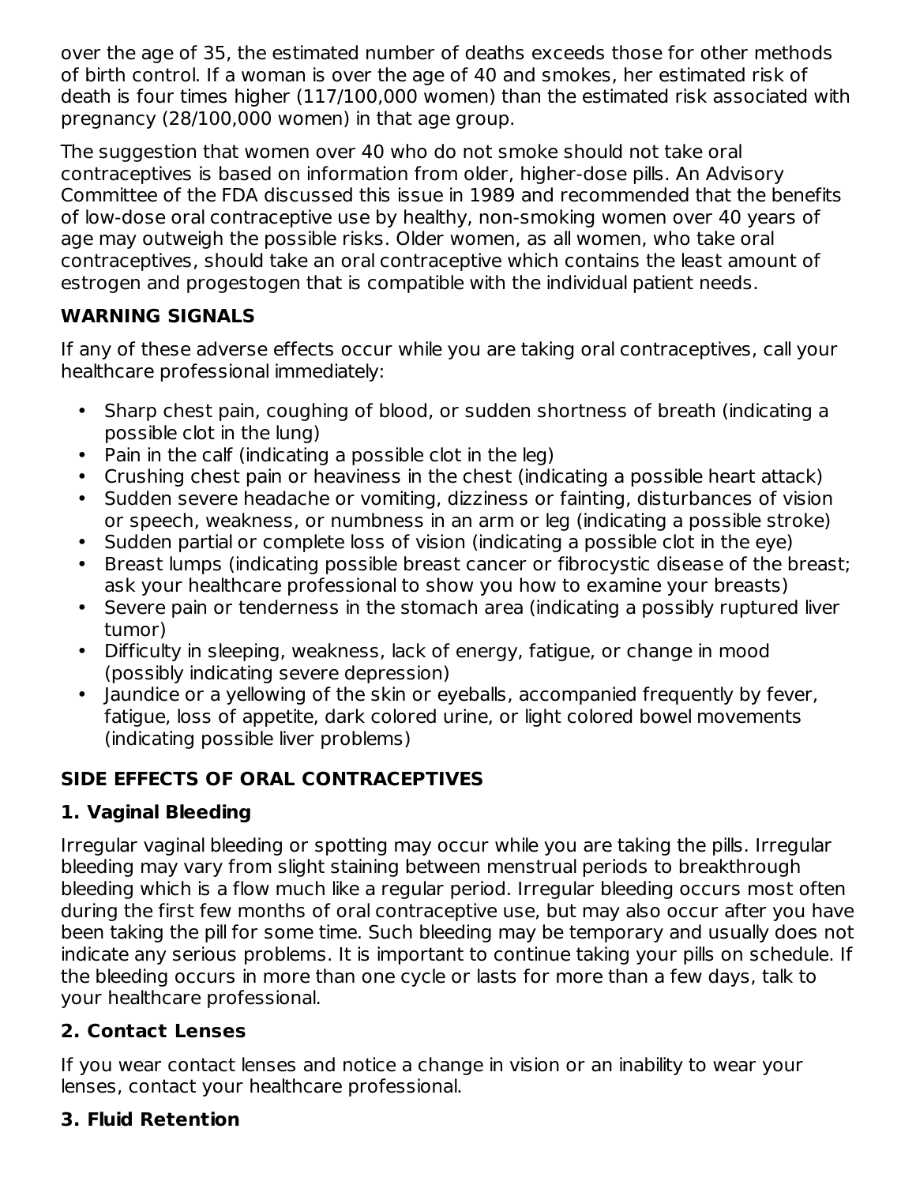over the age of 35, the estimated number of deaths exceeds those for other methods of birth control. If a woman is over the age of 40 and smokes, her estimated risk of death is four times higher (117/100,000 women) than the estimated risk associated with pregnancy (28/100,000 women) in that age group.

The suggestion that women over 40 who do not smoke should not take oral contraceptives is based on information from older, higher-dose pills. An Advisory Committee of the FDA discussed this issue in 1989 and recommended that the benefits of low-dose oral contraceptive use by healthy, non-smoking women over 40 years of age may outweigh the possible risks. Older women, as all women, who take oral contraceptives, should take an oral contraceptive which contains the least amount of estrogen and progestogen that is compatible with the individual patient needs.

## WARNING SIGNALS

If any of these adverse effects occur while you are taking oral contraceptives, call your healthcare professional immediately:

- Sharp chest pain, coughing of blood, or sudden shortness of breath (indicating a possible clot in the lung)
- Pain in the calf (indicating a possible clot in the leg)
- Crushing chest pain or heaviness in the chest (indicating a possible heart attack)
- Sudden severe headache or vomiting, dizziness or fainting, disturbances of vision or speech, weakness, or numbness in an arm or leg (indicating a possible stroke)
- Sudden partial or complete loss of vision (indicating a possible clot in the eye)
- Breast lumps (indicating possible breast cancer or fibrocystic disease of the breast; ask your healthcare professional to show you how to examine your breasts)
- Severe pain or tenderness in the stomach area (indicating a possibly ruptured liver tumor)
- Difficulty in sleeping, weakness, lack of energy, fatigue, or change in mood (possibly indicating severe depression)
- Jaundice or a yellowing of the skin or eyeballs, accompanied frequently by fever, fatigue, loss of appetite, dark colored urine, or light colored bowel movements (indicating possible liver problems)

## SIDE EFFECTS OF ORAL CONTRACEPTIVES

### 1. Vaginal Bleeding

Irregular vaginal bleeding or spotting may occur while you are taking the pills. Irregular bleeding may vary from slight staining between menstrual periods to breakthrough bleeding which is a flow much like a regular period. Irregular bleeding occurs most often during the first few months of oral contraceptive use, but may also occur after you have been taking the pill for some time. Such bleeding may be temporary and usually does not indicate any serious problems. It is important to continue taking your pills on schedule. If the bleeding occurs in more than one cycle or lasts for more than a few days, talk to your healthcare professional.

### 2. Contact Lenses

If you wear contact lenses and notice a change in vision or an inability to wear your lenses, contact your healthcare professional.

### 3. Fluid Retention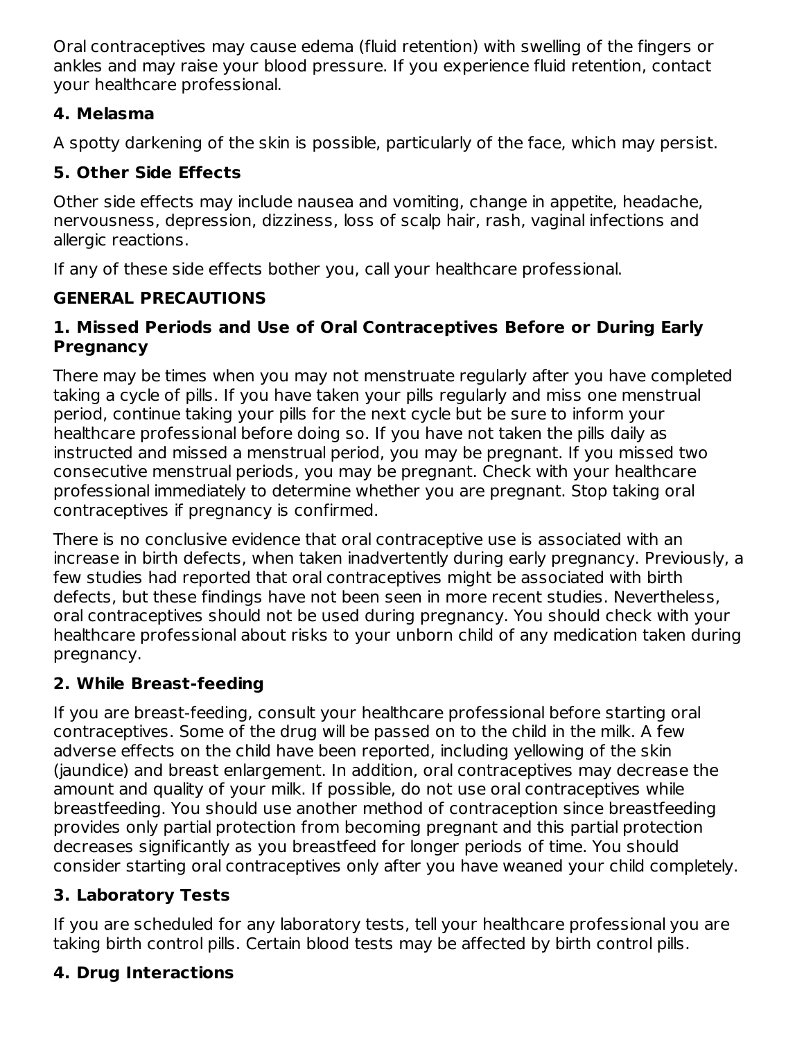Oral contraceptives may cause edema (fluid retention) with swelling of the fingers or ankles and may raise your blood pressure. If you experience fluid retention, contact your healthcare professional.

**4. Melasma**

A spotty darkening of the skin is possible, particularly of the face, which may persist.

**5. Other Side Effects**

Other side effects may include nausea and vomiting, change in appetite, headache, nervousness, depression, dizziness, loss of scalp hair, rash, vaginal infections and allergic reactions.

If any of these side effects bother you, call your healthcare professional.

**GENERAL PRECAUTIONS**

**1. Missed Periods and Use of Oral Contraceptives Before or During Early Pregnancy**

There may be times when you may not menstruate regularly after you have completed taking a cycle of pills. If you have taken your pills regularly and miss one menstrual period, continue taking your pills for the next cycle but be sure to inform your healthcare professional before doing so. If you have not taken the pills daily as instructed and missed a menstrual period, you may be pregnant. If you missed two consecutive menstrual periods, you may be pregnant. Check with your healthcare professional immediately to determine whether you are pregnant. Stop taking oral contraceptives if pregnancy is confirmed.

There is no conclusive evidence that oral contraceptive use is associated with an increase in birth defects, when taken inadvertently during early pregnancy. Previously, a few studies had reported that oral contraceptives might be associated with birth defects, but these findings have not been seen in more recent studies. Nevertheless, oral contraceptives should not be used during pregnancy. You should check with your healthcare professional about risks to your unborn child of any medication taken during pregnancy.

**2. While Breast-feeding**

If you are breast-feeding, consult your healthcare professional before starting oral contraceptives. Some of the drug will be passed on to the child in the milk. A few adverse effects on the child have been reported, including yellowing of the skin (jaundice) and breast enlargement. In addition, oral contraceptives may decrease the amount and quality of your milk. If possible, do not use oral contraceptives while breastfeeding. You should use another method of contraception since breastfeeding provides only partial protection from becoming pregnant and this partial protection decreases significantly as you breastfeed for longer periods of time. You should consider starting oral contraceptives only after you have weaned your child completely.

**3. Laboratory Tests**

If you are scheduled for any laboratory tests, tell your healthcare professional you are taking birth control pills. Certain blood tests may be affected by birth control pills.

**4. Drug Interactions**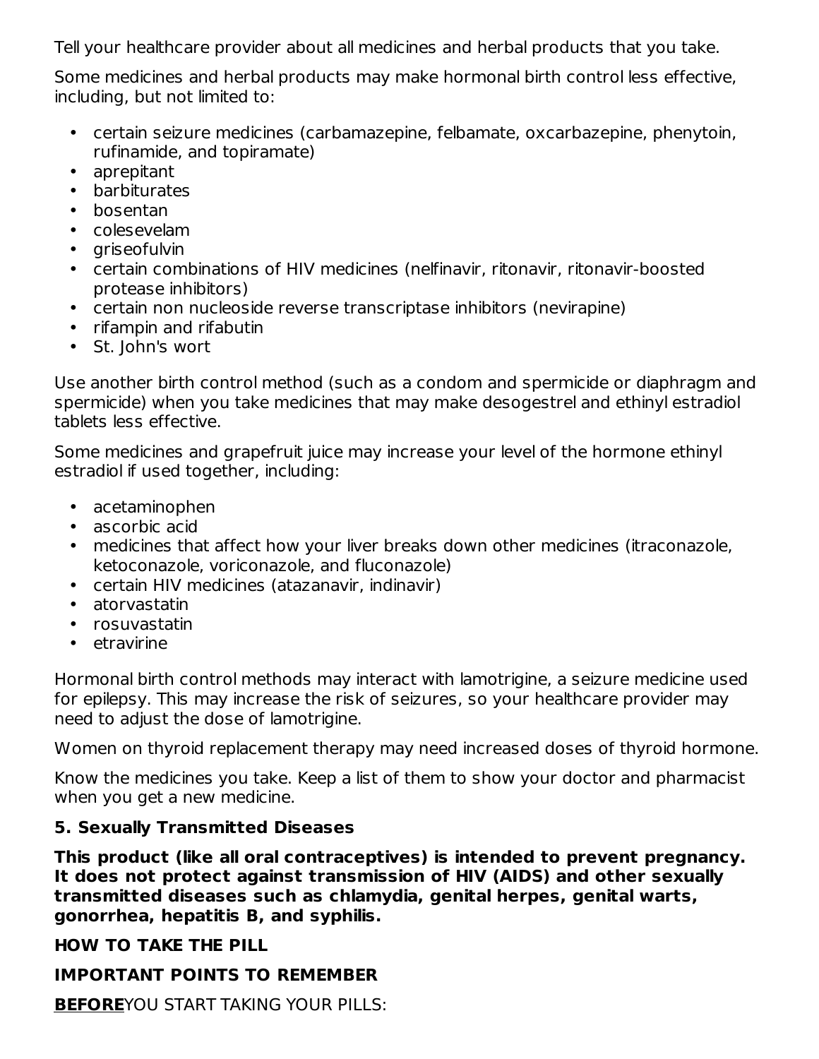Tell your healthcare provider about all medicines and herbal products that you take.

Some medicines and herbal products may make hormonal birth control less effective, including, but not limited to:

- certain seizure medicines (carbamazepine, felbamate, oxcarbazepine, phenytoin, rufinamide, and topiramate)
- aprepitant
- barbiturates
- bosentan
- colesevelam
- griseofulvin
- certain combinations of HIV medicines (nelfinavir, ritonavir, ritonavir-boosted protease inhibitors)
- certain non nucleoside reverse transcriptase inhibitors (nevirapine)
- rifampin and rifabutin
- St. John's wort

Use another birth control method (such as a condom and spermicide or diaphragm and spermicide) when you take medicines that may make desogestrel and ethinyl estradiol tablets less effective.

Some medicines and grapefruit juice may increase your level of the hormone ethinyl estradiol if used together, including:

- acetaminophen
- ascorbic acid
- medicines that affect how your liver breaks down other medicines (itraconazole, ketoconazole, voriconazole, and fluconazole)
- certain HIV medicines (atazanavir, indinavir)
- atorvastatin
- rosuvastatin
- etravirine

Hormonal birth control methods may interact with lamotrigine, a seizure medicine used for epilepsy. This may increase the risk of seizures, so your healthcare provider may need to adjust the dose of lamotrigine.

Women on thyroid replacement therapy may need increased doses of thyroid hormone.

Know the medicines you take. Keep a list of them to show your doctor and pharmacist when you get a new medicine.

**5. Sexually Transmitted Diseases**

**This product (like all oral contraceptives) is intended to prevent pregnancy. It does not protect against transmission of HIV (AIDS) and other sexually transmitted diseases such as chlamydia, genital herpes, genital warts, gonorrhea, hepatitis B, and syphilis.**

**HOW TO TAKE THE PILL**

**IMPORTANT POINTS TO REMEMBER**

**BEFORE** YOU START TAKING YOUR PILLS: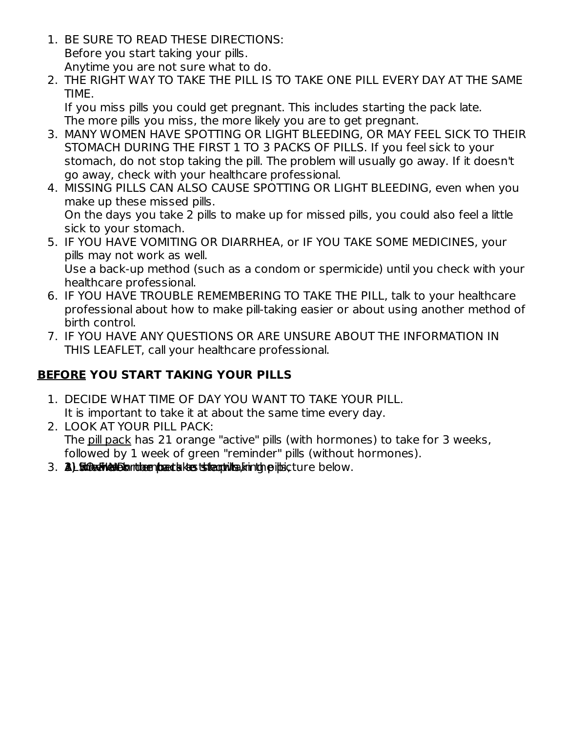1. BE SURE TO READ THESE DIRECTIONS:
   Before you start taking your pills.
   Anytime you are not sure what to do.
2. THE RIGHT WAY TO TAKE THE PILL IS TO TAKE ONE PILL EVERY DAY AT THE SAME TIME.
   If you miss pills you could get pregnant. This includes starting the pack late.
   The more pills you miss, the more likely you are to get pregnant.
3. MANY WOMEN HAVE SPOTTING OR LIGHT BLEEDING, OR MAY FEEL SICK TO THEIR STOMACH DURING THE FIRST 1 TO 3 PACKS OF PILLS. If you feel sick to your stomach, do not stop taking the pill. The problem will usually go away. If it doesn't go away, check with your healthcare professional.
4. MISSING PILLS CAN ALSO CAUSE SPOTTING OR LIGHT BLEEDING, even when you make up these missed pills.
   On the days you take 2 pills to make up for missed pills, you could also feel a little sick to your stomach.
5. IF YOU HAVE VOMITING OR DIARRHEA, or IF YOU TAKE SOME MEDICINES, your pills may not work as well.
   Use a back-up method (such as a condom or spermicide) until you check with your healthcare professional.
6. IF YOU HAVE TROUBLE REMEMBERING TO TAKE THE PILL, talk to your healthcare professional about how to make pill-taking easier or about using another method of birth control.
7. IF YOU HAVE ANY QUESTIONS OR ARE UNSURE ABOUT THE INFORMATION IN THIS LEAFLET, call your healthcare professional.

**<u>BEFORE</u> YOU START TAKING YOUR PILLS**

1. DECIDE WHAT TIME OF DAY YOU WANT TO TAKE YOUR PILL.
   It is important to take it at about the same time every day.
2. LOOK AT YOUR PILL PACK:
   The pill pack has 21 orange "active" pills (with hormones) to take for 3 weeks, followed by 1 week of green "reminder" pills (without hormones).
3. ALSO FIND: 1) where on the pack to start taking pills, 2) in what order to take the pills, 3) the week numbers as shown in the picture below.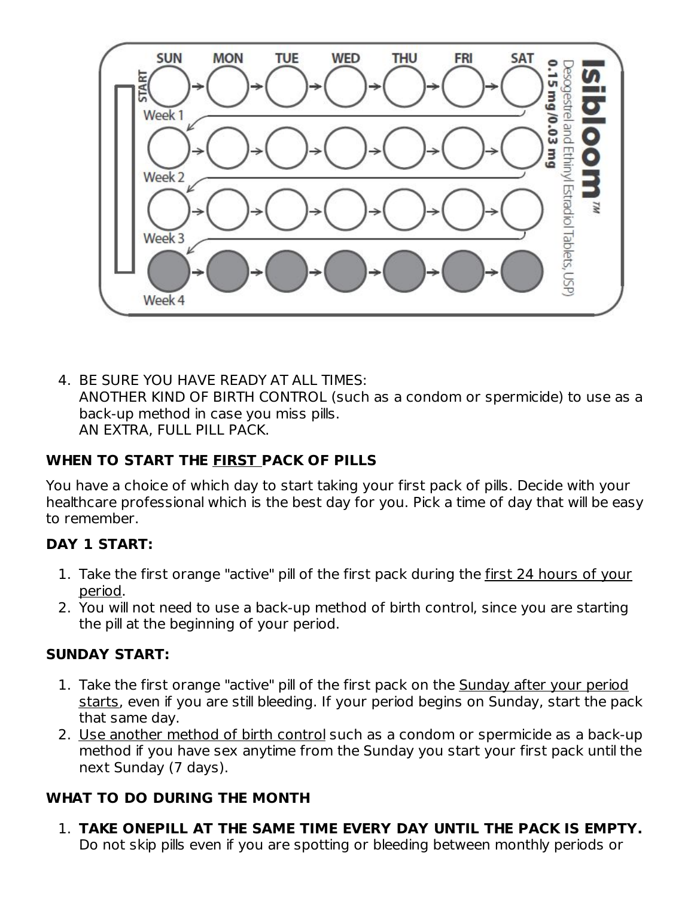4. BE SURE YOU HAVE READY AT ALL TIMES:
   ANOTHER KIND OF BIRTH CONTROL (such as a condom or spermicide) to use as a back-up method in case you miss pills.
   AN EXTRA, FULL PILL PACK.

**WHEN TO START THE FIRST PACK OF PILLS**

You have a choice of which day to start taking your first pack of pills. Decide with your healthcare professional which is the best day for you. Pick a time of day that will be easy to remember.

**DAY 1 START:**

1. Take the first orange "active" pill of the first pack during the first 24 hours of your period.
2. You will not need to use a back-up method of birth control, since you are starting the pill at the beginning of your period.

**SUNDAY START:**

1. Take the first orange "active" pill of the first pack on the Sunday after your period starts, even if you are still bleeding. If your period begins on Sunday, start the pack that same day.
2. Use another method of birth control such as a condom or spermicide as a back-up method if you have sex anytime from the Sunday you start your first pack until the next Sunday (7 days).

**WHAT TO DO DURING THE MONTH**

1. **TAKE ONEPILL AT THE SAME TIME EVERY DAY UNTIL THE PACK IS EMPTY.** Do not skip pills even if you are spotting or bleeding between monthly periods or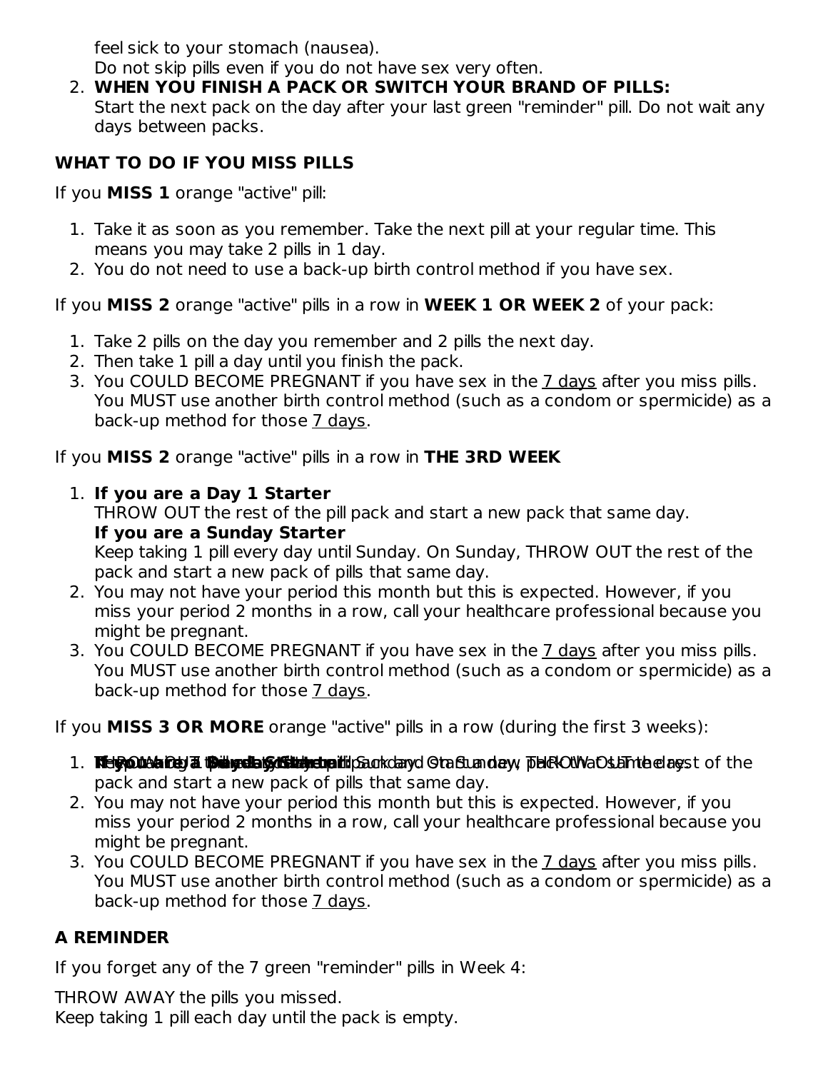feel sick to your stomach (nausea).
Do not skip pills even if you do not have sex very often.

2. **WHEN YOU FINISH A PACK OR SWITCH YOUR BRAND OF PILLS:**
   Start the next pack on the day after your last green "reminder" pill. Do not wait any days between packs.

**WHAT TO DO IF YOU MISS PILLS**

If you **MISS 1** orange "active" pill:

1. Take it as soon as you remember. Take the next pill at your regular time. This means you may take 2 pills in 1 day.
2. You do not need to use a back-up birth control method if you have sex.

If you **MISS 2** orange "active" pills in a row in **WEEK 1 OR WEEK 2** of your pack:

1. Take 2 pills on the day you remember and 2 pills the next day.
2. Then take 1 pill a day until you finish the pack.
3. You COULD BECOME PREGNANT if you have sex in the 7 days after you miss pills. You MUST use another birth control method (such as a condom or spermicide) as a back-up method for those 7 days.

If you **MISS 2** orange "active" pills in a row in **THE 3RD WEEK**

1. **If you are a Day 1 Starter**
   THROW OUT the rest of the pill pack and start a new pack that same day.
   **If you are a Sunday Starter**
   Keep taking 1 pill every day until Sunday. On Sunday, THROW OUT the rest of the pack and start a new pack of pills that same day.
2. You may not have your period this month but this is expected. However, if you miss your period 2 months in a row, call your healthcare professional because you might be pregnant.
3. You COULD BECOME PREGNANT if you have sex in the 7 days after you miss pills. You MUST use another birth control method (such as a condom or spermicide) as a back-up method for those 7 days.

If you **MISS 3 OR MORE** orange "active" pills in a row (during the first 3 weeks):

1. **If you are a Day 1 Starter**
   THROW OUT the rest of the pill pack and start a new pack that same day.
   **If you are a Sunday Starter**
   Keep taking 1 pill every day until Sunday. On Sunday, THROW OUT the rest of the pack and start a new pack of pills that same day.
2. You may not have your period this month but this is expected. However, if you miss your period 2 months in a row, call your healthcare professional because you might be pregnant.
3. You COULD BECOME PREGNANT if you have sex in the 7 days after you miss pills. You MUST use another birth control method (such as a condom or spermicide) as a back-up method for those 7 days.

**A REMINDER**

If you forget any of the 7 green "reminder" pills in Week 4:

THROW AWAY the pills you missed.
Keep taking 1 pill each day until the pack is empty.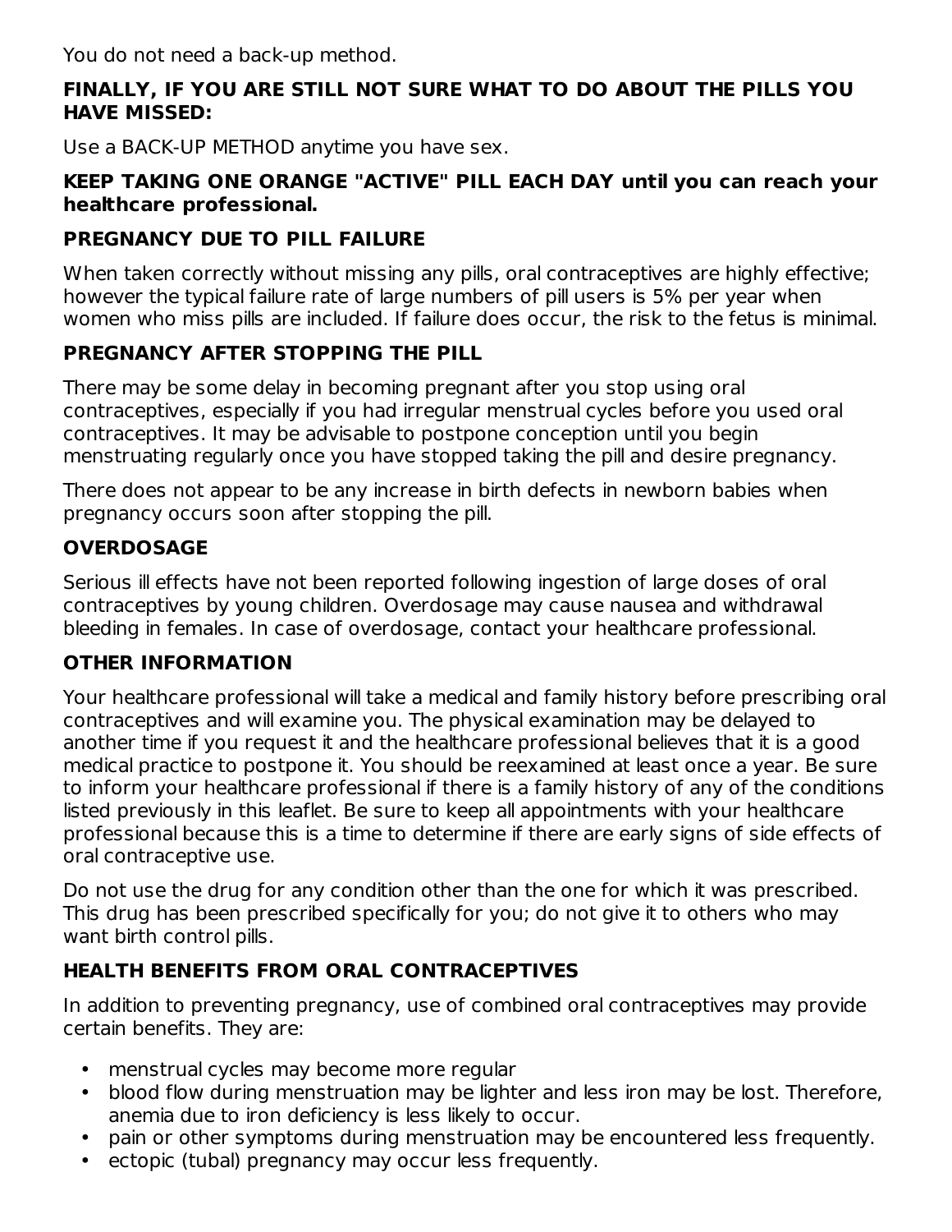You do not need a back-up method.

**FINALLY, IF YOU ARE STILL NOT SURE WHAT TO DO ABOUT THE PILLS YOU HAVE MISSED:**

Use a BACK-UP METHOD anytime you have sex.

**KEEP TAKING ONE ORANGE "ACTIVE" PILL EACH DAY until you can reach your healthcare professional.**

**PREGNANCY DUE TO PILL FAILURE**

When taken correctly without missing any pills, oral contraceptives are highly effective; however the typical failure rate of large numbers of pill users is 5% per year when women who miss pills are included. If failure does occur, the risk to the fetus is minimal.

**PREGNANCY AFTER STOPPING THE PILL**

There may be some delay in becoming pregnant after you stop using oral contraceptives, especially if you had irregular menstrual cycles before you used oral contraceptives. It may be advisable to postpone conception until you begin menstruating regularly once you have stopped taking the pill and desire pregnancy.

There does not appear to be any increase in birth defects in newborn babies when pregnancy occurs soon after stopping the pill.

**OVERDOSAGE**

Serious ill effects have not been reported following ingestion of large doses of oral contraceptives by young children. Overdosage may cause nausea and withdrawal bleeding in females. In case of overdosage, contact your healthcare professional.

**OTHER INFORMATION**

Your healthcare professional will take a medical and family history before prescribing oral contraceptives and will examine you. The physical examination may be delayed to another time if you request it and the healthcare professional believes that it is a good medical practice to postpone it. You should be reexamined at least once a year. Be sure to inform your healthcare professional if there is a family history of any of the conditions listed previously in this leaflet. Be sure to keep all appointments with your healthcare professional because this is a time to determine if there are early signs of side effects of oral contraceptive use.

Do not use the drug for any condition other than the one for which it was prescribed. This drug has been prescribed specifically for you; do not give it to others who may want birth control pills.

**HEALTH BENEFITS FROM ORAL CONTRACEPTIVES**

In addition to preventing pregnancy, use of combined oral contraceptives may provide certain benefits. They are:

- menstrual cycles may become more regular
- blood flow during menstruation may be lighter and less iron may be lost. Therefore, anemia due to iron deficiency is less likely to occur.
- pain or other symptoms during menstruation may be encountered less frequently.
- ectopic (tubal) pregnancy may occur less frequently.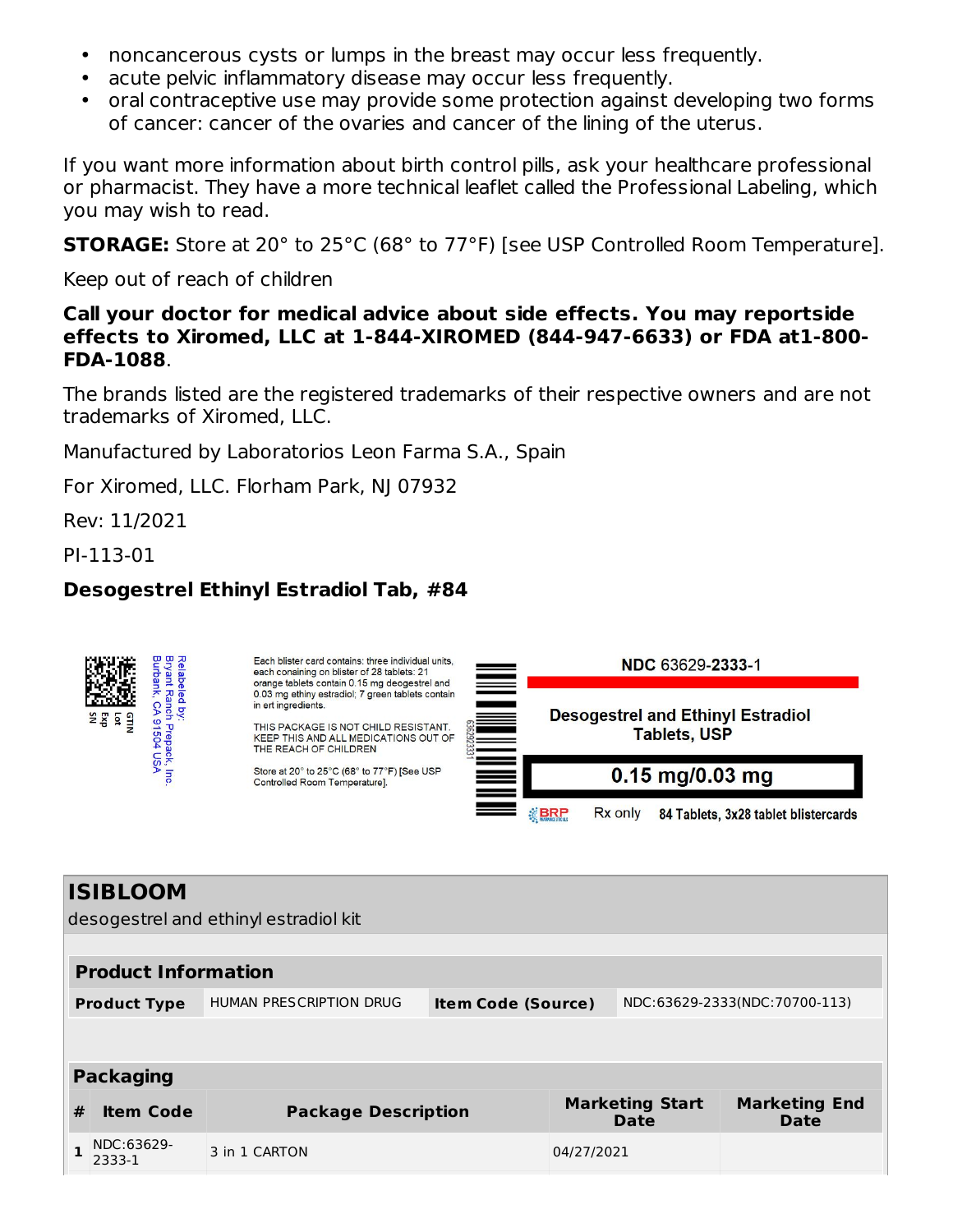- noncancerous cysts or lumps in the breast may occur less frequently.
- acute pelvic inflammatory disease may occur less frequently.
- oral contraceptive use may provide some protection against developing two forms of cancer: cancer of the ovaries and cancer of the lining of the uterus.

If you want more information about birth control pills, ask your healthcare professional or pharmacist. They have a more technical leaflet called the Professional Labeling, which you may wish to read.

**STORAGE:** Store at 20° to 25°C (68° to 77°F) [see USP Controlled Room Temperature].

Keep out of reach of children

**Call your doctor for medical advice about side effects. You may reportside effects to Xiromed, LLC at 1-844-XIROMED (844-947-6633) or FDA at1-800-FDA-1088**.

The brands listed are the registered trademarks of their respective owners and are not trademarks of Xiromed, LLC.

Manufactured by Laboratorios Leon Farma S.A., Spain

For Xiromed, LLC. Florham Park, NJ 07932

Rev: 11/2021

PI-113-01

**Desogestrel Ethinyl Estradiol Tab, #84**

GTIN
Lot
Exp
SN

Relabeled by:
Bryant Ranch Prepack, Inc.
Burbank, CA 91504 USA

Each blister card contains: three individual units, each conaining on blister of 28 tablets: 21 orange tablets contain 0.15 mg deogestrel and 0.03 mg ethiny estradiol; 7 green tablets contain in ert ingredients.

THIS PACKAGE IS NOT CHILD RESISTANT. KEEP THIS AND ALL MEDICATIONS OUT OF THE REACH OF CHILDREN

Store at 20° to 25°C (68° to 77°F) [See USP Controlled Room Temperature].

636292331

NDC 63629-**2333**-1

**Desogestrel and Ethinyl Estradiol Tablets, USP**

**0.15 mg/0.03 mg**

BRP Rx only **84 Tablets, 3x28 tablet blistercards**

## ISIBLOOM

desogestrel and ethinyl estradiol kit

| **Product Information** | | | |
|---|---|---|---|
| **Product Type** | HUMAN PRESCRIPTION DRUG | **Item Code (Source)** | NDC:63629-2333(NDC:70700-113) |

| **Packaging** | | | | |
|---|---|---|---|---|
| **#** | **Item Code** | **Package Description** | **Marketing Start Date** | **Marketing End Date** |
| 1 | NDC:63629-2333-1 | 3 in 1 CARTON | 04/27/2021 | |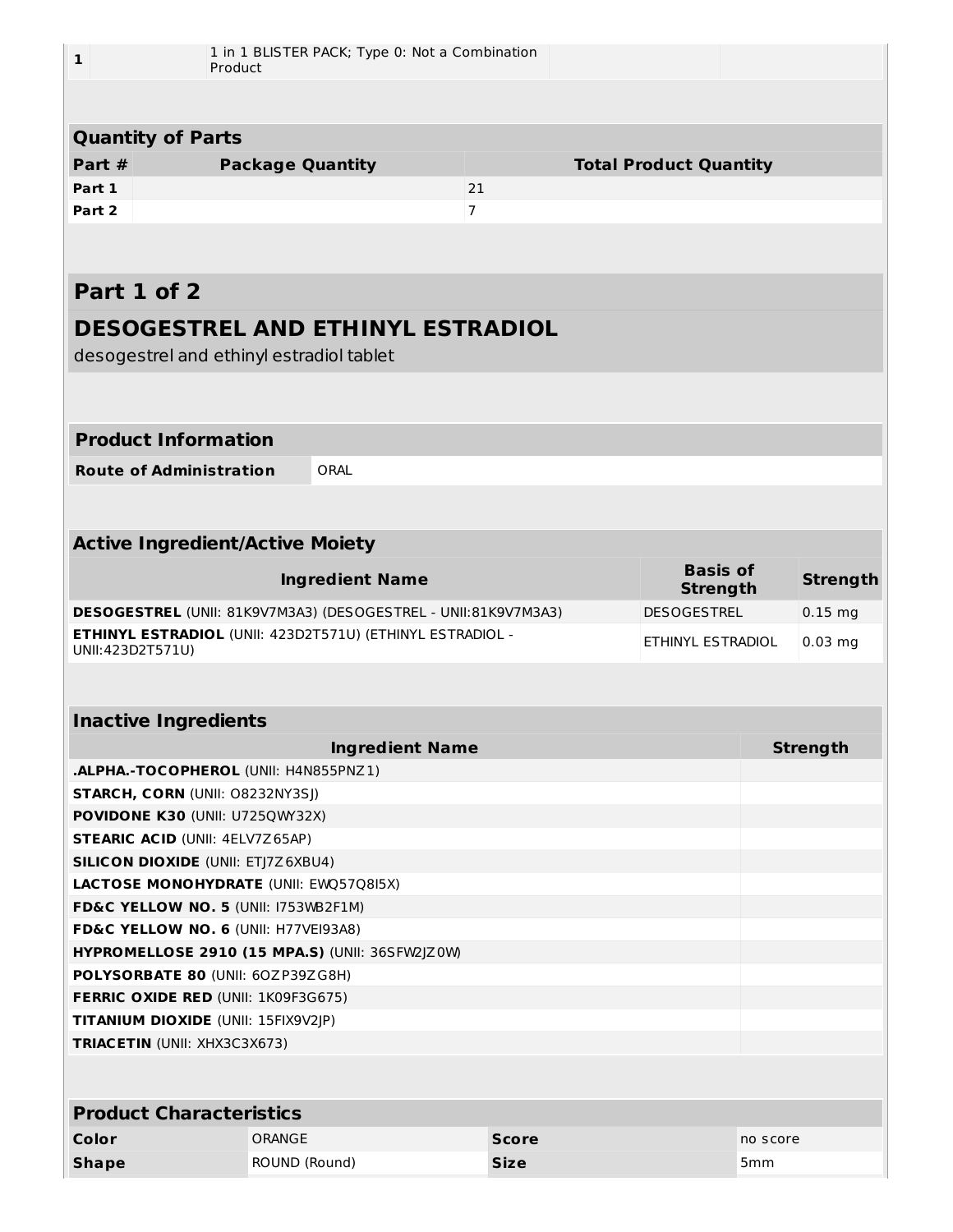| 1 | | 1 in 1 BLISTER PACK; Type 0: Not a Combination Product | | |
|---|---|---|---|---|

| Quantity of Parts | | |
|---|---|---|
| **Part #** | **Package Quantity** | **Total Product Quantity** |
| **Part 1** | | 21 |
| **Part 2** | | 7 |

## Part 1 of 2

## DESOGESTREL AND ETHINYL ESTRADIOL

desogestrel and ethinyl estradiol tablet

| Product Information | |
|---|---|
| **Route of Administration** | ORAL |

| Active Ingredient/Active Moiety | | |
|---|---|---|
| **Ingredient Name** | **Basis of Strength** | **Strength** |
| **DESOGESTREL** (UNII: 81K9V7M3A3) (DESOGESTREL - UNII:81K9V7M3A3) | DESOGESTREL | 0.15 mg |
| **ETHINYL ESTRADIOL** (UNII: 423D2T571U) (ETHINYL ESTRADIOL - UNII:423D2T571U) | ETHINYL ESTRADIOL | 0.03 mg |

| Inactive Ingredients | |
|---|---|
| **Ingredient Name** | **Strength** |
| **.ALPHA.-TOCOPHEROL** (UNII: H4N855PNZ1) | |
| **STARCH, CORN** (UNII: O8232NY3SJ) | |
| **POVIDONE K30** (UNII: U725QWY32X) | |
| **STEARIC ACID** (UNII: 4ELV7Z65AP) | |
| **SILICON DIOXIDE** (UNII: ETJ7Z6XBU4) | |
| **LACTOSE MONOHYDRATE** (UNII: EWQ57Q8I5X) | |
| **FD&C YELLOW NO. 5** (UNII: I753WB2F1M) | |
| **FD&C YELLOW NO. 6** (UNII: H77VEI93A8) | |
| **HYPROMELLOSE 2910 (15 MPA.S)** (UNII: 36SFW2JZ0W) | |
| **POLYSORBATE 80** (UNII: 6OZP39ZG8H) | |
| **FERRIC OXIDE RED** (UNII: 1K09F3G675) | |
| **TITANIUM DIOXIDE** (UNII: 15FIX9V2JP) | |
| **TRIACETIN** (UNII: XHX3C3X673) | |

| Product Characteristics | | | |
|---|---|---|---|
| **Color** | ORANGE | **Score** | no score |
| **Shape** | ROUND (Round) | **Size** | 5mm |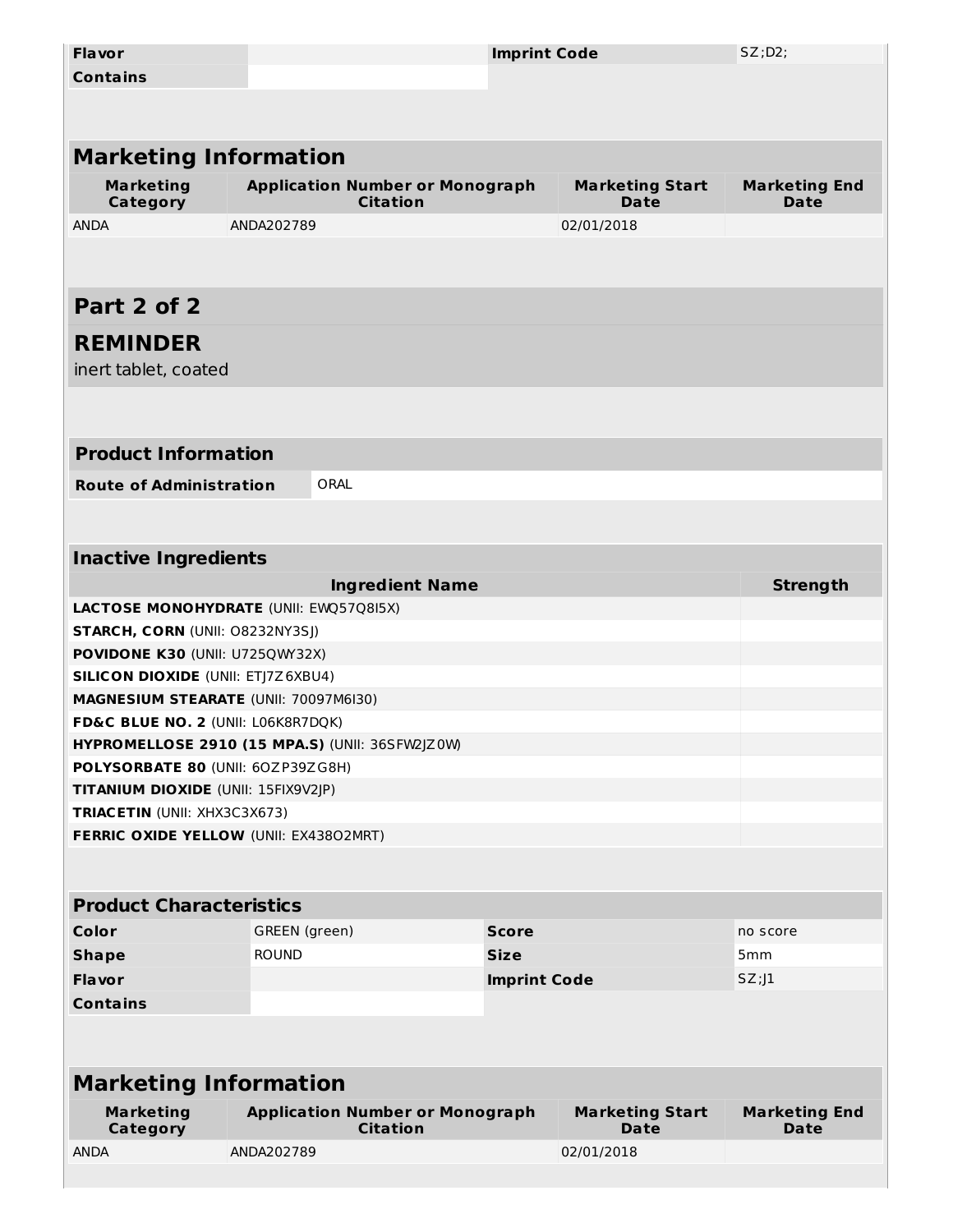| Flavor | | Imprint Code | SZ;D2; |
| --- | --- | --- | --- |
| Contains | | | |

## Marketing Information

| Marketing Category | Application Number or Monograph Citation | Marketing Start Date | Marketing End Date |
| --- | --- | --- | --- |
| ANDA | ANDA202789 | 02/01/2018 | |

## Part 2 of 2

## REMINDER

inert tablet, coated

| Product Information | |
| --- | --- |
| Route of Administration | ORAL |

## Inactive Ingredients

| Ingredient Name | Strength |
| --- | --- |
| **LACTOSE MONOHYDRATE** (UNII: EWQ57Q8I5X) | |
| **STARCH, CORN** (UNII: O8232NY3SJ) | |
| **POVIDONE K30** (UNII: U725QWY32X) | |
| **SILICON DIOXIDE** (UNII: ETJ7Z6XBU4) | |
| **MAGNESIUM STEARATE** (UNII: 70097M6I30) | |
| **FD&C BLUE NO. 2** (UNII: L06K8R7DQK) | |
| **HYPROMELLOSE 2910 (15 MPA.S)** (UNII: 36SFW2JZ0W) | |
| **POLYSORBATE 80** (UNII: 6OZP39ZG8H) | |
| **TITANIUM DIOXIDE** (UNII: 15FIX9V2JP) | |
| **TRIACETIN** (UNII: XHX3C3X673) | |
| **FERRIC OXIDE YELLOW** (UNII: EX438O2MRT) | |

## Product Characteristics

| Color | GREEN (green) | Score | no score |
| --- | --- | --- | --- |
| Shape | ROUND | Size | 5mm |
| Flavor | | Imprint Code | SZ;J1 |
| Contains | | | |

## Marketing Information

| Marketing Category | Application Number or Monograph Citation | Marketing Start Date | Marketing End Date |
| --- | --- | --- | --- |
| ANDA | ANDA202789 | 02/01/2018 | |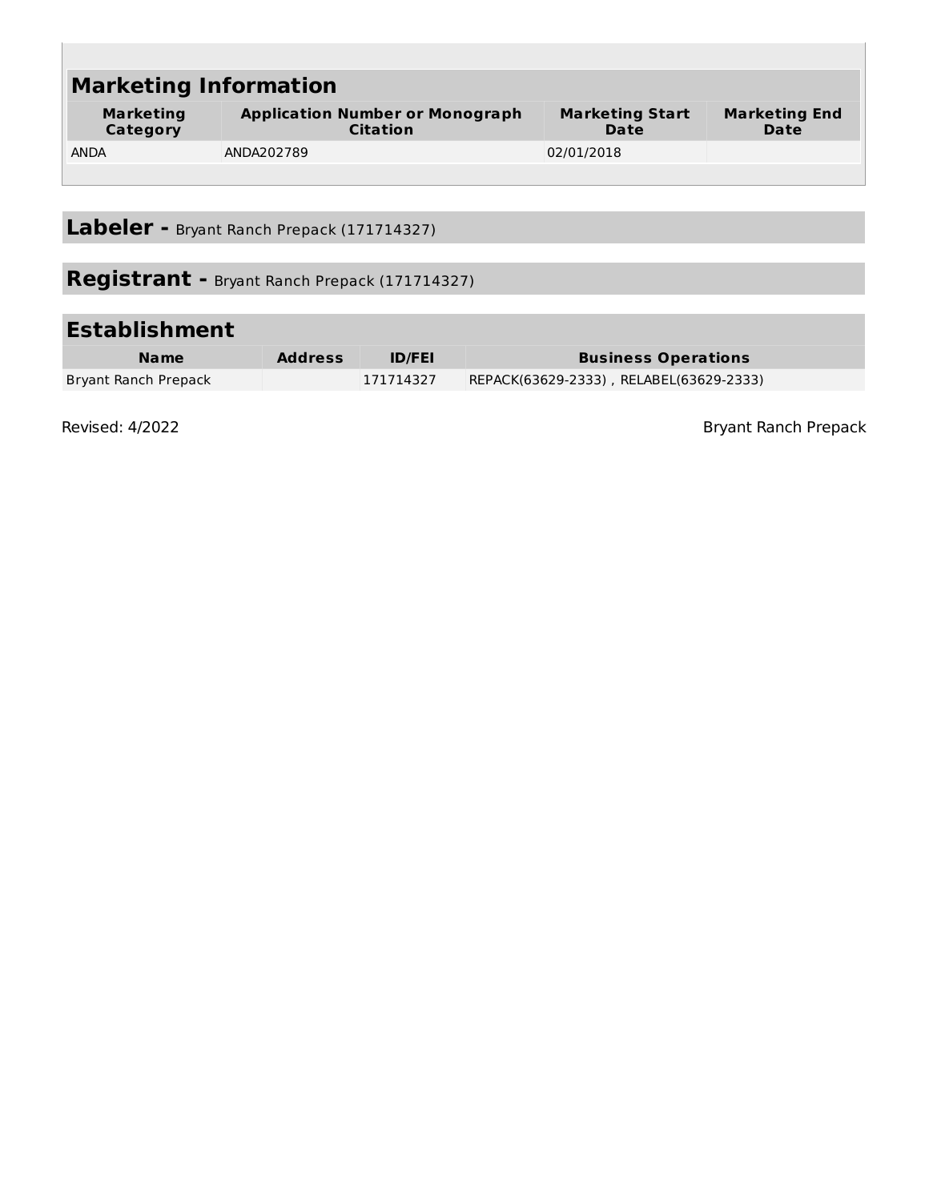## Marketing Information

| Marketing Category | Application Number or Monograph Citation | Marketing Start Date | Marketing End Date |
|---|---|---|---|
| ANDA | ANDA202789 | 02/01/2018 | |

## Labeler - Bryant Ranch Prepack (171714327)

## Registrant - Bryant Ranch Prepack (171714327)

## Establishment

| Name | Address | ID/FEI | Business Operations |
|---|---|---|---|
| Bryant Ranch Prepack | | 171714327 | REPACK(63629-2333) , RELABEL(63629-2333) |

Revised: 4/2022

Bryant Ranch Prepack